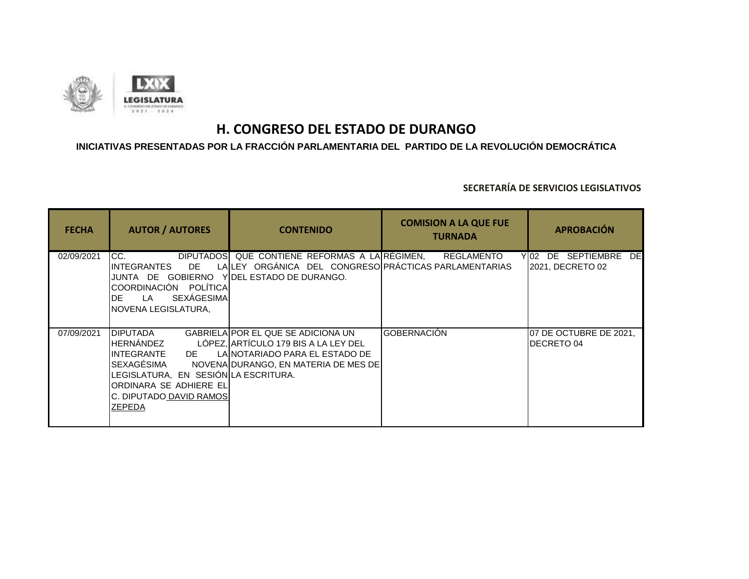# H. CONGRESO DEL ESTADO DE DURANGO

## INICIATIVAS PRESENTADAS POR LA FRACCIÓN PARLAMENTARIA DEL PARTIDO DE LA REVOLUCIÓN DEMOCRÁTICA

**SECRETARÍA DE SERVICIOS LEGISLATIVOS**

| FECHA | AUTOR / AUTORES | CONTENIDO | COMISION A LA QUE FUE TURNADA | APROBACIÓN |
|---|---|---|---|---|
| 02/09/2021 | CC. DIPUTADOS INTEGRANTES DE LA JUNTA DE GOBIERNO Y COORDINACIÓN POLÍTICA DE LA SEXÁGESIMA NOVENA LEGISLATURA, | QUE CONTIENE REFORMAS A LA LEY ORGÁNICA DEL CONGRESO DEL ESTADO DE DURANGO. | RÉGIMEN, REGLAMENTO Y PRÁCTICAS PARLAMENTARIAS | 02 DE SEPTIEMBRE DE 2021, DECRETO 02 |
| 07/09/2021 | DIPUTADA GABRIELA HERNÁNDEZ LÓPEZ, INTEGRANTE DE LA SEXAGÉSIMA NOVENA LEGISLATURA, EN SESIÓN ORDINARA SE ADHIERE EL C. DIPUTADO DAVID RAMOS ZEPEDA | POR EL QUE SE ADICIONA UN ARTÍCULO 179 BIS A LA LEY DEL NOTARIADO PARA EL ESTADO DE DURANGO, EN MATERIA DE MES DE LA ESCRITURA. | GOBERNACIÓN | 07 DE OCTUBRE DE 2021, DECRETO 04 |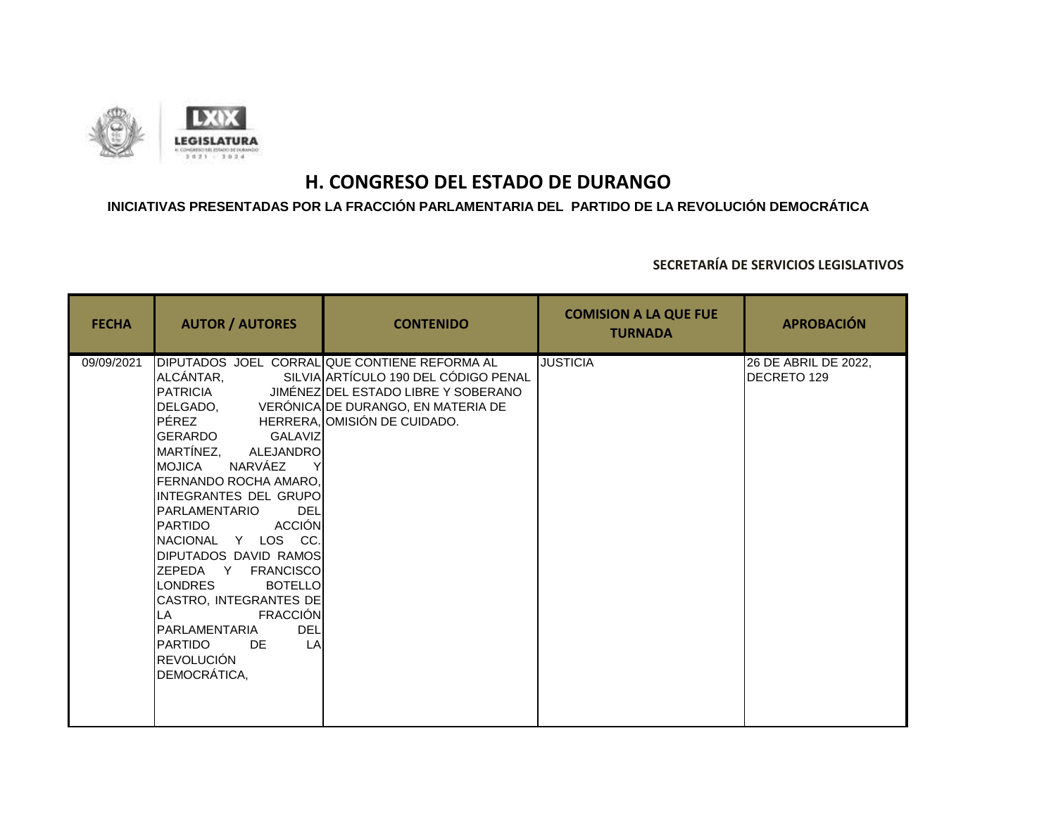# H. CONGRESO DEL ESTADO DE DURANGO

**INICIATIVAS PRESENTADAS POR LA FRACCIÓN PARLAMENTARIA DEL PARTIDO DE LA REVOLUCIÓN DEMOCRÁTICA**

**SECRETARÍA DE SERVICIOS LEGISLATIVOS**

| FECHA | AUTOR / AUTORES | CONTENIDO | COMISION A LA QUE FUE TURNADA | APROBACIÓN |
|---|---|---|---|---|
| 09/09/2021 | DIPUTADOS JOEL CORRAL ALCÁNTAR, SILVIA PATRICIA JIMÉNEZ DELGADO, VERÓNICA PÉREZ HERRERA, GERARDO GALAVIZ MARTÍNEZ, ALEJANDRO MOJICA NARVÁEZ Y FERNANDO ROCHA AMARO, INTEGRANTES DEL GRUPO PARLAMENTARIO DEL PARTIDO ACCIÓN NACIONAL Y LOS CC. DIPUTADOS DAVID RAMOS ZEPEDA Y FRANCISCO LONDRES BOTELLO CASTRO, INTEGRANTES DE LA FRACCIÓN PARLAMENTARIA DEL PARTIDO DE LA REVOLUCIÓN DEMOCRÁTICA, | QUE CONTIENE REFORMA AL ARTÍCULO 190 DEL CÓDIGO PENAL DEL ESTADO LIBRE Y SOBERANO DE DURANGO, EN MATERIA DE OMISIÓN DE CUIDADO. | JUSTICIA | 26 DE ABRIL DE 2022, DECRETO 129 |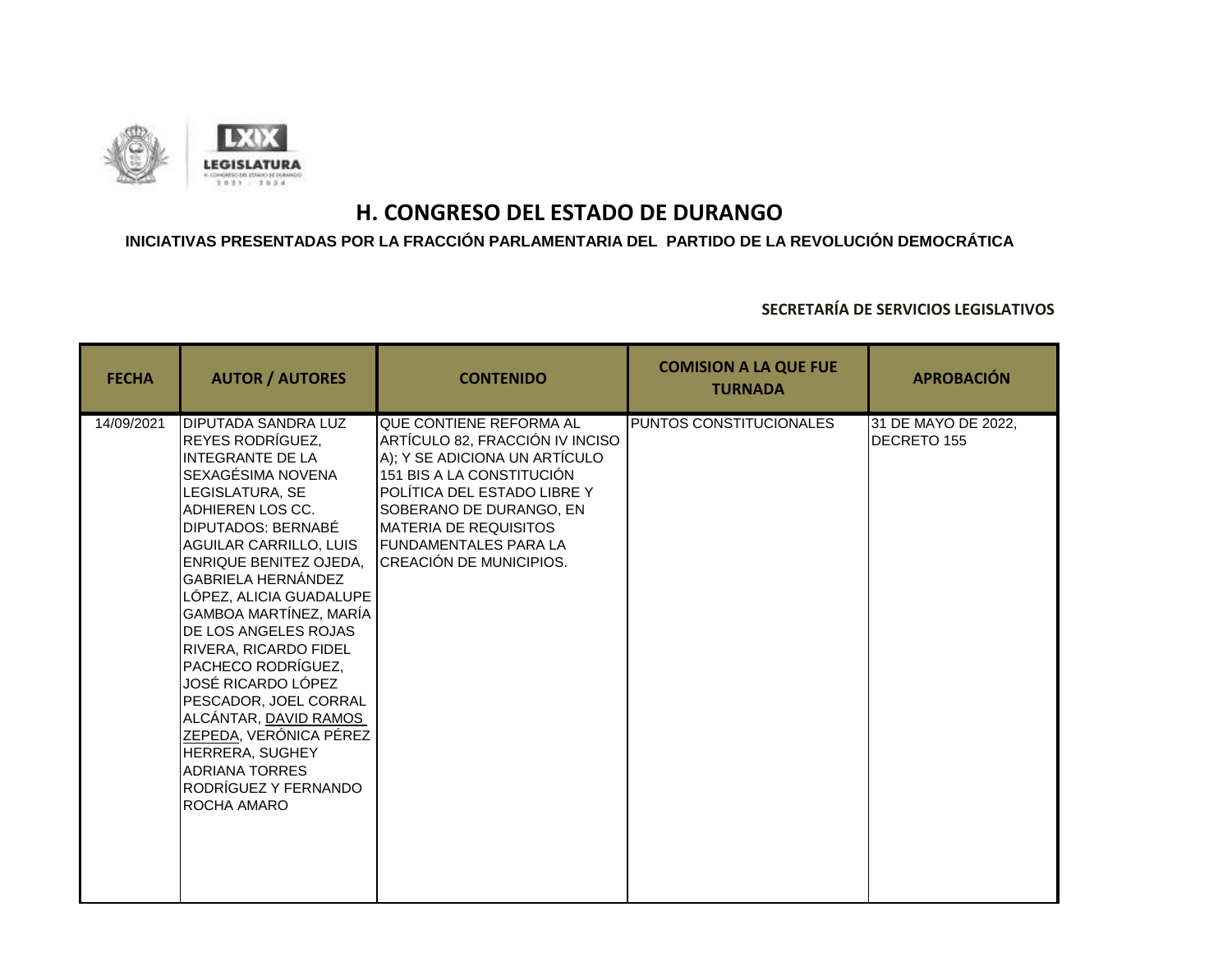# H. CONGRESO DEL ESTADO DE DURANGO

**INICIATIVAS PRESENTADAS POR LA FRACCIÓN PARLAMENTARIA DEL PARTIDO DE LA REVOLUCIÓN DEMOCRÁTICA**

**SECRETARÍA DE SERVICIOS LEGISLATIVOS**

| FECHA | AUTOR / AUTORES | CONTENIDO | COMISION A LA QUE FUE TURNADA | APROBACIÓN |
|---|---|---|---|---|
| 14/09/2021 | DIPUTADA SANDRA LUZ REYES RODRÍGUEZ, INTEGRANTE DE LA SEXAGÉSIMA NOVENA LEGISLATURA, SE ADHIEREN LOS CC. DIPUTADOS: BERNABÉ AGUILAR CARRILLO, LUIS ENRIQUE BENITEZ OJEDA, GABRIELA HERNÁNDEZ LÓPEZ, ALICIA GUADALUPE GAMBOA MARTÍNEZ, MARÍA DE LOS ANGELES ROJAS RIVERA, RICARDO FIDEL PACHECO RODRÍGUEZ, JOSÉ RICARDO LÓPEZ PESCADOR, JOEL CORRAL ALCÁNTAR, DAVID RAMOS ZEPEDA, VERÓNICA PÉREZ HERRERA, SUGHEY ADRIANA TORRES RODRÍGUEZ Y FERNANDO ROCHA AMARO | QUE CONTIENE REFORMA AL ARTÍCULO 82, FRACCIÓN IV INCISO A); Y SE ADICIONA UN ARTÍCULO 151 BIS A LA CONSTITUCIÓN POLÍTICA DEL ESTADO LIBRE Y SOBERANO DE DURANGO, EN MATERIA DE REQUISITOS FUNDAMENTALES PARA LA CREACIÓN DE MUNICIPIOS. | PUNTOS CONSTITUCIONALES | 31 DE MAYO DE 2022, DECRETO 155 |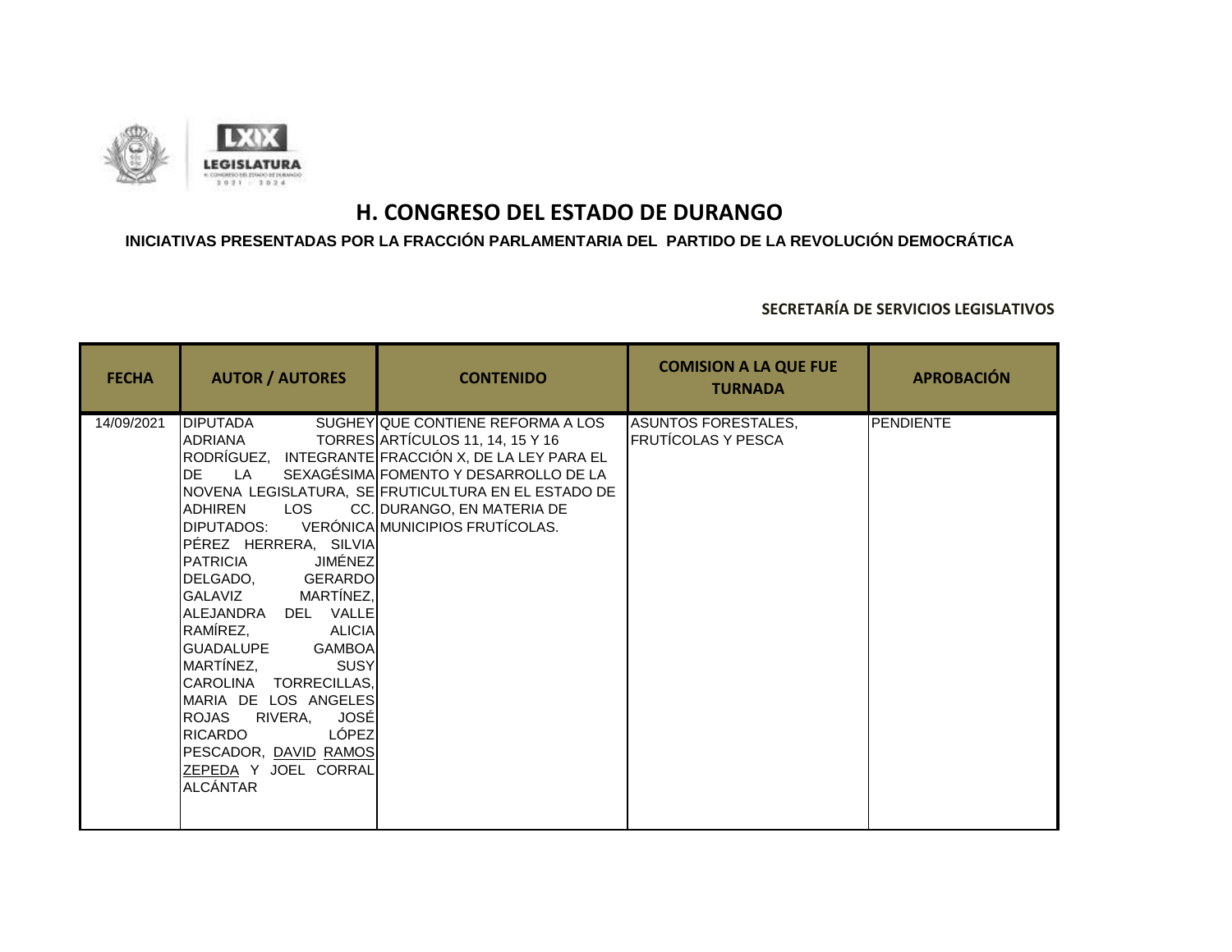# H. CONGRESO DEL ESTADO DE DURANGO

**INICIATIVAS PRESENTADAS POR LA FRACCIÓN PARLAMENTARIA DEL PARTIDO DE LA REVOLUCIÓN DEMOCRÁTICA**

**SECRETARÍA DE SERVICIOS LEGISLATIVOS**

| FECHA | AUTOR / AUTORES | CONTENIDO | COMISION A LA QUE FUE TURNADA | APROBACIÓN |
|---|---|---|---|---|
| 14/09/2021 | DIPUTADA SUGHEY ADRIANA TORRES RODRÍGUEZ, INTEGRANTE DE LA SEXAGÉSIMA NOVENA LEGISLATURA, SE ADHIREN LOS CC. DIPUTADOS: VERÓNICA PÉREZ HERRERA, SILVIA PATRICIA JIMÉNEZ DELGADO, GERARDO GALAVIZ MARTÍNEZ, ALEJANDRA DEL VALLE RAMÍREZ, ALICIA GUADALUPE GAMBOA MARTÍNEZ, SUSY CAROLINA TORRECILLAS, MARIA DE LOS ANGELES ROJAS RIVERA, JOSÉ RICARDO LÓPEZ PESCADOR, DAVID RAMOS ZEPEDA Y JOEL CORRAL ALCÁNTAR | QUE CONTIENE REFORMA A LOS ARTÍCULOS 11, 14, 15 Y 16 FRACCIÓN X, DE LA LEY PARA EL FOMENTO Y DESARROLLO DE LA FRUTICULTURA EN EL ESTADO DE DURANGO, EN MATERIA DE MUNICIPIOS FRUTÍCOLAS. | ASUNTOS FORESTALES, FRUTÍCOLAS Y PESCA | PENDIENTE |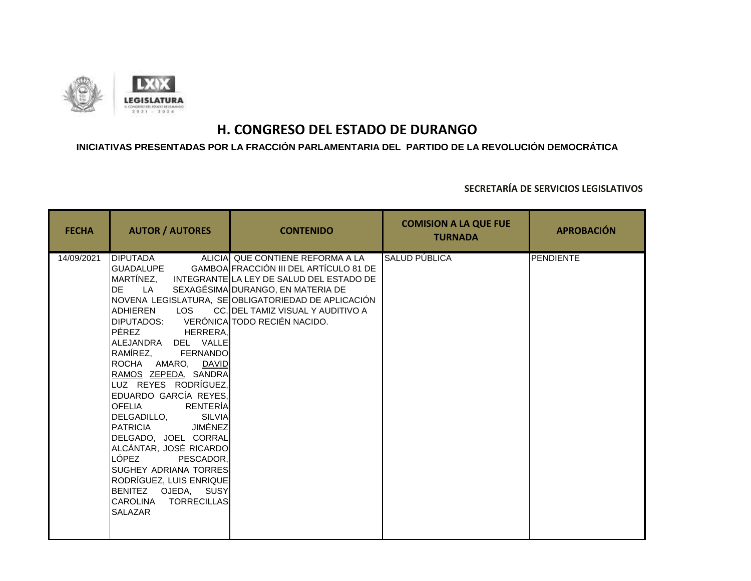# H. CONGRESO DEL ESTADO DE DURANGO

**INICIATIVAS PRESENTADAS POR LA FRACCIÓN PARLAMENTARIA DEL PARTIDO DE LA REVOLUCIÓN DEMOCRÁTICA**

**SECRETARÍA DE SERVICIOS LEGISLATIVOS**

| FECHA | AUTOR / AUTORES | CONTENIDO | COMISION A LA QUE FUE TURNADA | APROBACIÓN |
|---|---|---|---|---|
| 14/09/2021 | DIPUTADA ALICIA GUADALUPE GAMBOA MARTÍNEZ, INTEGRANTE DE LA SEXAGÉSIMA NOVENA LEGISLATURA, SE ADHIEREN LOS CC. DIPUTADOS: VERÓNICA PÉREZ HERRERA, ALEJANDRA DEL VALLE RAMÍREZ, FERNANDO ROCHA AMARO, DAVID RAMOS ZEPEDA, SANDRA LUZ REYES RODRÍGUEZ, EDUARDO GARCÍA REYES, OFELIA RENTERÍA DELGADILLO, SILVIA PATRICIA JIMÉNEZ DELGADO, JOEL CORRAL ALCÁNTAR, JOSÉ RICARDO LÓPEZ PESCADOR, SUGHEY ADRIANA TORRES RODRÍGUEZ, LUIS ENRIQUE BENITEZ OJEDA, SUSY CAROLINA TORRECILLAS SALAZAR | QUE CONTIENE REFORMA A LA FRACCIÓN III DEL ARTÍCULO 81 DE LA LEY DE SALUD DEL ESTADO DE DURANGO, EN MATERIA DE OBLIGATORIEDAD DE APLICACIÓN DEL TAMIZ VISUAL Y AUDITIVO A TODO RECIÉN NACIDO. | SALUD PÚBLICA | PENDIENTE |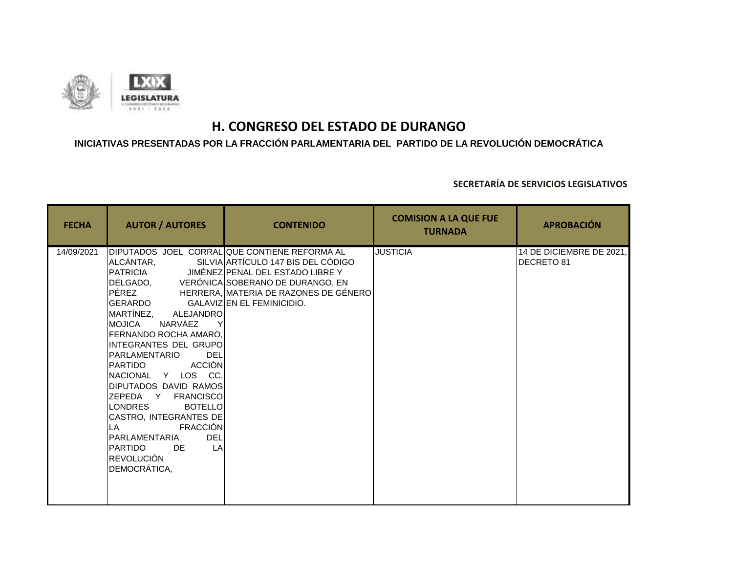# H. CONGRESO DEL ESTADO DE DURANGO

**INICIATIVAS PRESENTADAS POR LA FRACCIÓN PARLAMENTARIA DEL PARTIDO DE LA REVOLUCIÓN DEMOCRÁTICA**

**SECRETARÍA DE SERVICIOS LEGISLATIVOS**

| FECHA | AUTOR / AUTORES | CONTENIDO | COMISION A LA QUE FUE TURNADA | APROBACIÓN |
|---|---|---|---|---|
| 14/09/2021 | DIPUTADOS JOEL CORRAL ALCÁNTAR, SILVIA PATRICIA JIMÉNEZ DELGADO, VERÓNICA PÉREZ HERRERA, GERARDO GALAVIZ MARTÍNEZ, ALEJANDRO MOJICA NARVÁEZ Y FERNANDO ROCHA AMARO, INTEGRANTES DEL GRUPO PARLAMENTARIO DEL PARTIDO ACCIÓN NACIONAL Y LOS CC. DIPUTADOS DAVID RAMOS ZEPEDA Y FRANCISCO LONDRES BOTELLO CASTRO, INTEGRANTES DE LA FRACCIÓN PARLAMENTARIA DEL PARTIDO DE LA REVOLUCIÓN DEMOCRÁTICA, | QUE CONTIENE REFORMA AL ARTÍCULO 147 BIS DEL CÓDIGO PENAL DEL ESTADO LIBRE Y SOBERANO DE DURANGO, EN MATERIA DE RAZONES DE GÉNERO EN EL FEMINICIDIO. | JUSTICIA | 14 DE DICIEMBRE DE 2021, DECRETO 81 |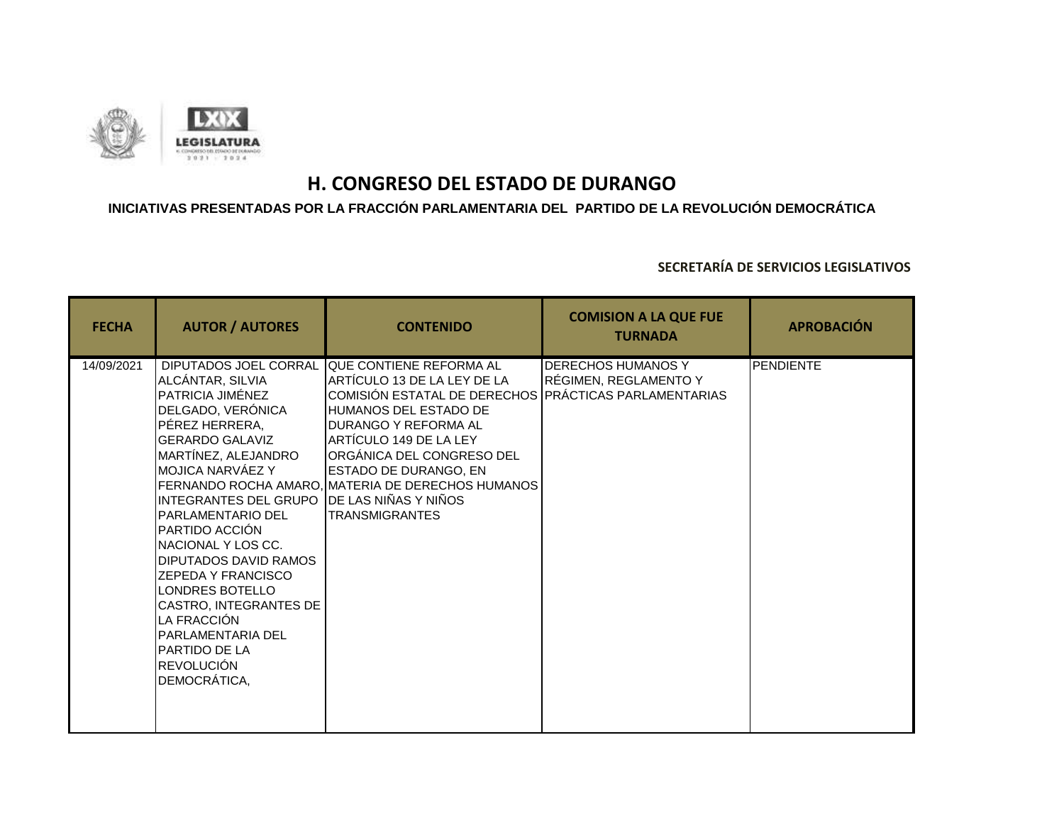# H. CONGRESO DEL ESTADO DE DURANGO

## INICIATIVAS PRESENTADAS POR LA FRACCIÓN PARLAMENTARIA DEL PARTIDO DE LA REVOLUCIÓN DEMOCRÁTICA

**SECRETARÍA DE SERVICIOS LEGISLATIVOS**

| FECHA | AUTOR / AUTORES | CONTENIDO | COMISION A LA QUE FUE TURNADA | APROBACIÓN |
|---|---|---|---|---|
| 14/09/2021 | DIPUTADOS JOEL CORRAL ALCÁNTAR, SILVIA PATRICIA JIMÉNEZ DELGADO, VERÓNICA PÉREZ HERRERA, GERARDO GALAVIZ MARTÍNEZ, ALEJANDRO MOJICA NARVÁEZ Y FERNANDO ROCHA AMARO, INTEGRANTES DEL GRUPO PARLAMENTARIO DEL PARTIDO ACCIÓN NACIONAL Y LOS CC. DIPUTADOS DAVID RAMOS ZEPEDA Y FRANCISCO LONDRES BOTELLO CASTRO, INTEGRANTES DE LA FRACCIÓN PARLAMENTARIA DEL PARTIDO DE LA REVOLUCIÓN DEMOCRÁTICA, | QUE CONTIENE REFORMA AL ARTÍCULO 13 DE LA LEY DE LA COMISIÓN ESTATAL DE DERECHOS HUMANOS DEL ESTADO DE DURANGO Y REFORMA AL ARTÍCULO 149 DE LA LEY ORGÁNICA DEL CONGRESO DEL ESTADO DE DURANGO, EN MATERIA DE DERECHOS HUMANOS DE LAS NIÑAS Y NIÑOS TRANSMIGRANTES | DERECHOS HUMANOS Y RÉGIMEN, REGLAMENTO Y PRÁCTICAS PARLAMENTARIAS | PENDIENTE |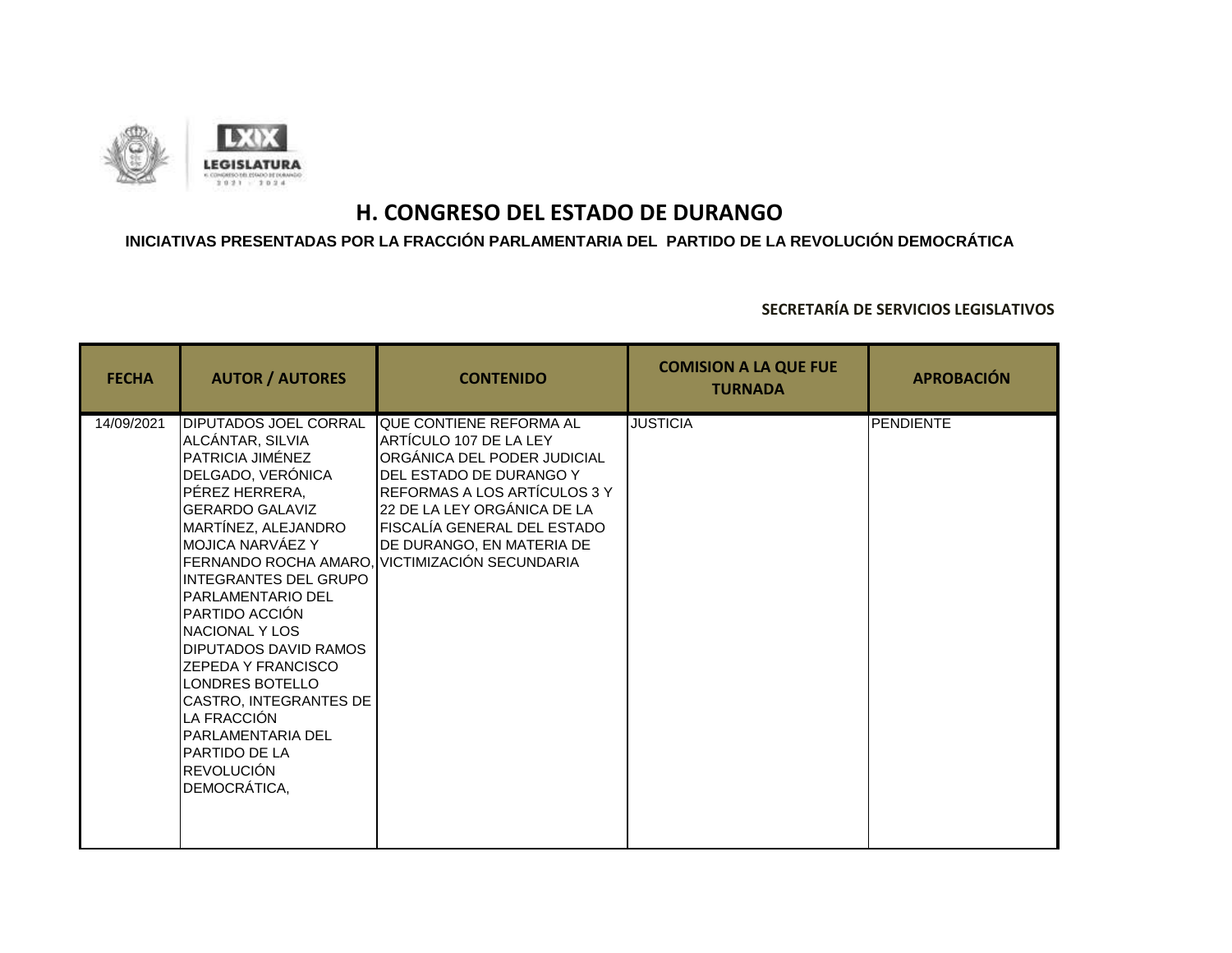# H. CONGRESO DEL ESTADO DE DURANGO

## INICIATIVAS PRESENTADAS POR LA FRACCIÓN PARLAMENTARIA DEL PARTIDO DE LA REVOLUCIÓN DEMOCRÁTICA

**SECRETARÍA DE SERVICIOS LEGISLATIVOS**

| FECHA | AUTOR / AUTORES | CONTENIDO | COMISION A LA QUE FUE TURNADA | APROBACIÓN |
|---|---|---|---|---|
| 14/09/2021 | DIPUTADOS JOEL CORRAL ALCÁNTAR, SILVIA PATRICIA JIMÉNEZ DELGADO, VERÓNICA PÉREZ HERRERA, GERARDO GALAVIZ MARTÍNEZ, ALEJANDRO MOJICA NARVÁEZ Y FERNANDO ROCHA AMARO, INTEGRANTES DEL GRUPO PARLAMENTARIO DEL PARTIDO ACCIÓN NACIONAL Y LOS DIPUTADOS DAVID RAMOS ZEPEDA Y FRANCISCO LONDRES BOTELLO CASTRO, INTEGRANTES DE LA FRACCIÓN PARLAMENTARIA DEL PARTIDO DE LA REVOLUCIÓN DEMOCRÁTICA, | QUE CONTIENE REFORMA AL ARTÍCULO 107 DE LA LEY ORGÁNICA DEL PODER JUDICIAL DEL ESTADO DE DURANGO Y REFORMAS A LOS ARTÍCULOS 3 Y 22 DE LA LEY ORGÁNICA DE LA FISCALÍA GENERAL DEL ESTADO DE DURANGO, EN MATERIA DE VICTIMIZACIÓN SECUNDARIA | JUSTICIA | PENDIENTE |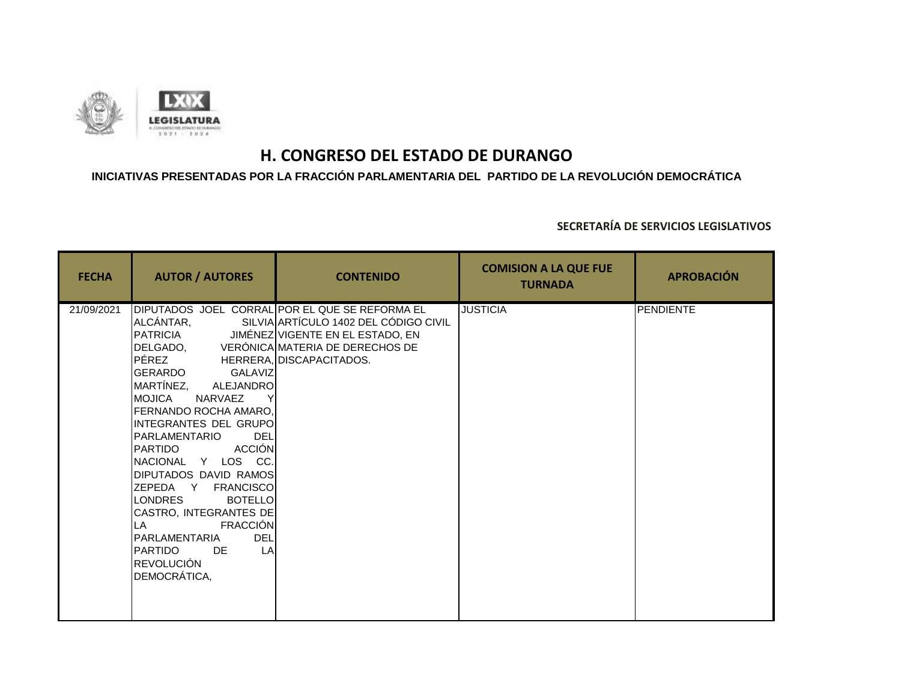# H. CONGRESO DEL ESTADO DE DURANGO

**INICIATIVAS PRESENTADAS POR LA FRACCIÓN PARLAMENTARIA DEL PARTIDO DE LA REVOLUCIÓN DEMOCRÁTICA**

**SECRETARÍA DE SERVICIOS LEGISLATIVOS**

| FECHA | AUTOR / AUTORES | CONTENIDO | COMISION A LA QUE FUE TURNADA | APROBACIÓN |
|---|---|---|---|---|
| 21/09/2021 | DIPUTADOS JOEL CORRAL ALCÁNTAR, SILVIA PATRICIA JIMÉNEZ DELGADO, VERÓNICA PÉREZ HERRERA, GERARDO GALAVIZ MARTÍNEZ, ALEJANDRO MOJICA NARVAEZ Y FERNANDO ROCHA AMARO, INTEGRANTES DEL GRUPO PARLAMENTARIO DEL PARTIDO ACCIÓN NACIONAL Y LOS CC. DIPUTADOS DAVID RAMOS ZEPEDA Y FRANCISCO LONDRES BOTELLO CASTRO, INTEGRANTES DE LA FRACCIÓN PARLAMENTARIA DEL PARTIDO DE LA REVOLUCIÓN DEMOCRÁTICA, | POR EL QUE SE REFORMA EL ARTÍCULO 1402 DEL CÓDIGO CIVIL VIGENTE EN EL ESTADO, EN MATERIA DE DERECHOS DE DISCAPACITADOS. | JUSTICIA | PENDIENTE |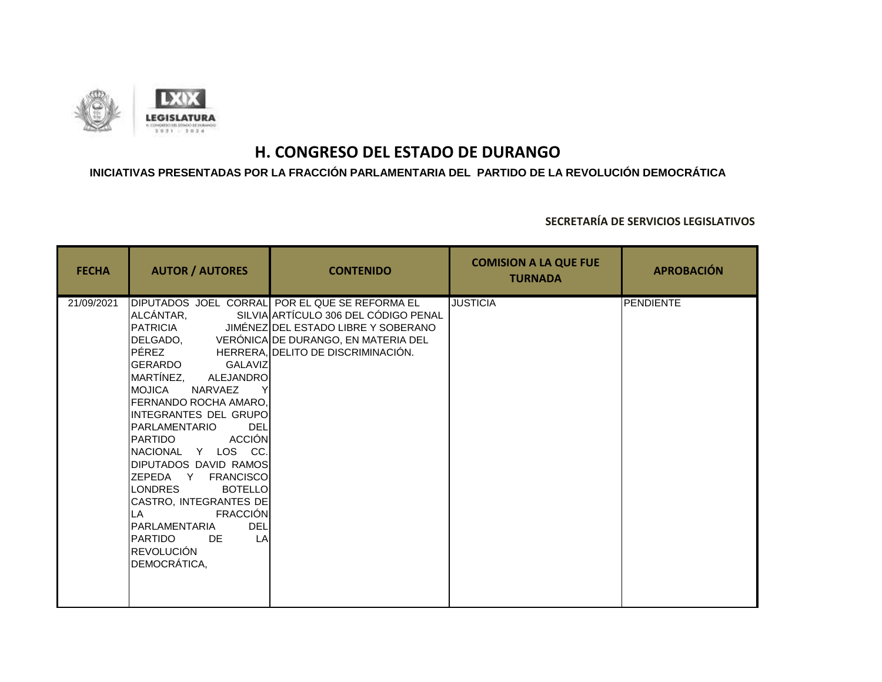# H. CONGRESO DEL ESTADO DE DURANGO

**INICIATIVAS PRESENTADAS POR LA FRACCIÓN PARLAMENTARIA DEL PARTIDO DE LA REVOLUCIÓN DEMOCRÁTICA**

**SECRETARÍA DE SERVICIOS LEGISLATIVOS**

| FECHA | AUTOR / AUTORES | CONTENIDO | COMISION A LA QUE FUE TURNADA | APROBACIÓN |
|---|---|---|---|---|
| 21/09/2021 | DIPUTADOS JOEL CORRAL ALCÁNTAR, SILVIA PATRICIA JIMÉNEZ DELGADO, VERÓNICA PÉREZ HERRERA, GERARDO GALAVIZ MARTÍNEZ, ALEJANDRO MOJICA NARVAEZ Y FERNANDO ROCHA AMARO, INTEGRANTES DEL GRUPO PARLAMENTARIO DEL PARTIDO ACCIÓN NACIONAL Y LOS CC. DIPUTADOS DAVID RAMOS ZEPEDA Y FRANCISCO LONDRES BOTELLO CASTRO, INTEGRANTES DE LA FRACCIÓN PARLAMENTARIA DEL PARTIDO DE LA REVOLUCIÓN DEMOCRÁTICA, | POR EL QUE SE REFORMA EL ARTÍCULO 306 DEL CÓDIGO PENAL DEL ESTADO LIBRE Y SOBERANO DE DURANGO, EN MATERIA DEL DELITO DE DISCRIMINACIÓN. | JUSTICIA | PENDIENTE |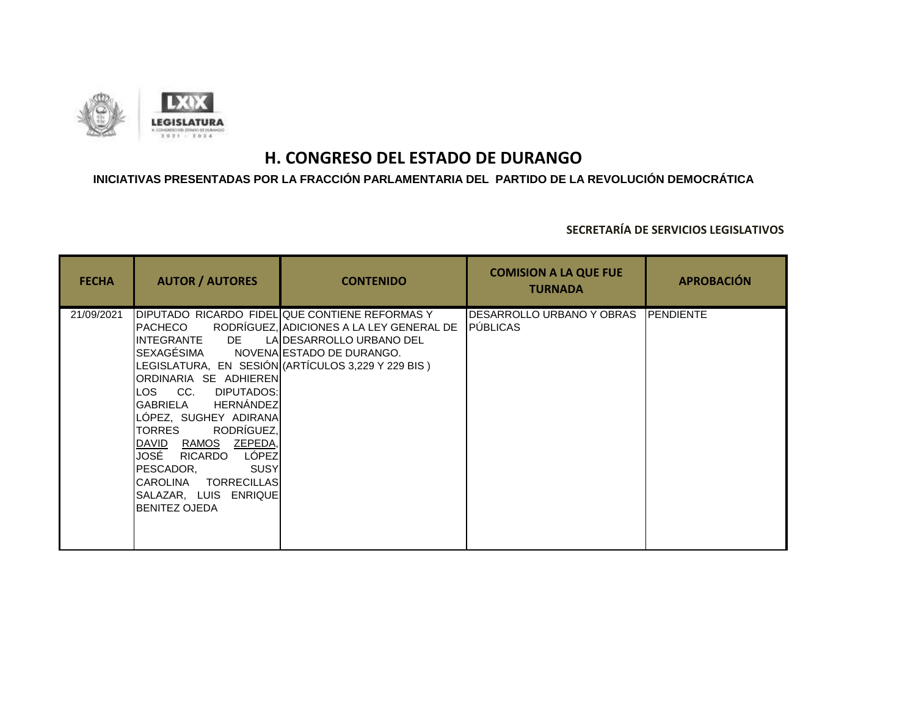# H. CONGRESO DEL ESTADO DE DURANGO

**INICIATIVAS PRESENTADAS POR LA FRACCIÓN PARLAMENTARIA DEL PARTIDO DE LA REVOLUCIÓN DEMOCRÁTICA**

**SECRETARÍA DE SERVICIOS LEGISLATIVOS**

| FECHA | AUTOR / AUTORES | CONTENIDO | COMISION A LA QUE FUE TURNADA | APROBACIÓN |
|---|---|---|---|---|
| 21/09/2021 | DIPUTADO RICARDO FIDEL PACHECO RODRÍGUEZ, INTEGRANTE DE LA SEXAGÉSIMA NOVENA LEGISLATURA, EN SESIÓN ORDINARIA SE ADHIEREN LOS CC. DIPUTADOS: GABRIELA HERNÁNDEZ LÓPEZ, SUGHEY ADIRANA TORRES RODRÍGUEZ, DAVID RAMOS ZEPEDA, JOSÉ RICARDO LÓPEZ PESCADOR, SUSY CAROLINA TORRECILLAS SALAZAR, LUIS ENRIQUE BENITEZ OJEDA | QUE CONTIENE REFORMAS Y ADICIONES A LA LEY GENERAL DE DESARROLLO URBANO DEL ESTADO DE DURANGO. (ARTÍCULOS 3,229 Y 229 BIS ) | DESARROLLO URBANO Y OBRAS PÚBLICAS | PENDIENTE |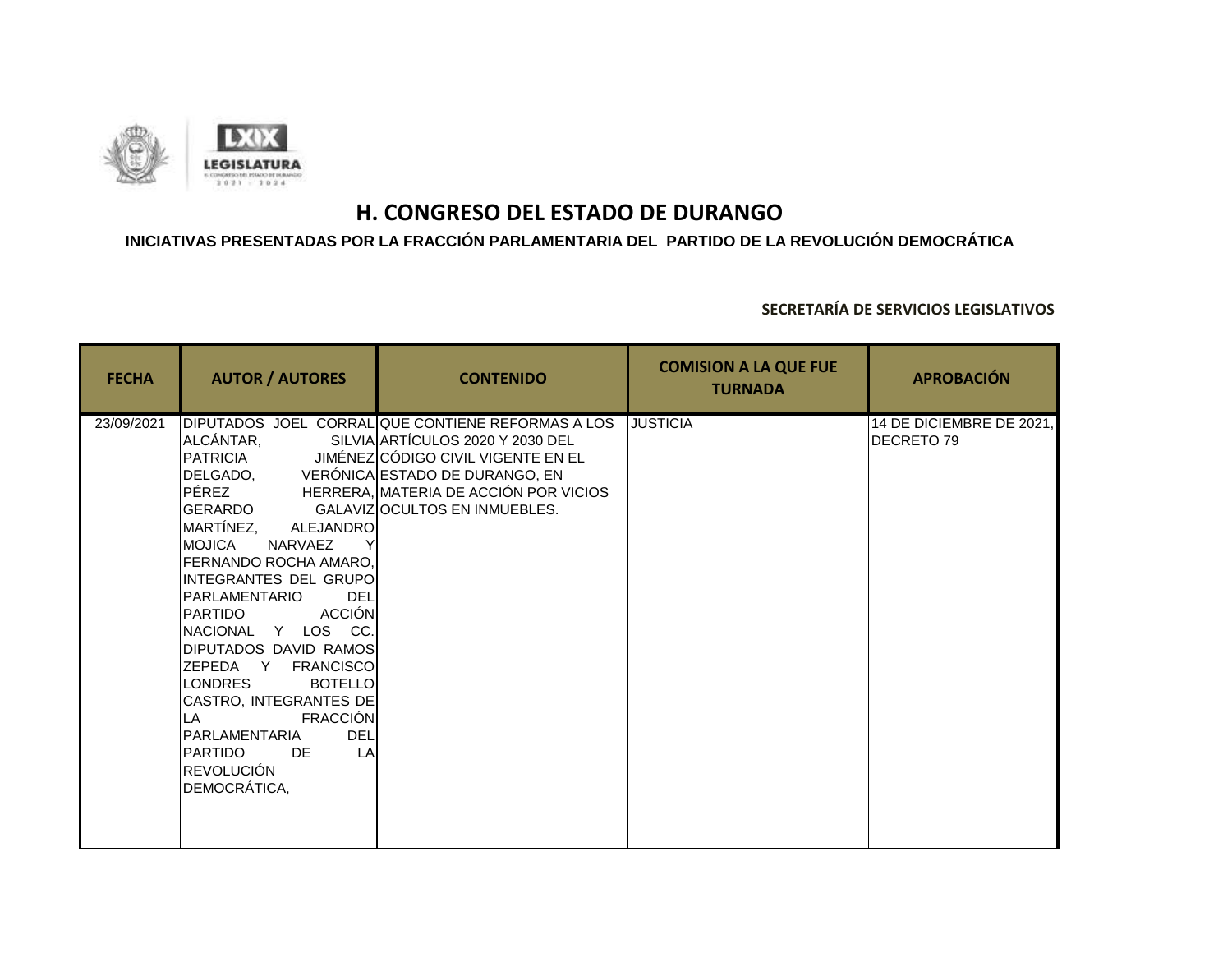# H. CONGRESO DEL ESTADO DE DURANGO

**INICIATIVAS PRESENTADAS POR LA FRACCIÓN PARLAMENTARIA DEL PARTIDO DE LA REVOLUCIÓN DEMOCRÁTICA**

**SECRETARÍA DE SERVICIOS LEGISLATIVOS**

| FECHA | AUTOR / AUTORES | CONTENIDO | COMISION A LA QUE FUE TURNADA | APROBACIÓN |
|---|---|---|---|---|
| 23/09/2021 | DIPUTADOS JOEL CORRAL ALCÁNTAR, SILVIA PATRICIA JIMÉNEZ DELGADO, VERÓNICA PÉREZ HERRERA, GERARDO GALAVIZ MARTÍNEZ, ALEJANDRO MOJICA NARVAEZ Y FERNANDO ROCHA AMARO, INTEGRANTES DEL GRUPO PARLAMENTARIO DEL PARTIDO ACCIÓN NACIONAL Y LOS CC. DIPUTADOS DAVID RAMOS ZEPEDA Y FRANCISCO LONDRES BOTELLO CASTRO, INTEGRANTES DE LA FRACCIÓN PARLAMENTARIA DEL PARTIDO DE LA REVOLUCIÓN DEMOCRÁTICA, | QUE CONTIENE REFORMAS A LOS ARTÍCULOS 2020 Y 2030 DEL CÓDIGO CIVIL VIGENTE EN EL ESTADO DE DURANGO, EN MATERIA DE ACCIÓN POR VICIOS OCULTOS EN INMUEBLES. | JUSTICIA | 14 DE DICIEMBRE DE 2021, DECRETO 79 |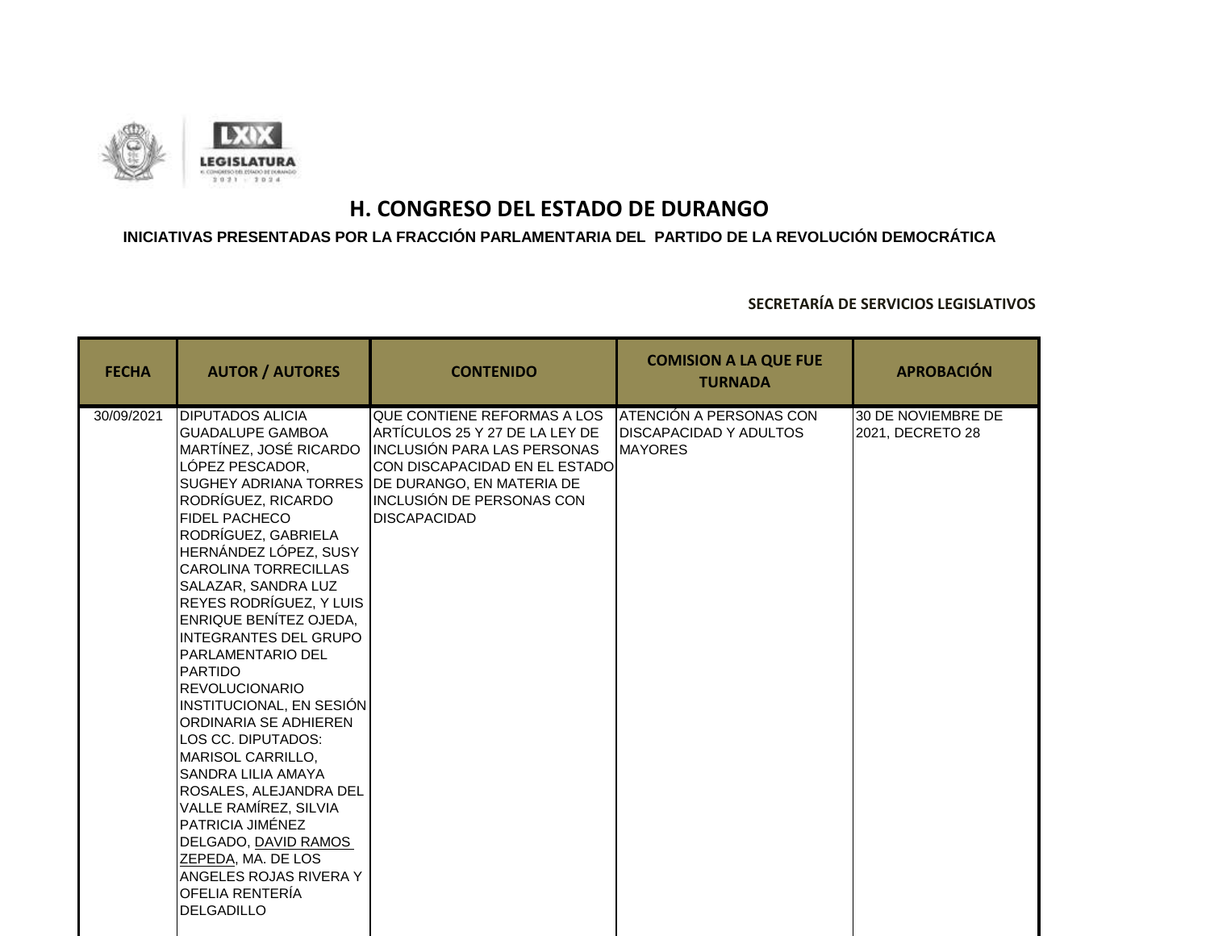# H. CONGRESO DEL ESTADO DE DURANGO

**INICIATIVAS PRESENTADAS POR LA FRACCIÓN PARLAMENTARIA DEL PARTIDO DE LA REVOLUCIÓN DEMOCRÁTICA**

**SECRETARÍA DE SERVICIOS LEGISLATIVOS**

| FECHA | AUTOR / AUTORES | CONTENIDO | COMISION A LA QUE FUE TURNADA | APROBACIÓN |
|---|---|---|---|---|
| 30/09/2021 | DIPUTADOS ALICIA GUADALUPE GAMBOA MARTÍNEZ, JOSÉ RICARDO LÓPEZ PESCADOR, SUGHEY ADRIANA TORRES RODRÍGUEZ, RICARDO FIDEL PACHECO RODRÍGUEZ, GABRIELA HERNÁNDEZ LÓPEZ, SUSY CAROLINA TORRECILLAS SALAZAR, SANDRA LUZ REYES RODRÍGUEZ, Y LUIS ENRIQUE BENÍTEZ OJEDA, INTEGRANTES DEL GRUPO PARLAMENTARIO DEL PARTIDO REVOLUCIONARIO INSTITUCIONAL, EN SESIÓN ORDINARIA SE ADHIEREN LOS CC. DIPUTADOS: MARISOL CARRILLO, SANDRA LILIA AMAYA ROSALES, ALEJANDRA DEL VALLE RAMÍREZ, SILVIA PATRICIA JIMÉNEZ DELGADO, DAVID RAMOS ZEPEDA, MA. DE LOS ANGELES ROJAS RIVERA Y OFELIA RENTERÍA DELGADILLO | QUE CONTIENE REFORMAS A LOS ARTÍCULOS 25 Y 27 DE LA LEY DE INCLUSIÓN PARA LAS PERSONAS CON DISCAPACIDAD EN EL ESTADO DE DURANGO, EN MATERIA DE INCLUSIÓN DE PERSONAS CON DISCAPACIDAD | ATENCIÓN A PERSONAS CON DISCAPACIDAD Y ADULTOS MAYORES | 30 DE NOVIEMBRE DE 2021, DECRETO 28 |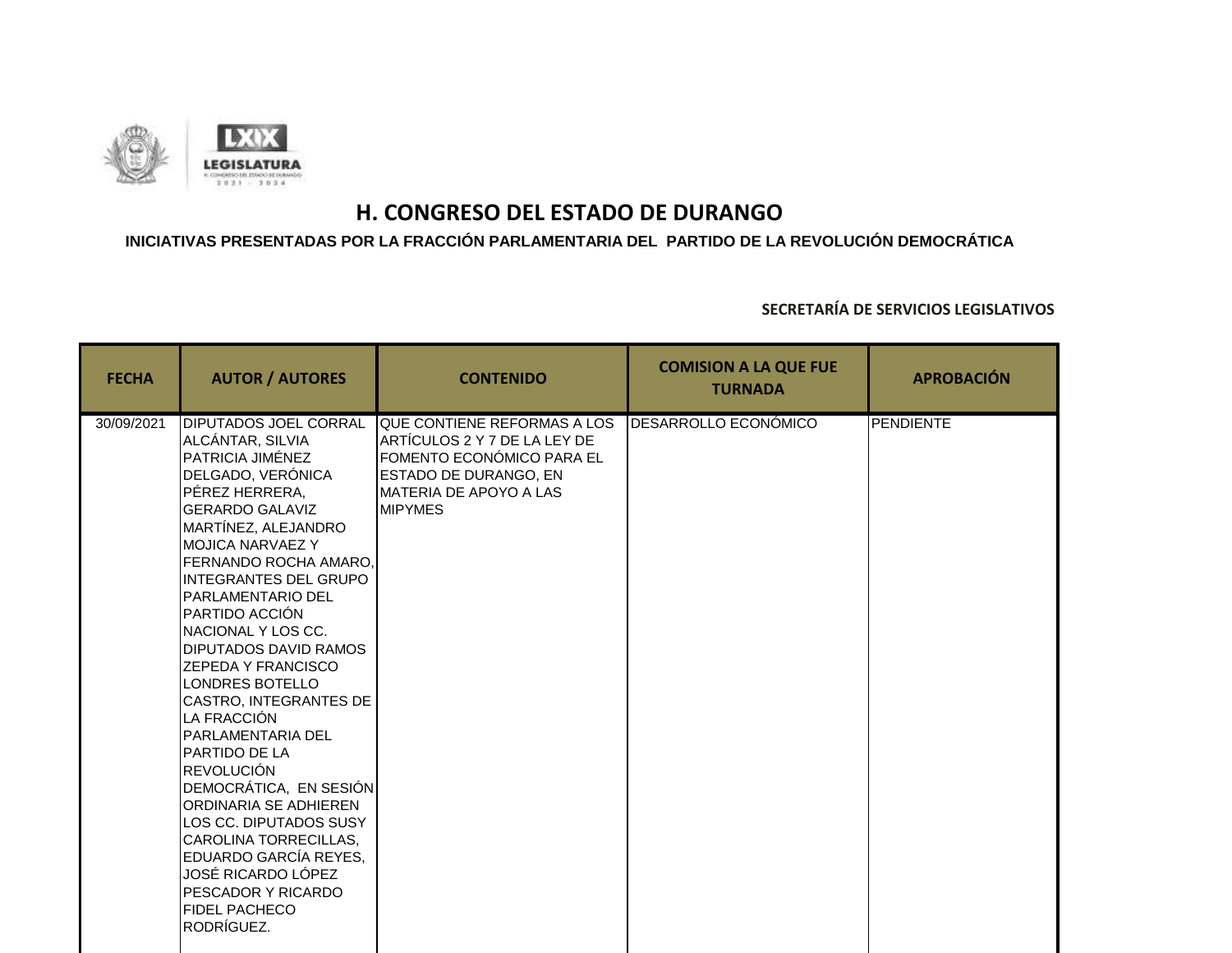# H. CONGRESO DEL ESTADO DE DURANGO

**INICIATIVAS PRESENTADAS POR LA FRACCIÓN PARLAMENTARIA DEL PARTIDO DE LA REVOLUCIÓN DEMOCRÁTICA**

**SECRETARÍA DE SERVICIOS LEGISLATIVOS**

| FECHA | AUTOR / AUTORES | CONTENIDO | COMISION A LA QUE FUE TURNADA | APROBACIÓN |
|---|---|---|---|---|
| 30/09/2021 | DIPUTADOS JOEL CORRAL ALCÁNTAR, SILVIA PATRICIA JIMÉNEZ DELGADO, VERÓNICA PÉREZ HERRERA, GERARDO GALAVIZ MARTÍNEZ, ALEJANDRO MOJICA NARVAEZ Y FERNANDO ROCHA AMARO, INTEGRANTES DEL GRUPO PARLAMENTARIO DEL PARTIDO ACCIÓN NACIONAL Y LOS CC. DIPUTADOS DAVID RAMOS ZEPEDA Y FRANCISCO LONDRES BOTELLO CASTRO, INTEGRANTES DE LA FRACCIÓN PARLAMENTARIA DEL PARTIDO DE LA REVOLUCIÓN DEMOCRÁTICA, EN SESIÓN ORDINARIA SE ADHIEREN LOS CC. DIPUTADOS SUSY CAROLINA TORRECILLAS, EDUARDO GARCÍA REYES, JOSÉ RICARDO LÓPEZ PESCADOR Y RICARDO FIDEL PACHECO RODRÍGUEZ. | QUE CONTIENE REFORMAS A LOS ARTÍCULOS 2 Y 7 DE LA LEY DE FOMENTO ECONÓMICO PARA EL ESTADO DE DURANGO, EN MATERIA DE APOYO A LAS MIPYMES | DESARROLLO ECONÓMICO | PENDIENTE |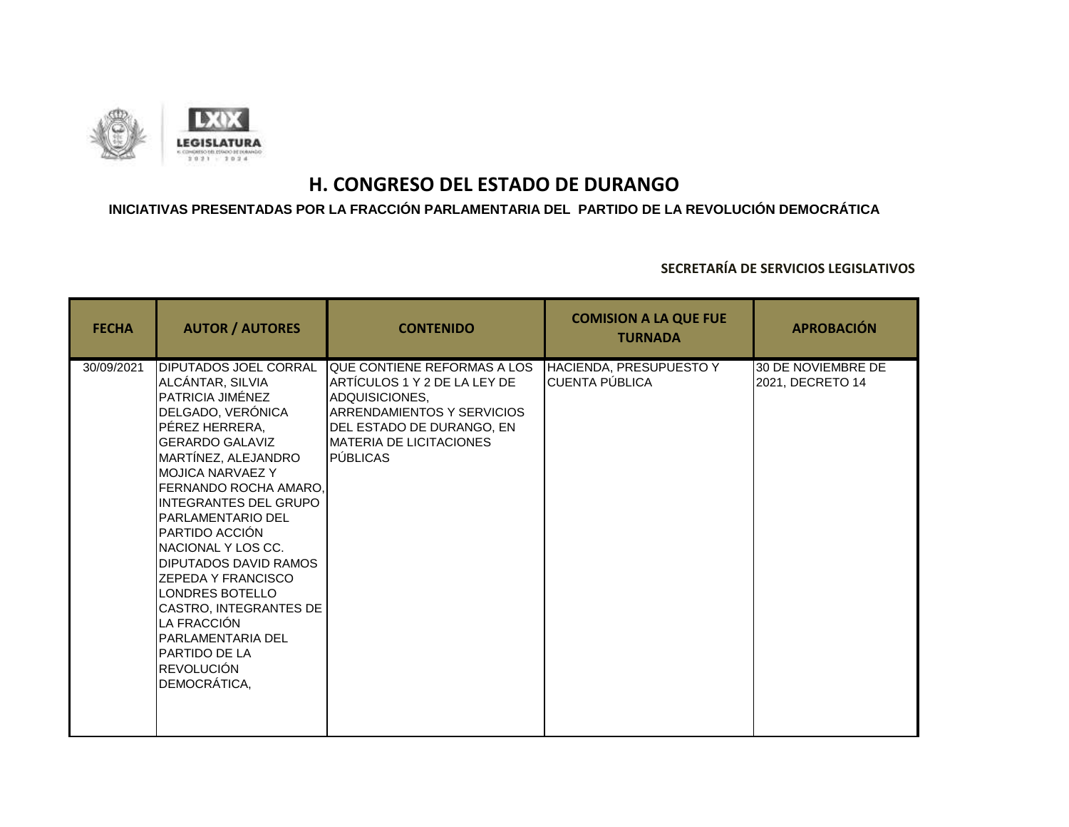# H. CONGRESO DEL ESTADO DE DURANGO

**INICIATIVAS PRESENTADAS POR LA FRACCIÓN PARLAMENTARIA DEL PARTIDO DE LA REVOLUCIÓN DEMOCRÁTICA**

**SECRETARÍA DE SERVICIOS LEGISLATIVOS**

| FECHA | AUTOR / AUTORES | CONTENIDO | COMISION A LA QUE FUE TURNADA | APROBACIÓN |
|---|---|---|---|---|
| 30/09/2021 | DIPUTADOS JOEL CORRAL ALCÁNTAR, SILVIA PATRICIA JIMÉNEZ DELGADO, VERÓNICA PÉREZ HERRERA, GERARDO GALAVIZ MARTÍNEZ, ALEJANDRO MOJICA NARVAEZ Y FERNANDO ROCHA AMARO, INTEGRANTES DEL GRUPO PARLAMENTARIO DEL PARTIDO ACCIÓN NACIONAL Y LOS CC. DIPUTADOS DAVID RAMOS ZEPEDA Y FRANCISCO LONDRES BOTELLO CASTRO, INTEGRANTES DE LA FRACCIÓN PARLAMENTARIA DEL PARTIDO DE LA REVOLUCIÓN DEMOCRÁTICA, | QUE CONTIENE REFORMAS A LOS ARTÍCULOS 1 Y 2 DE LA LEY DE ADQUISICIONES, ARRENDAMIENTOS Y SERVICIOS DEL ESTADO DE DURANGO, EN MATERIA DE LICITACIONES PÚBLICAS | HACIENDA, PRESUPUESTO Y CUENTA PÚBLICA | 30 DE NOVIEMBRE DE 2021, DECRETO 14 |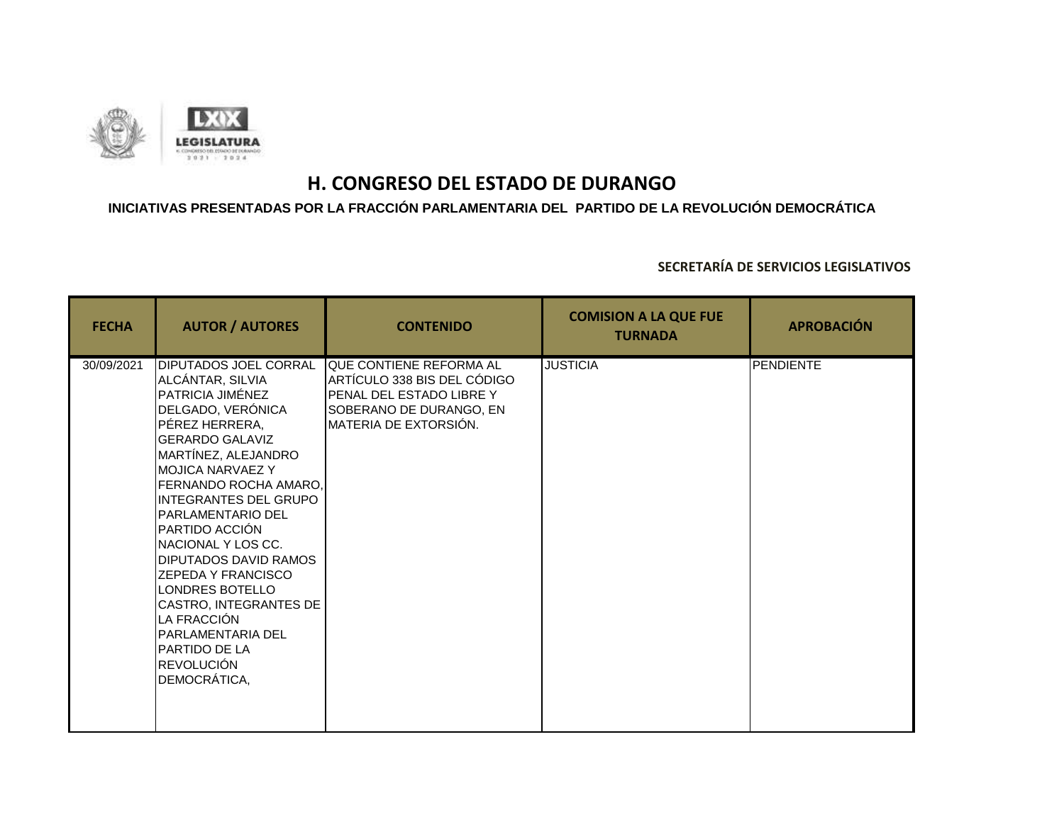# H. CONGRESO DEL ESTADO DE DURANGO

## INICIATIVAS PRESENTADAS POR LA FRACCIÓN PARLAMENTARIA DEL PARTIDO DE LA REVOLUCIÓN DEMOCRÁTICA

**SECRETARÍA DE SERVICIOS LEGISLATIVOS**

| FECHA | AUTOR / AUTORES | CONTENIDO | COMISION A LA QUE FUE TURNADA | APROBACIÓN |
|---|---|---|---|---|
| 30/09/2021 | DIPUTADOS JOEL CORRAL ALCÁNTAR, SILVIA PATRICIA JIMÉNEZ DELGADO, VERÓNICA PÉREZ HERRERA, GERARDO GALAVIZ MARTÍNEZ, ALEJANDRO MOJICA NARVAEZ Y FERNANDO ROCHA AMARO, INTEGRANTES DEL GRUPO PARLAMENTARIO DEL PARTIDO ACCIÓN NACIONAL Y LOS CC. DIPUTADOS DAVID RAMOS ZEPEDA Y FRANCISCO LONDRES BOTELLO CASTRO, INTEGRANTES DE LA FRACCIÓN PARLAMENTARIA DEL PARTIDO DE LA REVOLUCIÓN DEMOCRÁTICA, | QUE CONTIENE REFORMA AL ARTÍCULO 338 BIS DEL CÓDIGO PENAL DEL ESTADO LIBRE Y SOBERANO DE DURANGO, EN MATERIA DE EXTORSIÓN. | JUSTICIA | PENDIENTE |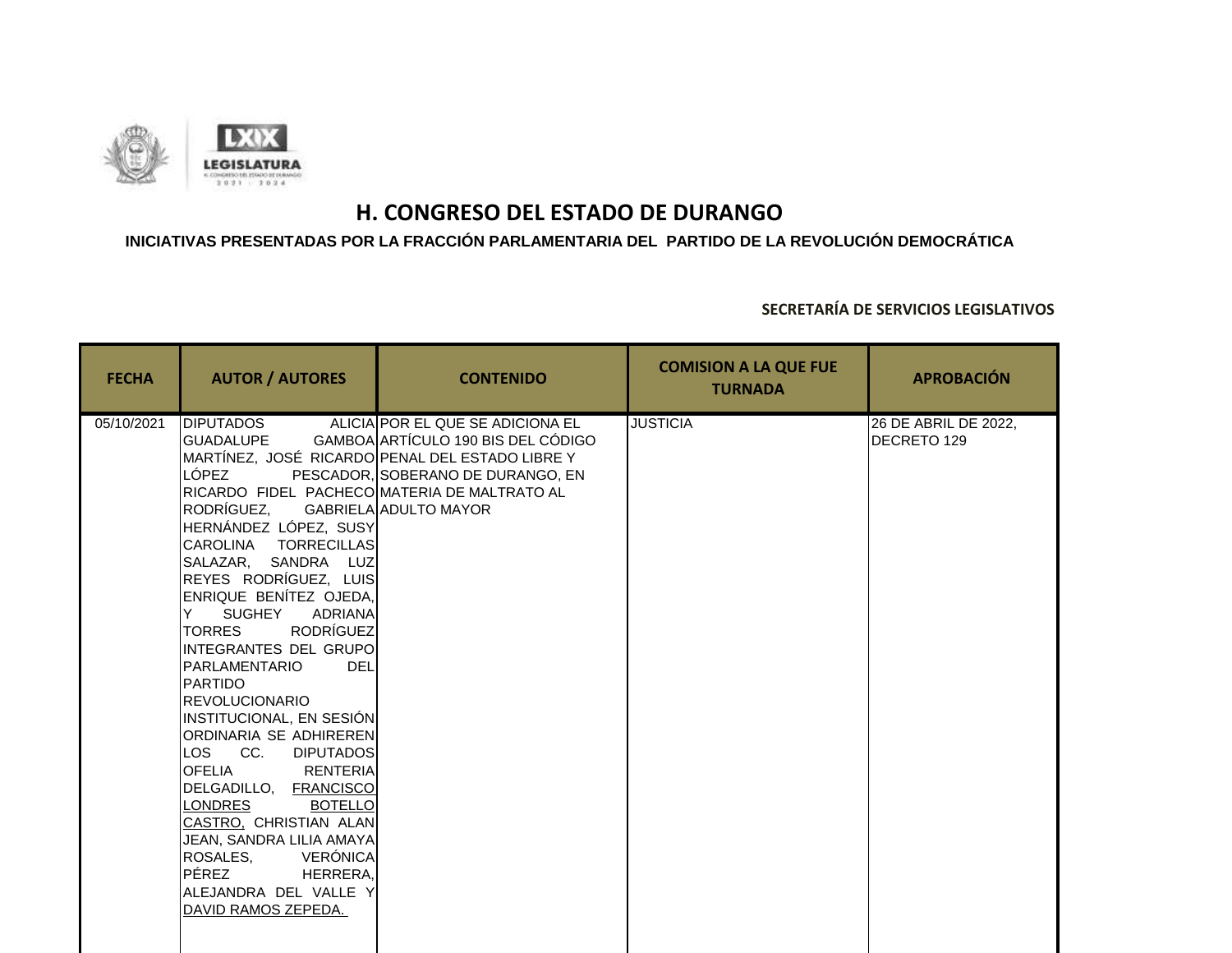# H. CONGRESO DEL ESTADO DE DURANGO

**INICIATIVAS PRESENTADAS POR LA FRACCIÓN PARLAMENTARIA DEL PARTIDO DE LA REVOLUCIÓN DEMOCRÁTICA**

**SECRETARÍA DE SERVICIOS LEGISLATIVOS**

| FECHA | AUTOR / AUTORES | CONTENIDO | COMISION A LA QUE FUE TURNADA | APROBACIÓN |
|---|---|---|---|---|
| 05/10/2021 | DIPUTADOS ALICIA GUADALUPE GAMBOA MARTÍNEZ, JOSÉ RICARDO LÓPEZ PESCADOR, RICARDO FIDEL PACHECO RODRÍGUEZ, GABRIELA HERNÁNDEZ LÓPEZ, SUSY CAROLINA TORRECILLAS SALAZAR, SANDRA LUZ REYES RODRÍGUEZ, LUIS ENRIQUE BENÍTEZ OJEDA, Y SUGHEY ADRIANA TORRES RODRÍGUEZ INTEGRANTES DEL GRUPO PARLAMENTARIO DEL PARTIDO REVOLUCIONARIO INSTITUCIONAL, EN SESIÓN ORDINARIA SE ADHIREREN LOS CC. DIPUTADOS OFELIA RENTERIA DELGADILLO, FRANCISCO LONDRES BOTELLO CASTRO, CHRISTIAN ALAN JEAN, SANDRA LILIA AMAYA ROSALES, VERÓNICA PÉREZ HERRERA, ALEJANDRA DEL VALLE Y DAVID RAMOS ZEPEDA. | POR EL QUE SE ADICIONA EL ARTÍCULO 190 BIS DEL CÓDIGO PENAL DEL ESTADO LIBRE Y SOBERANO DE DURANGO, EN MATERIA DE MALTRATO AL ADULTO MAYOR | JUSTICIA | 26 DE ABRIL DE 2022, DECRETO 129 |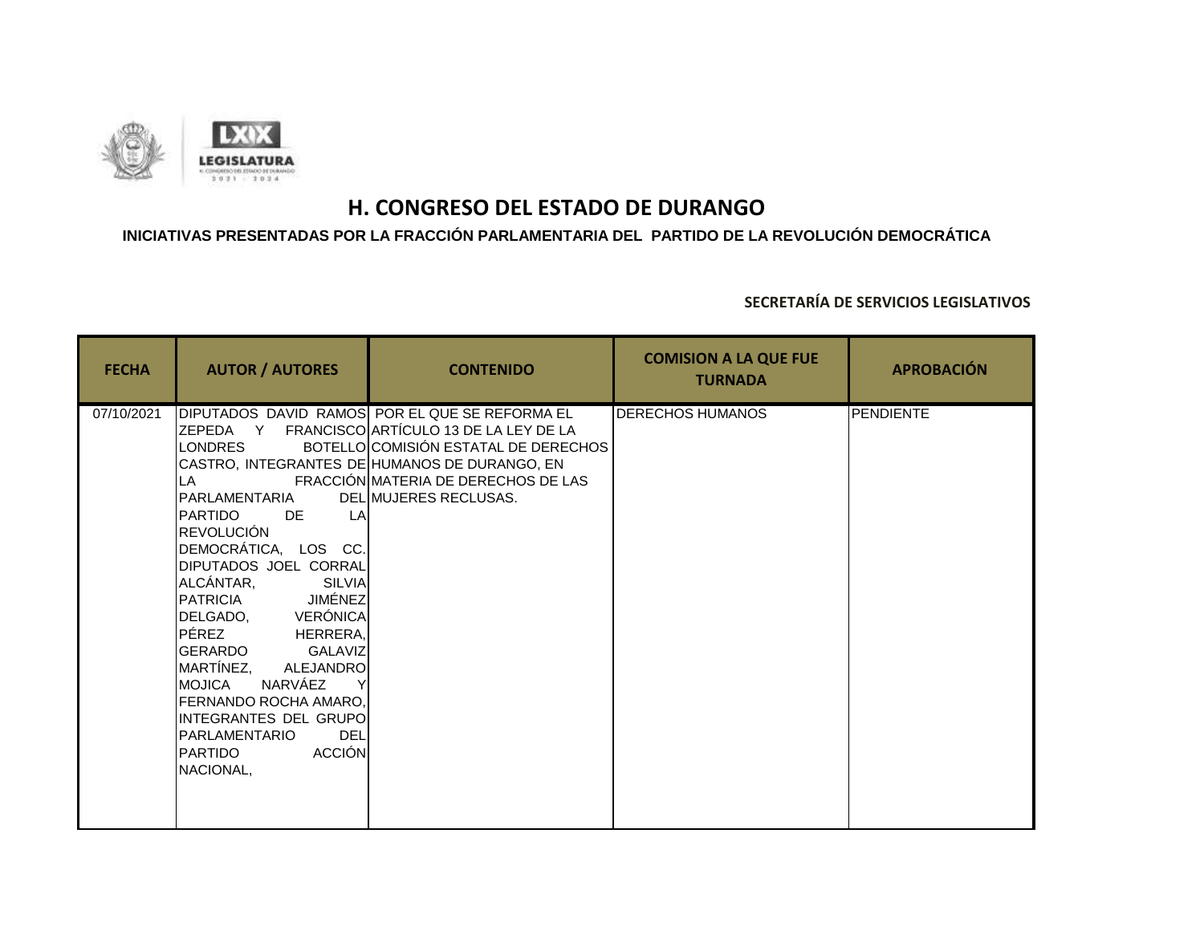# H. CONGRESO DEL ESTADO DE DURANGO

**INICIATIVAS PRESENTADAS POR LA FRACCIÓN PARLAMENTARIA DEL PARTIDO DE LA REVOLUCIÓN DEMOCRÁTICA**

**SECRETARÍA DE SERVICIOS LEGISLATIVOS**

| FECHA | AUTOR / AUTORES | CONTENIDO | COMISION A LA QUE FUE TURNADA | APROBACIÓN |
|---|---|---|---|---|
| 07/10/2021 | DIPUTADOS DAVID RAMOS ZEPEDA Y FRANCISCO LONDRES BOTELLO CASTRO, INTEGRANTES DE LA FRACCIÓN PARLAMENTARIA DEL PARTIDO DE LA REVOLUCIÓN DEMOCRÁTICA, LOS CC. DIPUTADOS JOEL CORRAL ALCÁNTAR, SILVIA PATRICIA JIMÉNEZ DELGADO, VERÓNICA PÉREZ HERRERA, GERARDO GALAVIZ MARTÍNEZ, ALEJANDRO MOJICA NARVÁEZ Y FERNANDO ROCHA AMARO, INTEGRANTES DEL GRUPO PARLAMENTARIO DEL PARTIDO ACCIÓN NACIONAL, | POR EL QUE SE REFORMA EL ARTÍCULO 13 DE LA LEY DE LA COMISIÓN ESTATAL DE DERECHOS HUMANOS DE DURANGO, EN MATERIA DE DERECHOS DE LAS MUJERES RECLUSAS. | DERECHOS HUMANOS | PENDIENTE |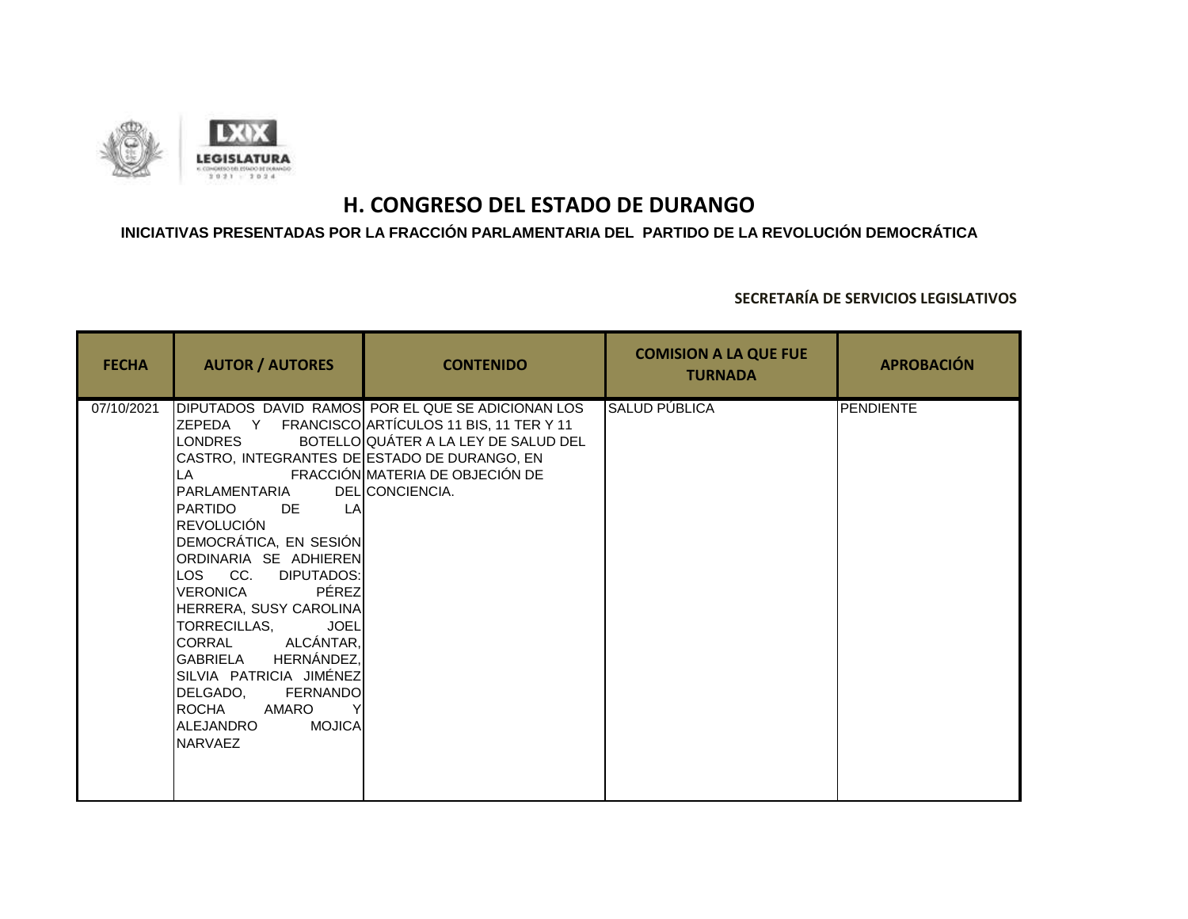# H. CONGRESO DEL ESTADO DE DURANGO

**INICIATIVAS PRESENTADAS POR LA FRACCIÓN PARLAMENTARIA DEL PARTIDO DE LA REVOLUCIÓN DEMOCRÁTICA**

**SECRETARÍA DE SERVICIOS LEGISLATIVOS**

| FECHA | AUTOR / AUTORES | CONTENIDO | COMISION A LA QUE FUE TURNADA | APROBACIÓN |
|---|---|---|---|---|
| 07/10/2021 | DIPUTADOS DAVID RAMOS ZEPEDA Y FRANCISCO LONDRES BOTELLO CASTRO, INTEGRANTES DE LA FRACCIÓN PARLAMENTARIA DEL PARTIDO DE LA REVOLUCIÓN DEMOCRÁTICA, EN SESIÓN ORDINARIA SE ADHIEREN LOS CC. DIPUTADOS: VERONICA PÉREZ HERRERA, SUSY CAROLINA TORRECILLAS, JOEL CORRAL ALCÁNTAR, GABRIELA HERNÁNDEZ, SILVIA PATRICIA JIMÉNEZ DELGADO, FERNANDO ROCHA AMARO Y ALEJANDRO MOJICA NARVAEZ | POR EL QUE SE ADICIONAN LOS ARTÍCULOS 11 BIS, 11 TER Y 11 QUÁTER A LA LEY DE SALUD DEL ESTADO DE DURANGO, EN MATERIA DE OBJECIÓN DE CONCIENCIA. | SALUD PÚBLICA | PENDIENTE |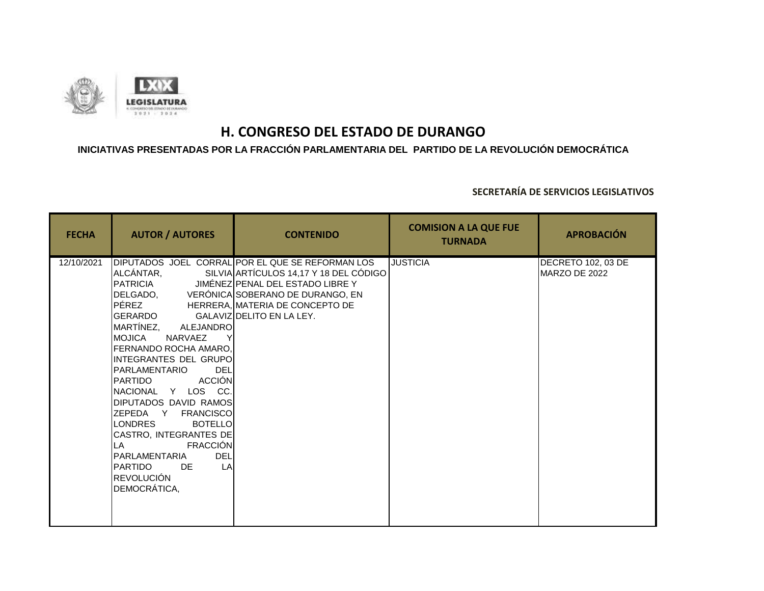# H. CONGRESO DEL ESTADO DE DURANGO

## INICIATIVAS PRESENTADAS POR LA FRACCIÓN PARLAMENTARIA DEL PARTIDO DE LA REVOLUCIÓN DEMOCRÁTICA

### SECRETARÍA DE SERVICIOS LEGISLATIVOS

| FECHA | AUTOR / AUTORES | CONTENIDO | COMISION A LA QUE FUE TURNADA | APROBACIÓN |
|---|---|---|---|---|
| 12/10/2021 | DIPUTADOS JOEL CORRAL ALCÁNTAR, SILVIA PATRICIA JIMÉNEZ DELGADO, VERÓNICA PÉREZ HERRERA, GERARDO GALAVIZ MARTÍNEZ, ALEJANDRO MOJICA NARVAEZ Y FERNANDO ROCHA AMARO, INTEGRANTES DEL GRUPO PARLAMENTARIO DEL PARTIDO ACCIÓN NACIONAL Y LOS CC. DIPUTADOS DAVID RAMOS ZEPEDA Y FRANCISCO LONDRES BOTELLO CASTRO, INTEGRANTES DE LA FRACCIÓN PARLAMENTARIA DEL PARTIDO DE LA REVOLUCIÓN DEMOCRÁTICA, | POR EL QUE SE REFORMAN LOS ARTÍCULOS 14,17 Y 18 DEL CÓDIGO PENAL DEL ESTADO LIBRE Y SOBERANO DE DURANGO, EN MATERIA DE CONCEPTO DE DELITO EN LA LEY. | JUSTICIA | DECRETO 102, 03 DE MARZO DE 2022 |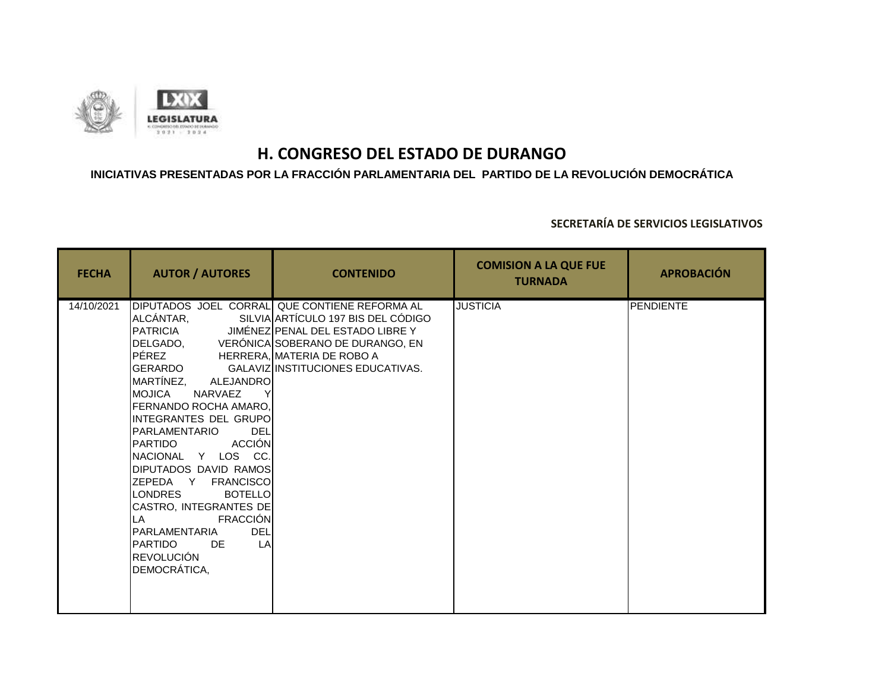# H. CONGRESO DEL ESTADO DE DURANGO

**INICIATIVAS PRESENTADAS POR LA FRACCIÓN PARLAMENTARIA DEL PARTIDO DE LA REVOLUCIÓN DEMOCRÁTICA**

**SECRETARÍA DE SERVICIOS LEGISLATIVOS**

| FECHA | AUTOR / AUTORES | CONTENIDO | COMISION A LA QUE FUE TURNADA | APROBACIÓN |
|---|---|---|---|---|
| 14/10/2021 | DIPUTADOS JOEL CORRAL ALCÁNTAR, SILVIA PATRICIA JIMÉNEZ DELGADO, VERÓNICA PÉREZ HERRERA, GERARDO GALAVIZ MARTÍNEZ, ALEJANDRO MOJICA NARVAEZ Y FERNANDO ROCHA AMARO, INTEGRANTES DEL GRUPO PARLAMENTARIO DEL PARTIDO ACCIÓN NACIONAL Y LOS CC. DIPUTADOS DAVID RAMOS ZEPEDA Y FRANCISCO LONDRES BOTELLO CASTRO, INTEGRANTES DE LA FRACCIÓN PARLAMENTARIA DEL PARTIDO DE LA REVOLUCIÓN DEMOCRÁTICA, | QUE CONTIENE REFORMA AL ARTÍCULO 197 BIS DEL CÓDIGO PENAL DEL ESTADO LIBRE Y SOBERANO DE DURANGO, EN MATERIA DE ROBO A INSTITUCIONES EDUCATIVAS. | JUSTICIA | PENDIENTE |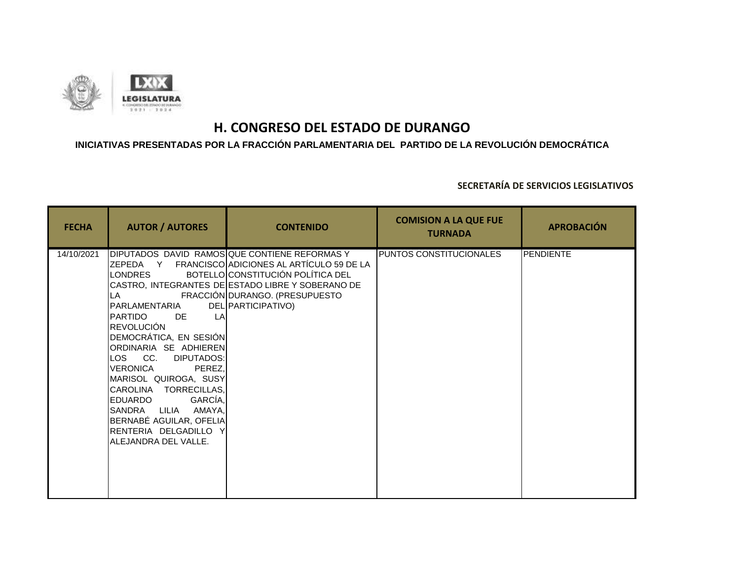# H. CONGRESO DEL ESTADO DE DURANGO

**INICIATIVAS PRESENTADAS POR LA FRACCIÓN PARLAMENTARIA DEL PARTIDO DE LA REVOLUCIÓN DEMOCRÁTICA**

**SECRETARÍA DE SERVICIOS LEGISLATIVOS**

| FECHA | AUTOR / AUTORES | CONTENIDO | COMISION A LA QUE FUE TURNADA | APROBACIÓN |
|---|---|---|---|---|
| 14/10/2021 | DIPUTADOS DAVID RAMOS ZEPEDA Y FRANCISCO LONDRES BOTELLO CASTRO, INTEGRANTES DE LA FRACCIÓN PARLAMENTARIA DEL PARTIDO DE LA REVOLUCIÓN DEMOCRÁTICA, EN SESIÓN ORDINARIA SE ADHIEREN LOS CC. DIPUTADOS: VERONICA PEREZ, MARISOL QUIROGA, SUSY CAROLINA TORRECILLAS, EDUARDO GARCÍA, SANDRA LILIA AMAYA, BERNABÉ AGUILAR, OFELIA RENTERIA DELGADILLO Y ALEJANDRA DEL VALLE. | QUE CONTIENE REFORMAS Y ADICIONES AL ARTÍCULO 59 DE LA CONSTITUCIÓN POLÍTICA DEL ESTADO LIBRE Y SOBERANO DE DURANGO. (PRESUPUESTO PARTICIPATIVO) | PUNTOS CONSTITUCIONALES | PENDIENTE |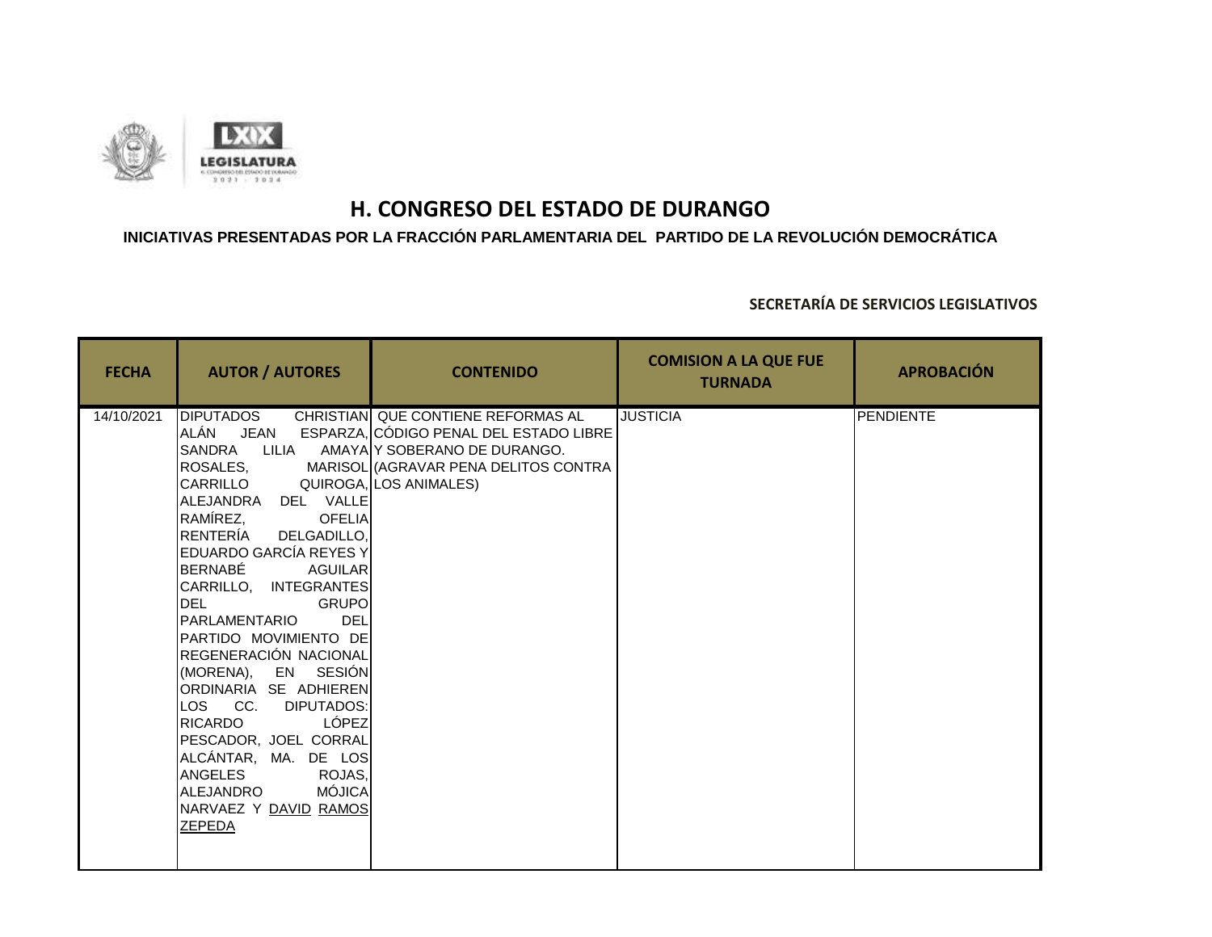# H. CONGRESO DEL ESTADO DE DURANGO

**INICIATIVAS PRESENTADAS POR LA FRACCIÓN PARLAMENTARIA DEL PARTIDO DE LA REVOLUCIÓN DEMOCRÁTICA**

**SECRETARÍA DE SERVICIOS LEGISLATIVOS**

| FECHA | AUTOR / AUTORES | CONTENIDO | COMISION A LA QUE FUE TURNADA | APROBACIÓN |
|---|---|---|---|---|
| 14/10/2021 | DIPUTADOS CHRISTIAN ALÁN JEAN ESPARZA, SANDRA LILIA AMAYA ROSALES, MARISOL CARRILLO QUIROGA, ALEJANDRA DEL VALLE RAMÍREZ, OFELIA RENTERÍA DELGADILLO, EDUARDO GARCÍA REYES Y BERNABÉ AGUILAR CARRILLO, INTEGRANTES DEL GRUPO PARLAMENTARIO DEL PARTIDO MOVIMIENTO DE REGENERACIÓN NACIONAL (MORENA), EN SESIÓN ORDINARIA SE ADHIEREN LOS CC. DIPUTADOS: RICARDO LÓPEZ PESCADOR, JOEL CORRAL ALCÁNTAR, MA. DE LOS ANGELES ROJAS, ALEJANDRO MÓJICA NARVAEZ Y DAVID RAMOS ZEPEDA | QUE CONTIENE REFORMAS AL CÓDIGO PENAL DEL ESTADO LIBRE Y SOBERANO DE DURANGO. (AGRAVAR PENA DELITOS CONTRA LOS ANIMALES) | JUSTICIA | PENDIENTE |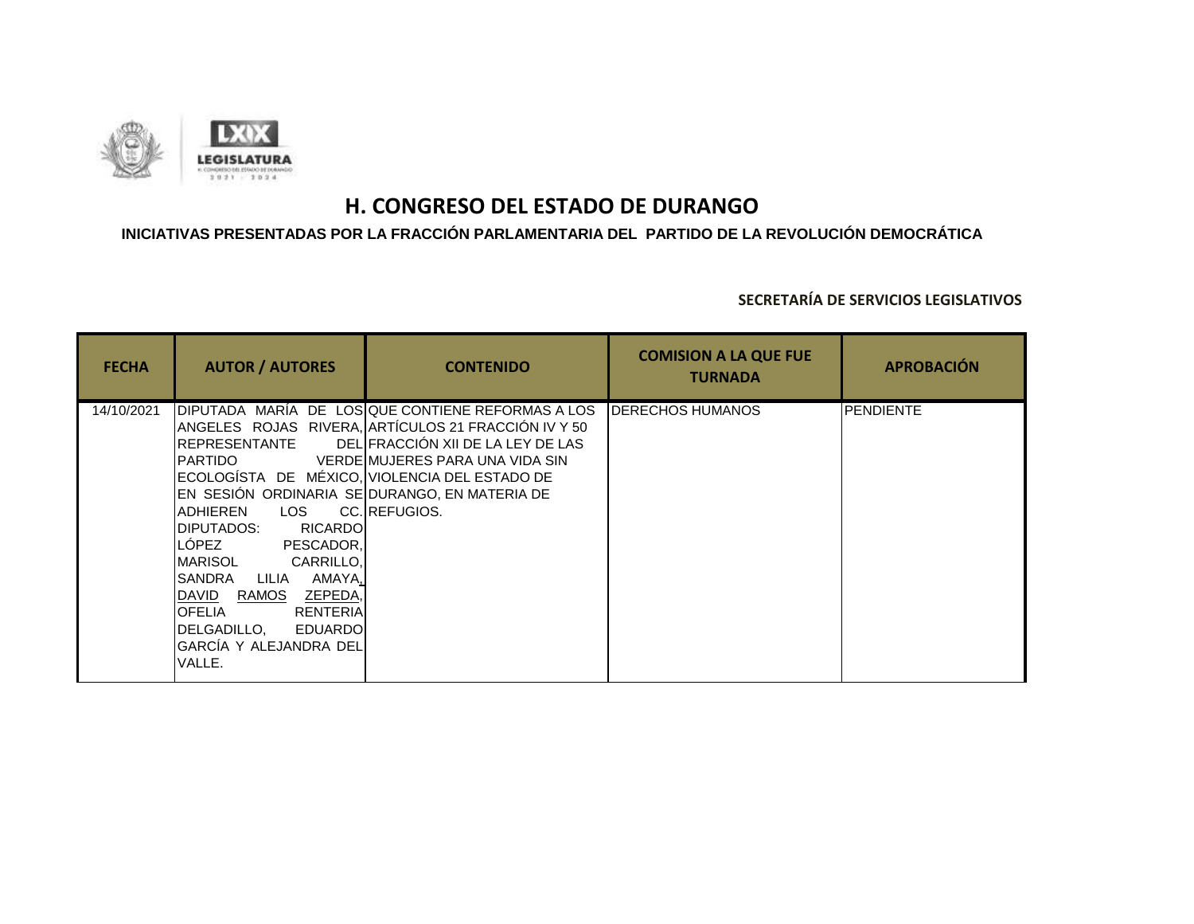# H. CONGRESO DEL ESTADO DE DURANGO

**INICIATIVAS PRESENTADAS POR LA FRACCIÓN PARLAMENTARIA DEL PARTIDO DE LA REVOLUCIÓN DEMOCRÁTICA**

**SECRETARÍA DE SERVICIOS LEGISLATIVOS**

| FECHA | AUTOR / AUTORES | CONTENIDO | COMISION A LA QUE FUE TURNADA | APROBACIÓN |
|---|---|---|---|---|
| 14/10/2021 | DIPUTADA MARÍA DE LOS ANGELES ROJAS RIVERA, REPRESENTANTE DEL PARTIDO VERDE ECOLOGÍSTA DE MÉXICO, EN SESIÓN ORDINARIA SE ADHIEREN LOS CC. DIPUTADOS: RICARDO LÓPEZ PESCADOR, MARISOL CARRILLO, SANDRA LILIA AMAYA, DAVID RAMOS ZEPEDA, OFELIA RENTERIA DELGADILLO, EDUARDO GARCÍA Y ALEJANDRA DEL VALLE. | QUE CONTIENE REFORMAS A LOS ARTÍCULOS 21 FRACCIÓN IV Y 50 FRACCIÓN XII DE LA LEY DE LAS MUJERES PARA UNA VIDA SIN VIOLENCIA DEL ESTADO DE DURANGO, EN MATERIA DE REFUGIOS. | DERECHOS HUMANOS | PENDIENTE |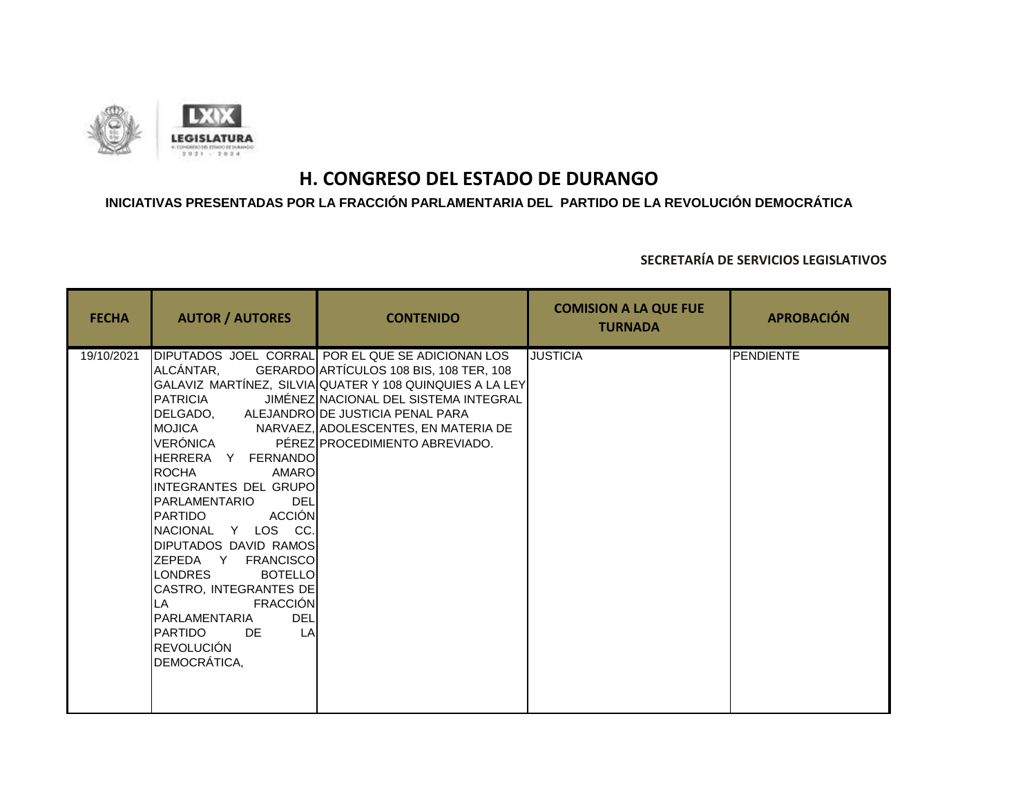# H. CONGRESO DEL ESTADO DE DURANGO

**INICIATIVAS PRESENTADAS POR LA FRACCIÓN PARLAMENTARIA DEL PARTIDO DE LA REVOLUCIÓN DEMOCRÁTICA**

**SECRETARÍA DE SERVICIOS LEGISLATIVOS**

| FECHA | AUTOR / AUTORES | CONTENIDO | COMISION A LA QUE FUE TURNADA | APROBACIÓN |
|---|---|---|---|---|
| 19/10/2021 | DIPUTADOS JOEL CORRAL ALCÁNTAR, GERARDO GALAVIZ MARTÍNEZ, SILVIA PATRICIA JIMÉNEZ DELGADO, ALEJANDRO MOJICA NARVAEZ, VERÓNICA PÉREZ HERRERA Y FERNANDO ROCHA AMARO INTEGRANTES DEL GRUPO PARLAMENTARIO DEL PARTIDO ACCIÓN NACIONAL Y LOS CC. DIPUTADOS DAVID RAMOS ZEPEDA Y FRANCISCO LONDRES BOTELLO CASTRO, INTEGRANTES DE LA FRACCIÓN PARLAMENTARIA DEL PARTIDO DE LA REVOLUCIÓN DEMOCRÁTICA, | POR EL QUE SE ADICIONAN LOS ARTÍCULOS 108 BIS, 108 TER, 108 QUATER Y 108 QUINQUIES A LA LEY NACIONAL DEL SISTEMA INTEGRAL DE JUSTICIA PENAL PARA ADOLESCENTES, EN MATERIA DE PROCEDIMIENTO ABREVIADO. | JUSTICIA | PENDIENTE |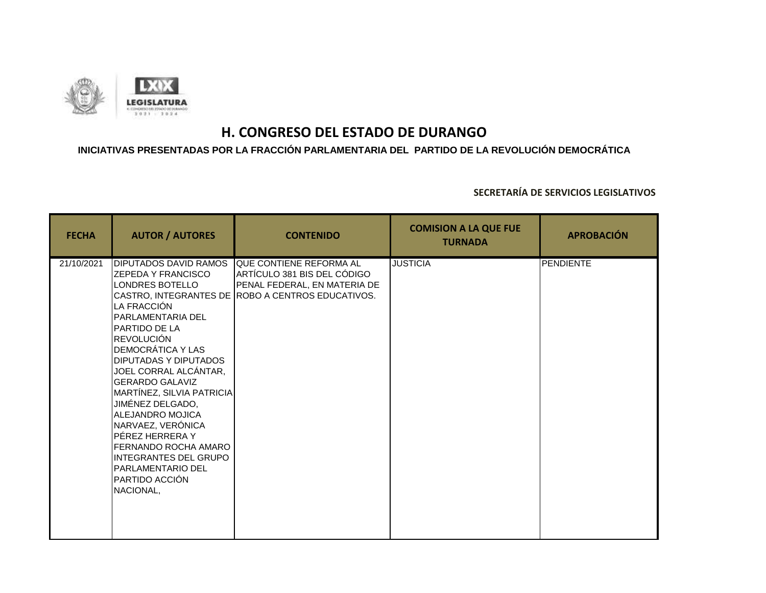# H. CONGRESO DEL ESTADO DE DURANGO

**INICIATIVAS PRESENTADAS POR LA FRACCIÓN PARLAMENTARIA DEL PARTIDO DE LA REVOLUCIÓN DEMOCRÁTICA**

**SECRETARÍA DE SERVICIOS LEGISLATIVOS**

| FECHA | AUTOR / AUTORES | CONTENIDO | COMISION A LA QUE FUE TURNADA | APROBACIÓN |
|---|---|---|---|---|
| 21/10/2021 | DIPUTADOS DAVID RAMOS ZEPEDA Y FRANCISCO LONDRES BOTELLO CASTRO, INTEGRANTES DE LA FRACCIÓN PARLAMENTARIA DEL PARTIDO DE LA REVOLUCIÓN DEMOCRÁTICA Y LAS DIPUTADAS Y DIPUTADOS JOEL CORRAL ALCÁNTAR, GERARDO GALAVIZ MARTÍNEZ, SILVIA PATRICIA JIMÉNEZ DELGADO, ALEJANDRO MOJICA NARVAEZ, VERÓNICA PÉREZ HERRERA Y FERNANDO ROCHA AMARO INTEGRANTES DEL GRUPO PARLAMENTARIO DEL PARTIDO ACCIÓN NACIONAL, | QUE CONTIENE REFORMA AL ARTÍCULO 381 BIS DEL CÓDIGO PENAL FEDERAL, EN MATERIA DE ROBO A CENTROS EDUCATIVOS. | JUSTICIA | PENDIENTE |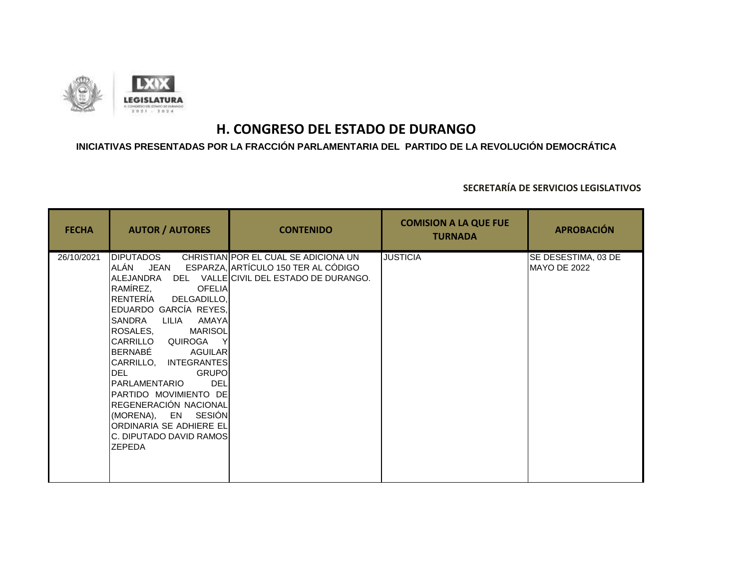# H. CONGRESO DEL ESTADO DE DURANGO

**INICIATIVAS PRESENTADAS POR LA FRACCIÓN PARLAMENTARIA DEL PARTIDO DE LA REVOLUCIÓN DEMOCRÁTICA**

**SECRETARÍA DE SERVICIOS LEGISLATIVOS**

| FECHA | AUTOR / AUTORES | CONTENIDO | COMISION A LA QUE FUE TURNADA | APROBACIÓN |
|---|---|---|---|---|
| 26/10/2021 | DIPUTADOS CHRISTIAN ALÁN JEAN ESPARZA, ALEJANDRA DEL VALLE RAMÍREZ, OFELIA RENTERÍA DELGADILLO, EDUARDO GARCÍA REYES, SANDRA LILIA AMAYA ROSALES, MARISOL CARRILLO QUIROGA Y BERNABÉ AGUILAR CARRILLO, INTEGRANTES DEL GRUPO PARLAMENTARIO DEL PARTIDO MOVIMIENTO DE REGENERACIÓN NACIONAL (MORENA), EN SESIÓN ORDINARIA SE ADHIERE EL C. DIPUTADO DAVID RAMOS ZEPEDA | POR EL CUAL SE ADICIONA UN ARTÍCULO 150 TER AL CÓDIGO CIVIL DEL ESTADO DE DURANGO. | JUSTICIA | SE DESESTIMA, 03 DE MAYO DE 2022 |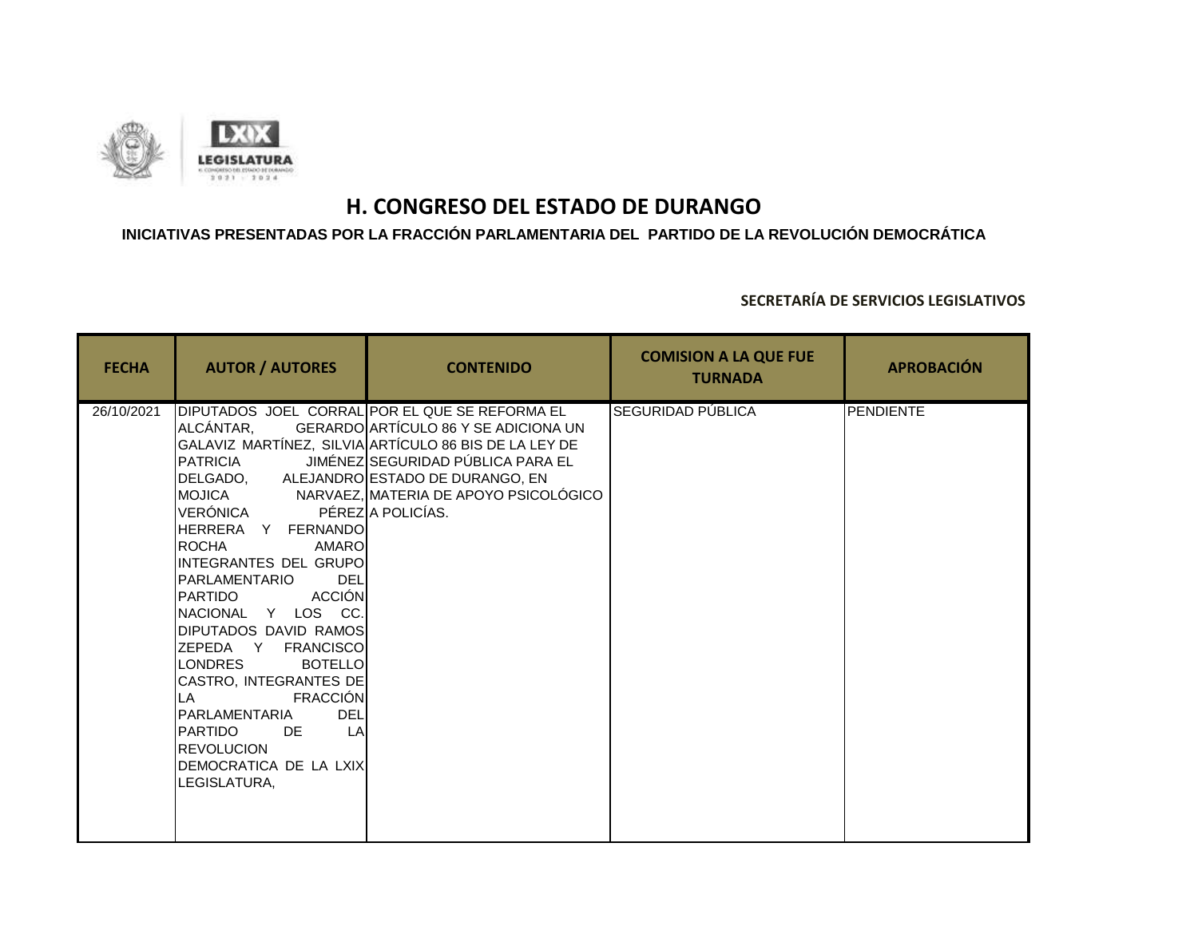# H. CONGRESO DEL ESTADO DE DURANGO

**INICIATIVAS PRESENTADAS POR LA FRACCIÓN PARLAMENTARIA DEL PARTIDO DE LA REVOLUCIÓN DEMOCRÁTICA**

**SECRETARÍA DE SERVICIOS LEGISLATIVOS**

| FECHA | AUTOR / AUTORES | CONTENIDO | COMISION A LA QUE FUE TURNADA | APROBACIÓN |
|---|---|---|---|---|
| 26/10/2021 | DIPUTADOS JOEL CORRAL ALCÁNTAR, GERARDO GALAVIZ MARTÍNEZ, SILVIA PATRICIA JIMÉNEZ DELGADO, ALEJANDRO MOJICA NARVAEZ, VERÓNICA PÉREZ HERRERA Y FERNANDO ROCHA AMARO INTEGRANTES DEL GRUPO PARLAMENTARIO DEL PARTIDO ACCIÓN NACIONAL Y LOS CC. DIPUTADOS DAVID RAMOS ZEPEDA Y FRANCISCO LONDRES BOTELLO CASTRO, INTEGRANTES DE LA FRACCIÓN PARLAMENTARIA DEL PARTIDO DE LA REVOLUCION DEMOCRATICA DE LA LXIX LEGISLATURA, | POR EL QUE SE REFORMA EL ARTÍCULO 86 Y SE ADICIONA UN ARTÍCULO 86 BIS DE LA LEY DE SEGURIDAD PÚBLICA PARA EL ESTADO DE DURANGO, EN MATERIA DE APOYO PSICOLÓGICO A POLICÍAS. | SEGURIDAD PÚBLICA | PENDIENTE |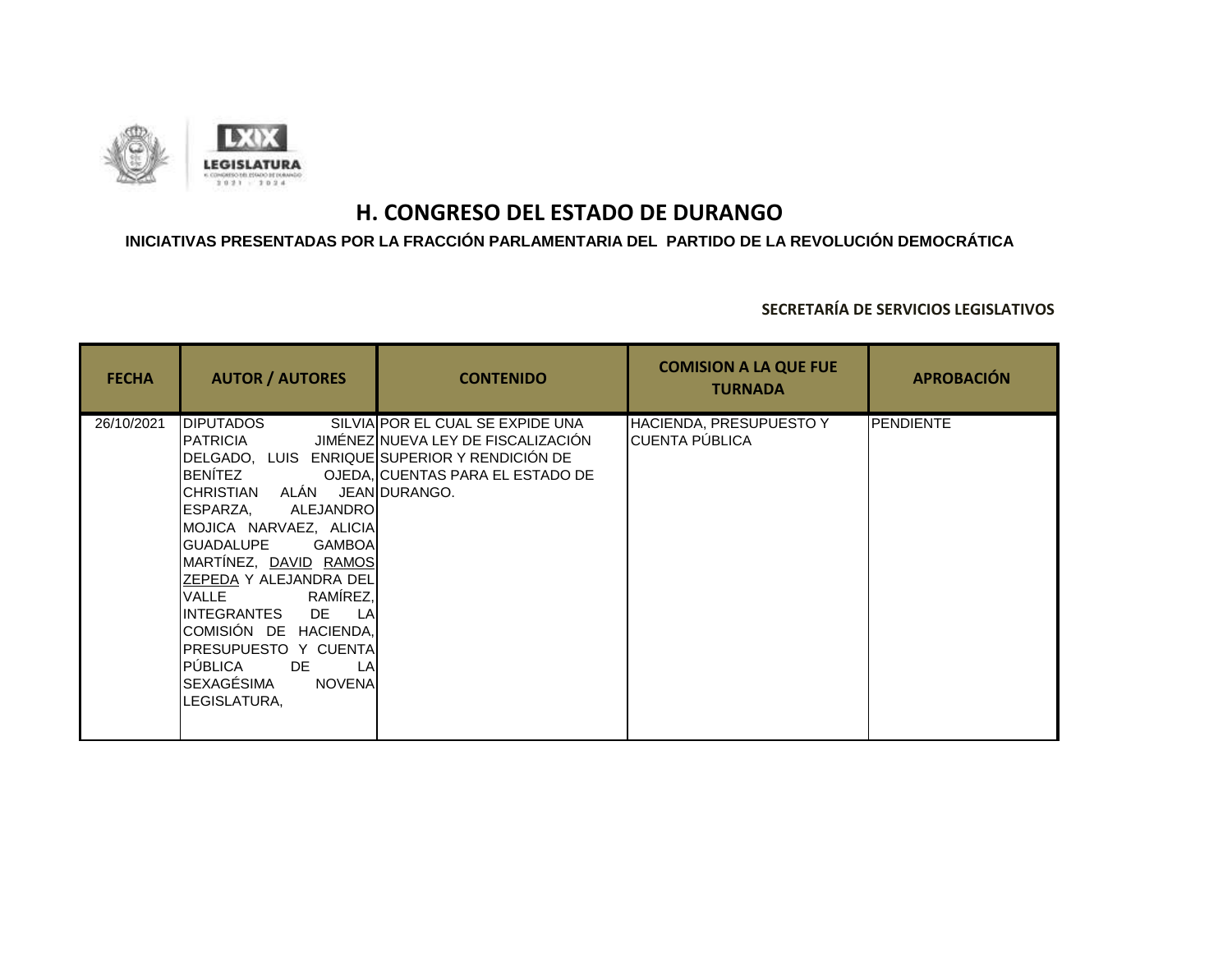# H. CONGRESO DEL ESTADO DE DURANGO

**INICIATIVAS PRESENTADAS POR LA FRACCIÓN PARLAMENTARIA DEL PARTIDO DE LA REVOLUCIÓN DEMOCRÁTICA**

**SECRETARÍA DE SERVICIOS LEGISLATIVOS**

| FECHA | AUTOR / AUTORES | CONTENIDO | COMISION A LA QUE FUE TURNADA | APROBACIÓN |
|---|---|---|---|---|
| 26/10/2021 | DIPUTADOS SILVIA PATRICIA JIMÉNEZ DELGADO, LUIS ENRIQUE BENÍTEZ OJEDA, CHRISTIAN ALÁN JEAN ESPARZA, ALEJANDRO MOJICA NARVAEZ, ALICIA GUADALUPE GAMBOA MARTÍNEZ, DAVID RAMOS ZEPEDA Y ALEJANDRA DEL VALLE RAMÍREZ, INTEGRANTES DE LA COMISIÓN DE HACIENDA, PRESUPUESTO Y CUENTA PÚBLICA DE LA SEXAGÉSIMA NOVENA LEGISLATURA, | POR EL CUAL SE EXPIDE UNA NUEVA LEY DE FISCALIZACIÓN SUPERIOR Y RENDICIÓN DE CUENTAS PARA EL ESTADO DE DURANGO. | HACIENDA, PRESUPUESTO Y CUENTA PÚBLICA | PENDIENTE |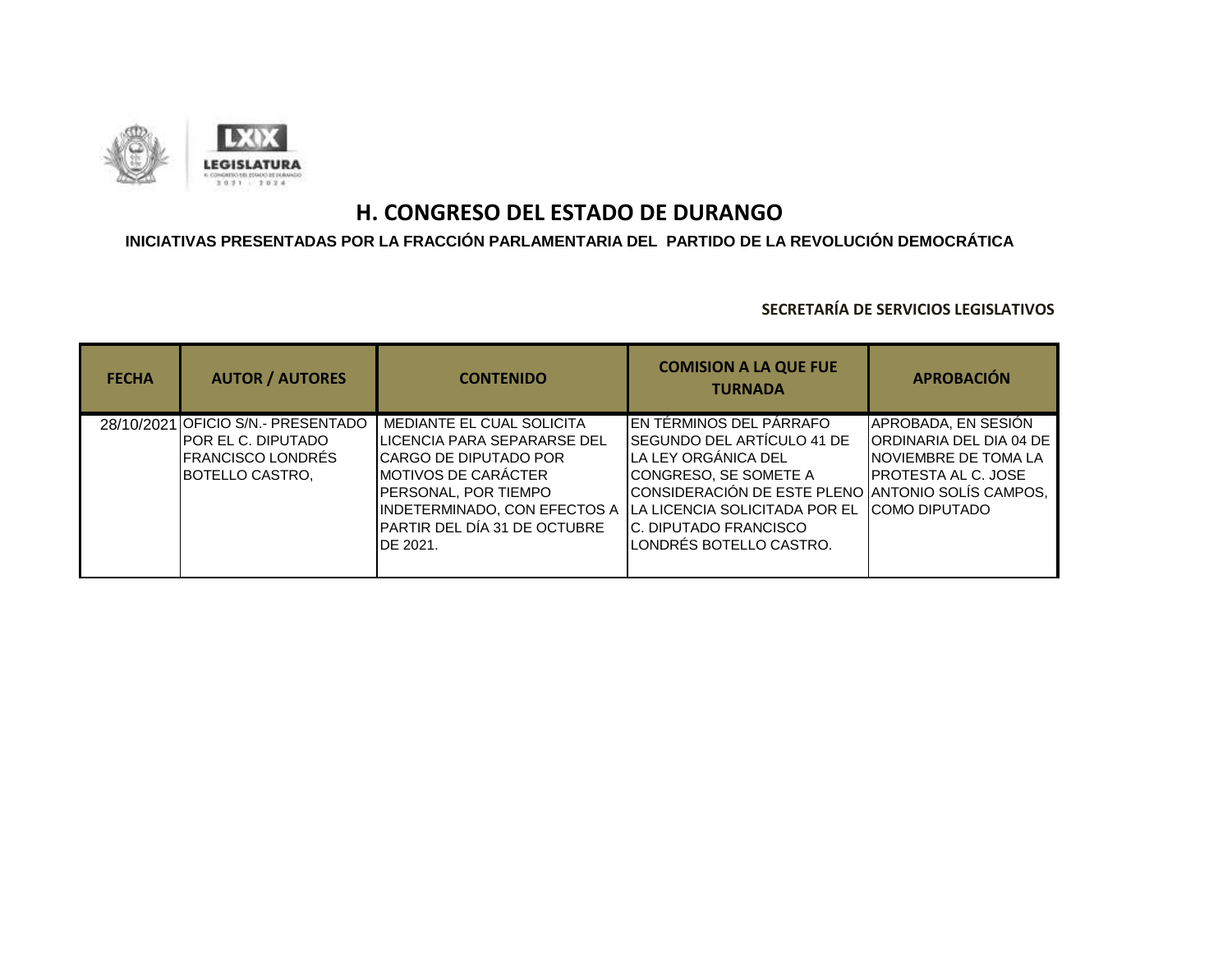# H. CONGRESO DEL ESTADO DE DURANGO

**INICIATIVAS PRESENTADAS POR LA FRACCIÓN PARLAMENTARIA DEL PARTIDO DE LA REVOLUCIÓN DEMOCRÁTICA**

**SECRETARÍA DE SERVICIOS LEGISLATIVOS**

| FECHA | AUTOR / AUTORES | CONTENIDO | COMISION A LA QUE FUE TURNADA | APROBACIÓN |
|---|---|---|---|---|
| 28/10/2021 | OFICIO S/N.- PRESENTADO POR EL C. DIPUTADO FRANCISCO LONDRÉS BOTELLO CASTRO, | MEDIANTE EL CUAL SOLICITA LICENCIA PARA SEPARARSE DEL CARGO DE DIPUTADO POR MOTIVOS DE CARÁCTER PERSONAL, POR TIEMPO INDETERMINADO, CON EFECTOS A PARTIR DEL DÍA 31 DE OCTUBRE DE 2021. | EN TÉRMINOS DEL PÁRRAFO SEGUNDO DEL ARTÍCULO 41 DE LA LEY ORGÁNICA DEL CONGRESO, SE SOMETE A CONSIDERACIÓN DE ESTE PLENO LA LICENCIA SOLICITADA POR EL C. DIPUTADO FRANCISCO LONDRÉS BOTELLO CASTRO. | APROBADA, EN SESIÓN ORDINARIA DEL DIA 04 DE NOVIEMBRE DE TOMA LA PROTESTA AL C. JOSE ANTONIO SOLÍS CAMPOS, COMO DIPUTADO |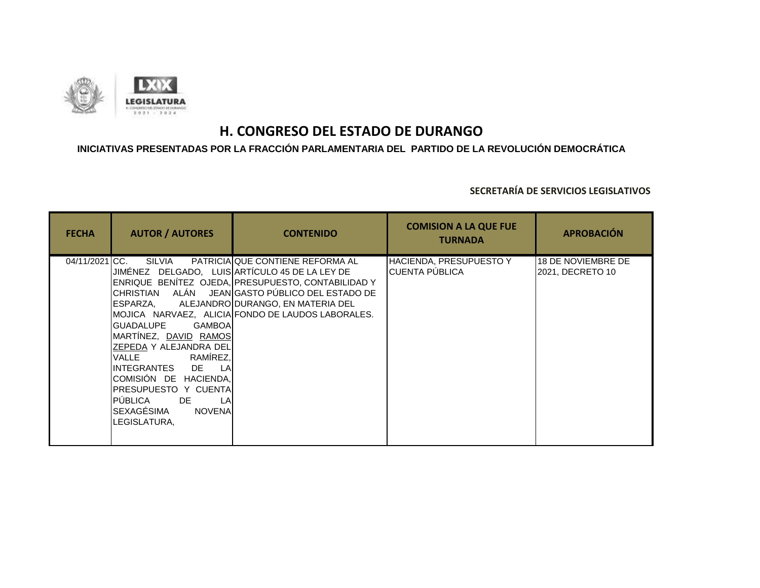# H. CONGRESO DEL ESTADO DE DURANGO

## INICIATIVAS PRESENTADAS POR LA FRACCIÓN PARLAMENTARIA DEL PARTIDO DE LA REVOLUCIÓN DEMOCRÁTICA

### SECRETARÍA DE SERVICIOS LEGISLATIVOS

| FECHA | AUTOR / AUTORES | CONTENIDO | COMISION A LA QUE FUE TURNADA | APROBACIÓN |
|---|---|---|---|---|
| 04/11/2021 | CC. SILVIA PATRICIA JIMÉNEZ DELGADO, LUIS ENRIQUE BENÍTEZ OJEDA, CHRISTIAN ALÁN JEAN ESPARZA, ALEJANDRO MOJICA NARVAEZ, ALICIA GUADALUPE GAMBOA MARTÍNEZ, DAVID RAMOS ZEPEDA Y ALEJANDRA DEL VALLE RAMÍREZ, INTEGRANTES DE LA COMISIÓN DE HACIENDA, PRESUPUESTO Y CUENTA PÚBLICA DE LA SEXAGÉSIMA NOVENA LEGISLATURA, | QUE CONTIENE REFORMA AL ARTÍCULO 45 DE LA LEY DE PRESUPUESTO, CONTABILIDAD Y GASTO PÚBLICO DEL ESTADO DE DURANGO, EN MATERIA DEL FONDO DE LAUDOS LABORALES. | HACIENDA, PRESUPUESTO Y CUENTA PÚBLICA | 18 DE NOVIEMBRE DE 2021, DECRETO 10 |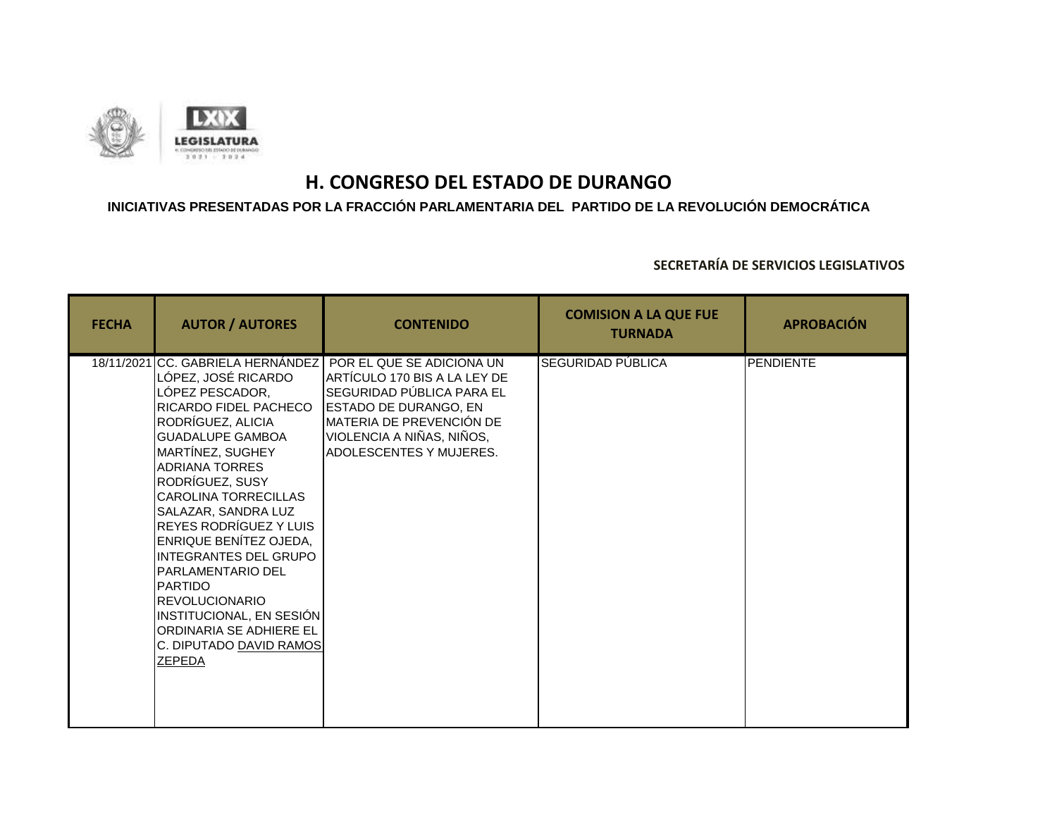# H. CONGRESO DEL ESTADO DE DURANGO

**INICIATIVAS PRESENTADAS POR LA FRACCIÓN PARLAMENTARIA DEL PARTIDO DE LA REVOLUCIÓN DEMOCRÁTICA**

**SECRETARÍA DE SERVICIOS LEGISLATIVOS**

| FECHA | AUTOR / AUTORES | CONTENIDO | COMISION A LA QUE FUE TURNADA | APROBACIÓN |
|---|---|---|---|---|
| 18/11/2021 | CC. GABRIELA HERNÁNDEZ LÓPEZ, JOSÉ RICARDO LÓPEZ PESCADOR, RICARDO FIDEL PACHECO RODRÍGUEZ, ALICIA GUADALUPE GAMBOA MARTÍNEZ, SUGHEY ADRIANA TORRES RODRÍGUEZ, SUSY CAROLINA TORRECILLAS SALAZAR, SANDRA LUZ REYES RODRÍGUEZ Y LUIS ENRIQUE BENÍTEZ OJEDA, INTEGRANTES DEL GRUPO PARLAMENTARIO DEL PARTIDO REVOLUCIONARIO INSTITUCIONAL, EN SESIÓN ORDINARIA SE ADHIERE EL C. DIPUTADO DAVID RAMOS ZEPEDA | POR EL QUE SE ADICIONA UN ARTÍCULO 170 BIS A LA LEY DE SEGURIDAD PÚBLICA PARA EL ESTADO DE DURANGO, EN MATERIA DE PREVENCIÓN DE VIOLENCIA A NIÑAS, NIÑOS, ADOLESCENTES Y MUJERES. | SEGURIDAD PÚBLICA | PENDIENTE |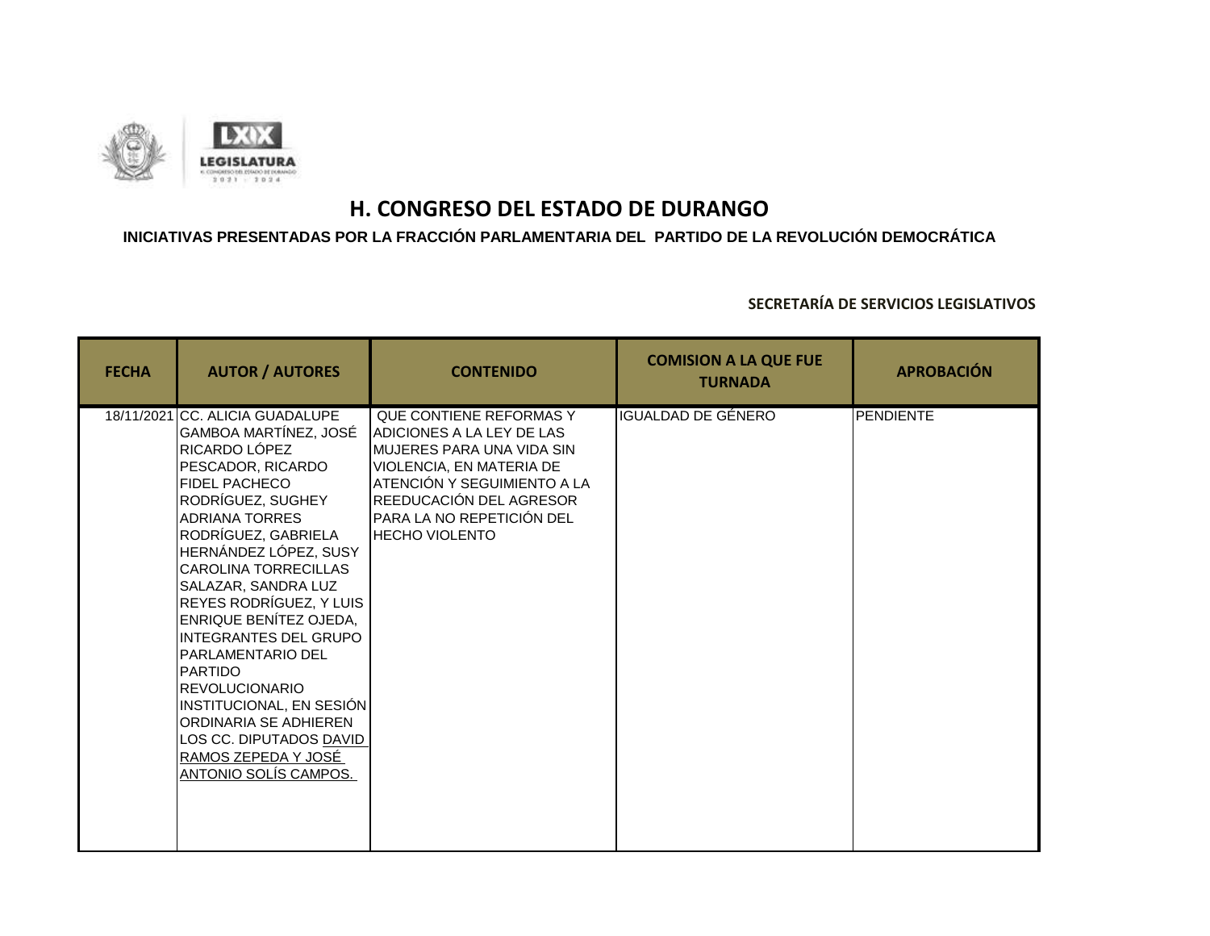# H. CONGRESO DEL ESTADO DE DURANGO

**INICIATIVAS PRESENTADAS POR LA FRACCIÓN PARLAMENTARIA DEL PARTIDO DE LA REVOLUCIÓN DEMOCRÁTICA**

**SECRETARÍA DE SERVICIOS LEGISLATIVOS**

| FECHA | AUTOR / AUTORES | CONTENIDO | COMISION A LA QUE FUE TURNADA | APROBACIÓN |
|---|---|---|---|---|
| 18/11/2021 | CC. ALICIA GUADALUPE GAMBOA MARTÍNEZ, JOSÉ RICARDO LÓPEZ PESCADOR, RICARDO FIDEL PACHECO RODRÍGUEZ, SUGHEY ADRIANA TORRES RODRÍGUEZ, GABRIELA HERNÁNDEZ LÓPEZ, SUSY CAROLINA TORRECILLAS SALAZAR, SANDRA LUZ REYES RODRÍGUEZ, Y LUIS ENRIQUE BENÍTEZ OJEDA, INTEGRANTES DEL GRUPO PARLAMENTARIO DEL PARTIDO REVOLUCIONARIO INSTITUCIONAL, EN SESIÓN ORDINARIA SE ADHIEREN LOS CC. DIPUTADOS DAVID RAMOS ZEPEDA Y JOSÉ ANTONIO SOLÍS CAMPOS. | QUE CONTIENE REFORMAS Y ADICIONES A LA LEY DE LAS MUJERES PARA UNA VIDA SIN VIOLENCIA, EN MATERIA DE ATENCIÓN Y SEGUIMIENTO A LA REEDUCACIÓN DEL AGRESOR PARA LA NO REPETICIÓN DEL HECHO VIOLENTO | IGUALDAD DE GÉNERO | PENDIENTE |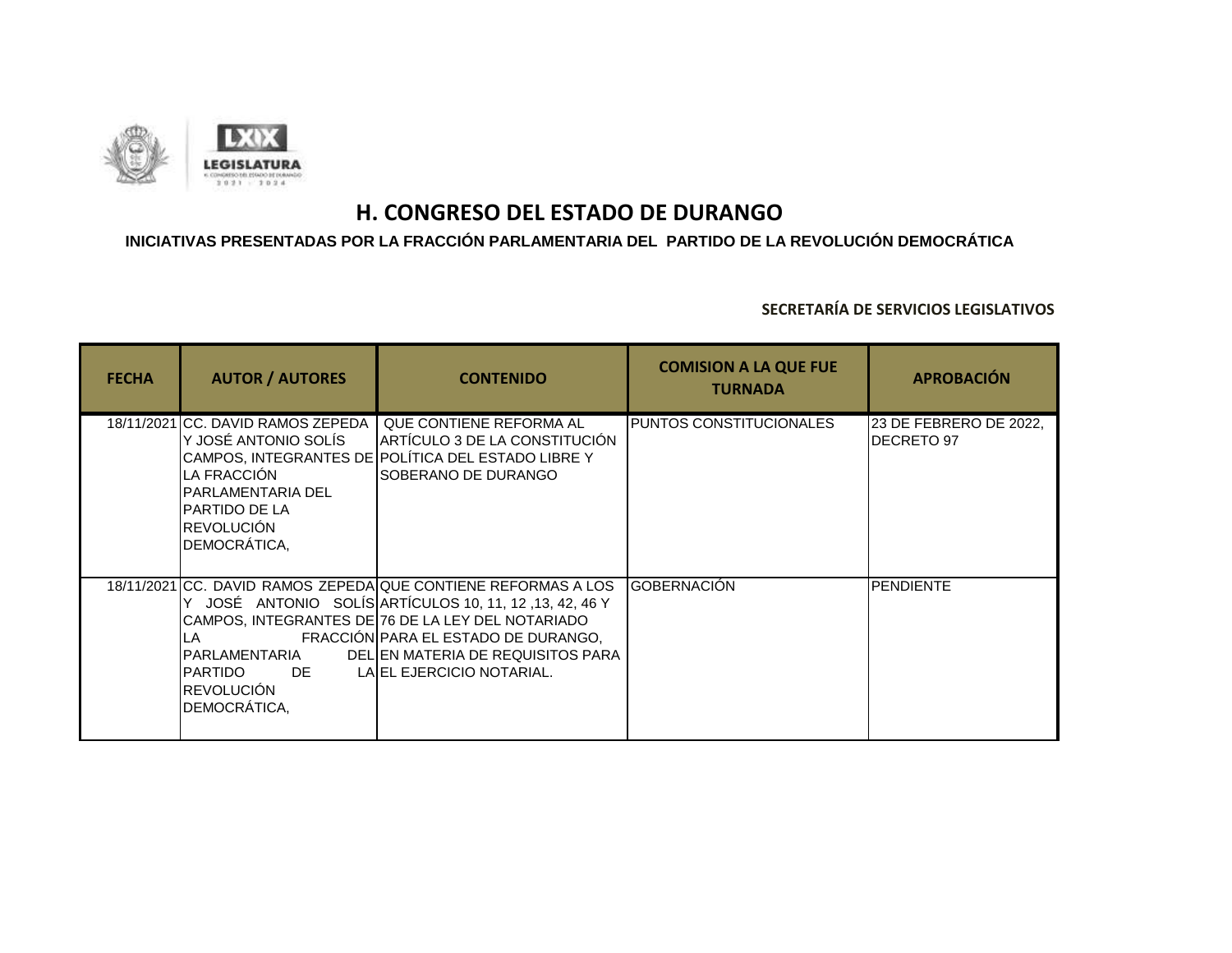# H. CONGRESO DEL ESTADO DE DURANGO

## INICIATIVAS PRESENTADAS POR LA FRACCIÓN PARLAMENTARIA DEL PARTIDO DE LA REVOLUCIÓN DEMOCRÁTICA

**SECRETARÍA DE SERVICIOS LEGISLATIVOS**

| FECHA | AUTOR / AUTORES | CONTENIDO | COMISION A LA QUE FUE TURNADA | APROBACIÓN |
|---|---|---|---|---|
| 18/11/2021 | CC. DAVID RAMOS ZEPEDA Y JOSÉ ANTONIO SOLÍS CAMPOS, INTEGRANTES DE LA FRACCIÓN PARLAMENTARIA DEL PARTIDO DE LA REVOLUCIÓN DEMOCRÁTICA, | QUE CONTIENE REFORMA AL ARTÍCULO 3 DE LA CONSTITUCIÓN POLÍTICA DEL ESTADO LIBRE Y SOBERANO DE DURANGO | PUNTOS CONSTITUCIONALES | 23 DE FEBRERO DE 2022, DECRETO 97 |
| 18/11/2021 | CC. DAVID RAMOS ZEPEDA Y JOSÉ ANTONIO SOLÍS CAMPOS, INTEGRANTES DE LA FRACCIÓN PARLAMENTARIA DEL PARTIDO DE LA REVOLUCIÓN DEMOCRÁTICA, | QUE CONTIENE REFORMAS A LOS ARTÍCULOS 10, 11, 12 ,13, 42, 46 Y 76 DE LA LEY DEL NOTARIADO PARA EL ESTADO DE DURANGO, EN MATERIA DE REQUISITOS PARA EL EJERCICIO NOTARIAL. | GOBERNACIÓN | PENDIENTE |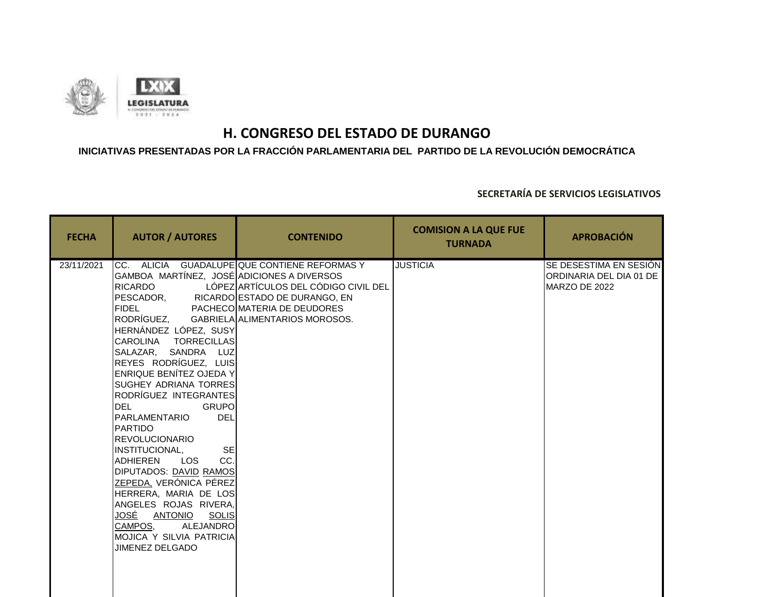# H. CONGRESO DEL ESTADO DE DURANGO

**INICIATIVAS PRESENTADAS POR LA FRACCIÓN PARLAMENTARIA DEL PARTIDO DE LA REVOLUCIÓN DEMOCRÁTICA**

**SECRETARÍA DE SERVICIOS LEGISLATIVOS**

| FECHA | AUTOR / AUTORES | CONTENIDO | COMISION A LA QUE FUE TURNADA | APROBACIÓN |
|---|---|---|---|---|
| 23/11/2021 | CC. ALICIA GUADALUPE GAMBOA MARTÍNEZ, JOSÉ RICARDO LÓPEZ PESCADOR, RICARDO FIDEL PACHECO RODRÍGUEZ, GABRIELA HERNÁNDEZ LÓPEZ, SUSY CAROLINA TORRECILLAS SALAZAR, SANDRA LUZ REYES RODRÍGUEZ, LUIS ENRIQUE BENÍTEZ OJEDA Y SUGHEY ADRIANA TORRES RODRÍGUEZ INTEGRANTES DEL GRUPO PARLAMENTARIO DEL PARTIDO REVOLUCIONARIO INSTITUCIONAL, SE ADHIEREN LOS CC. DIPUTADOS: DAVID RAMOS ZEPEDA, VERÓNICA PÉREZ HERRERA, MARIA DE LOS ANGELES ROJAS RIVERA, JOSÉ ANTONIO SOLIS CAMPOS, ALEJANDRO MOJICA Y SILVIA PATRICIA JIMENEZ DELGADO | QUE CONTIENE REFORMAS Y ADICIONES A DIVERSOS ARTÍCULOS DEL CÓDIGO CIVIL DEL ESTADO DE DURANGO, EN MATERIA DE DEUDORES ALIMENTARIOS MOROSOS. | JUSTICIA | SE DESESTIMA EN SESIÓN ORDINARIA DEL DIA 01 DE MARZO DE 2022 |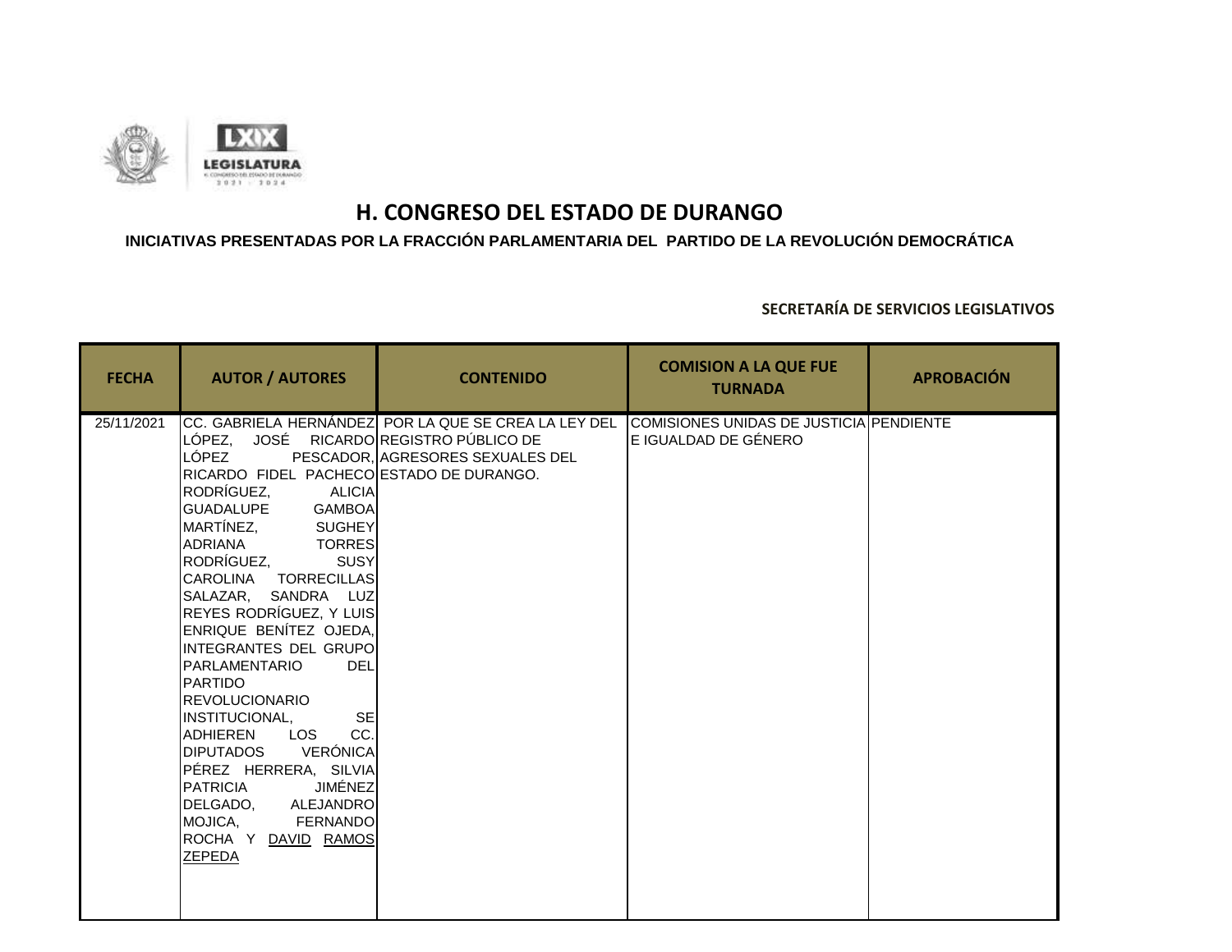# H. CONGRESO DEL ESTADO DE DURANGO

**INICIATIVAS PRESENTADAS POR LA FRACCIÓN PARLAMENTARIA DEL PARTIDO DE LA REVOLUCIÓN DEMOCRÁTICA**

**SECRETARÍA DE SERVICIOS LEGISLATIVOS**

| FECHA | AUTOR / AUTORES | CONTENIDO | COMISION A LA QUE FUE TURNADA | APROBACIÓN |
|---|---|---|---|---|
| 25/11/2021 | CC. GABRIELA HERNÁNDEZ LÓPEZ, JOSÉ RICARDO LÓPEZ PESCADOR, RICARDO FIDEL PACHECO RODRÍGUEZ, ALICIA GUADALUPE GAMBOA MARTÍNEZ, SUGHEY ADRIANA TORRES RODRÍGUEZ, SUSY CAROLINA TORRECILLAS SALAZAR, SANDRA LUZ REYES RODRÍGUEZ, Y LUIS ENRIQUE BENÍTEZ OJEDA, INTEGRANTES DEL GRUPO PARLAMENTARIO DEL PARTIDO REVOLUCIONARIO INSTITUCIONAL, SE ADHIEREN LOS CC. DIPUTADOS VERÓNICA PÉREZ HERRERA, SILVIA PATRICIA JIMÉNEZ DELGADO, ALEJANDRO MOJICA, FERNANDO ROCHA Y DAVID RAMOS ZEPEDA | POR LA QUE SE CREA LA LEY DEL REGISTRO PÚBLICO DE AGRESORES SEXUALES DEL ESTADO DE DURANGO. | COMISIONES UNIDAS DE JUSTICIA E IGUALDAD DE GÉNERO | PENDIENTE |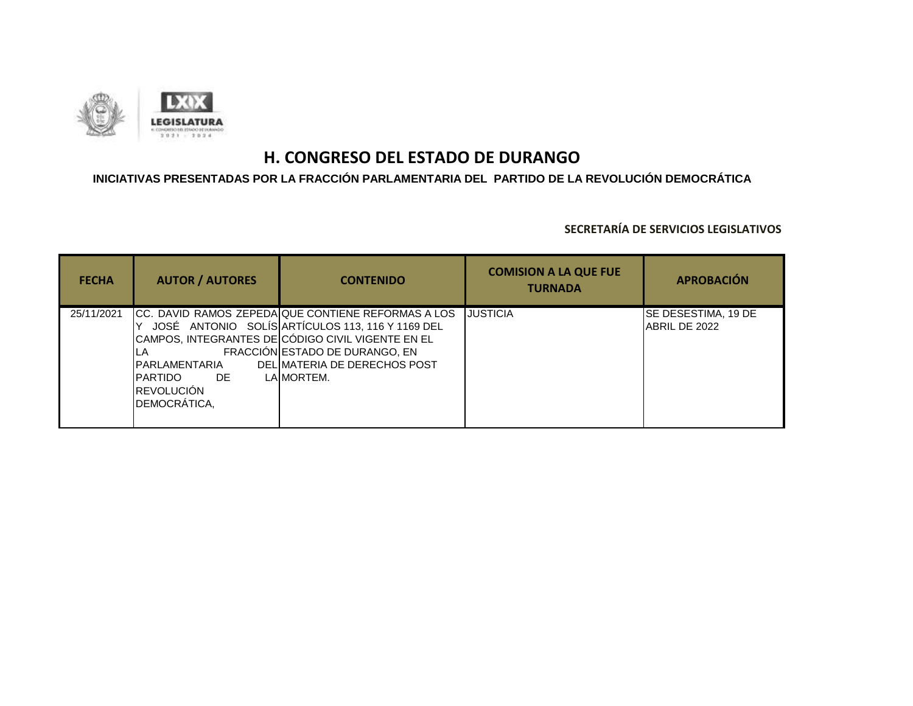# H. CONGRESO DEL ESTADO DE DURANGO

## INICIATIVAS PRESENTADAS POR LA FRACCIÓN PARLAMENTARIA DEL PARTIDO DE LA REVOLUCIÓN DEMOCRÁTICA

**SECRETARÍA DE SERVICIOS LEGISLATIVOS**

| FECHA | AUTOR / AUTORES | CONTENIDO | COMISION A LA QUE FUE TURNADA | APROBACIÓN |
|---|---|---|---|---|
| 25/11/2021 | CC. DAVID RAMOS ZEPEDA Y JOSÉ ANTONIO SOLÍS CAMPOS, INTEGRANTES DE LA FRACCIÓN PARLAMENTARIA DEL PARTIDO DE LA REVOLUCIÓN DEMOCRÁTICA, | QUE CONTIENE REFORMAS A LOS ARTÍCULOS 113, 116 Y 1169 DEL CÓDIGO CIVIL VIGENTE EN EL ESTADO DE DURANGO, EN MATERIA DE DERECHOS POST MORTEM. | JUSTICIA | SE DESESTIMA, 19 DE ABRIL DE 2022 |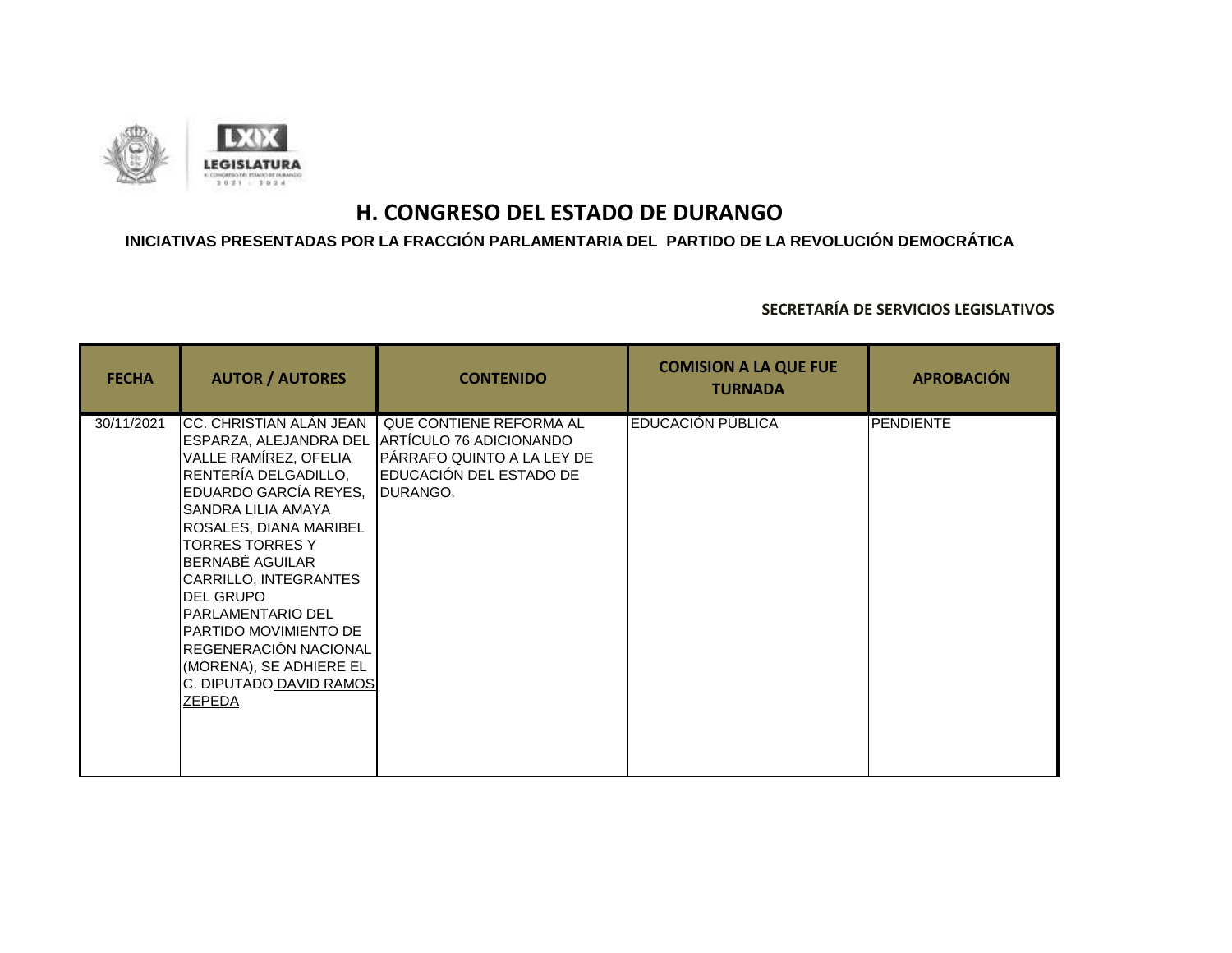# H. CONGRESO DEL ESTADO DE DURANGO

**INICIATIVAS PRESENTADAS POR LA FRACCIÓN PARLAMENTARIA DEL PARTIDO DE LA REVOLUCIÓN DEMOCRÁTICA**

**SECRETARÍA DE SERVICIOS LEGISLATIVOS**

| FECHA | AUTOR / AUTORES | CONTENIDO | COMISION A LA QUE FUE TURNADA | APROBACIÓN |
|---|---|---|---|---|
| 30/11/2021 | CC. CHRISTIAN ALÁN JEAN ESPARZA, ALEJANDRA DEL VALLE RAMÍREZ, OFELIA RENTERÍA DELGADILLO, EDUARDO GARCÍA REYES, SANDRA LILIA AMAYA ROSALES, DIANA MARIBEL TORRES TORRES Y BERNABÉ AGUILAR CARRILLO, INTEGRANTES DEL GRUPO PARLAMENTARIO DEL PARTIDO MOVIMIENTO DE REGENERACIÓN NACIONAL (MORENA), SE ADHIERE EL C. DIPUTADO DAVID RAMOS ZEPEDA | QUE CONTIENE REFORMA AL ARTÍCULO 76 ADICIONANDO PÁRRAFO QUINTO A LA LEY DE EDUCACIÓN DEL ESTADO DE DURANGO. | EDUCACIÓN PÚBLICA | PENDIENTE |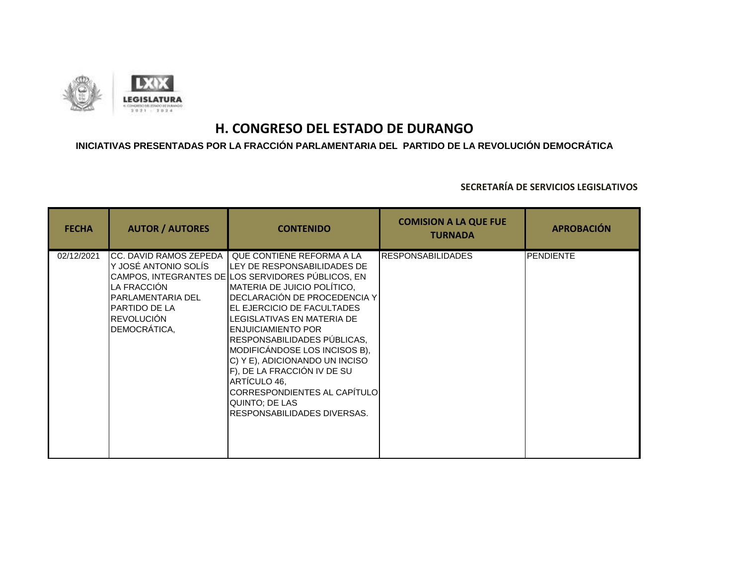# H. CONGRESO DEL ESTADO DE DURANGO

## INICIATIVAS PRESENTADAS POR LA FRACCIÓN PARLAMENTARIA DEL PARTIDO DE LA REVOLUCIÓN DEMOCRÁTICA

**SECRETARÍA DE SERVICIOS LEGISLATIVOS**

| FECHA | AUTOR / AUTORES | CONTENIDO | COMISION A LA QUE FUE TURNADA | APROBACIÓN |
|---|---|---|---|---|
| 02/12/2021 | CC. DAVID RAMOS ZEPEDA Y JOSÉ ANTONIO SOLÍS CAMPOS, INTEGRANTES DE LA FRACCIÓN PARLAMENTARIA DEL PARTIDO DE LA REVOLUCIÓN DEMOCRÁTICA, | QUE CONTIENE REFORMA A LA LEY DE RESPONSABILIDADES DE LOS SERVIDORES PÚBLICOS, EN MATERIA DE JUICIO POLÍTICO, DECLARACIÓN DE PROCEDENCIA Y EL EJERCICIO DE FACULTADES LEGISLATIVAS EN MATERIA DE ENJUICIAMIENTO POR RESPONSABILIDADES PÚBLICAS, MODIFICÁNDOSE LOS INCISOS B), C) Y E), ADICIONANDO UN INCISO F), DE LA FRACCIÓN IV DE SU ARTÍCULO 46, CORRESPONDIENTES AL CAPÍTULO QUINTO; DE LAS RESPONSABILIDADES DIVERSAS. | RESPONSABILIDADES | PENDIENTE |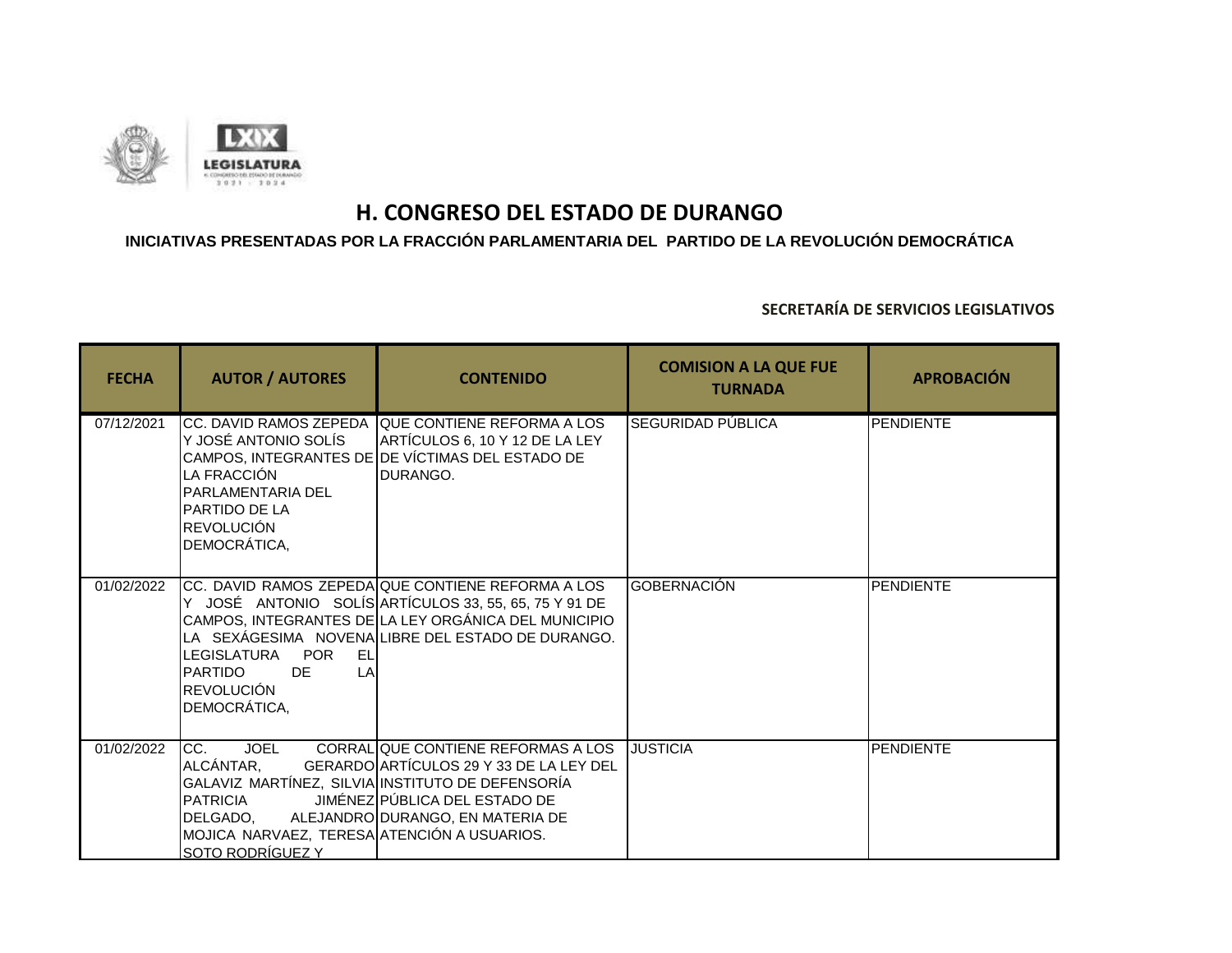# H. CONGRESO DEL ESTADO DE DURANGO

### INICIATIVAS PRESENTADAS POR LA FRACCIÓN PARLAMENTARIA DEL PARTIDO DE LA REVOLUCIÓN DEMOCRÁTICA

**SECRETARÍA DE SERVICIOS LEGISLATIVOS**

| FECHA | AUTOR / AUTORES | CONTENIDO | COMISION A LA QUE FUE TURNADA | APROBACIÓN |
|---|---|---|---|---|
| 07/12/2021 | CC. DAVID RAMOS ZEPEDA Y JOSÉ ANTONIO SOLÍS CAMPOS, INTEGRANTES DE LA FRACCIÓN PARLAMENTARIA DEL PARTIDO DE LA REVOLUCIÓN DEMOCRÁTICA, | QUE CONTIENE REFORMA A LOS ARTÍCULOS 6, 10 Y 12 DE LA LEY DE VÍCTIMAS DEL ESTADO DE DURANGO. | SEGURIDAD PÚBLICA | PENDIENTE |
| 01/02/2022 | CC. DAVID RAMOS ZEPEDA Y JOSÉ ANTONIO SOLÍS CAMPOS, INTEGRANTES DE LA SEXÁGESIMA NOVENA LEGISLATURA POR EL PARTIDO DE LA REVOLUCIÓN DEMOCRÁTICA, | QUE CONTIENE REFORMA A LOS ARTÍCULOS 33, 55, 65, 75 Y 91 DE LA LEY ORGÁNICA DEL MUNICIPIO LIBRE DEL ESTADO DE DURANGO. | GOBERNACIÓN | PENDIENTE |
| 01/02/2022 | CC. JOEL CORRAL ALCÁNTAR, GERARDO GALAVIZ MARTÍNEZ, SILVIA PATRICIA JIMÉNEZ DELGADO, ALEJANDRO MOJICA NARVAEZ, TERESA SOTO RODRÍGUEZ Y | QUE CONTIENE REFORMAS A LOS ARTÍCULOS 29 Y 33 DE LA LEY DEL INSTITUTO DE DEFENSORÍA PÚBLICA DEL ESTADO DE DURANGO, EN MATERIA DE ATENCIÓN A USUARIOS. | JUSTICIA | PENDIENTE |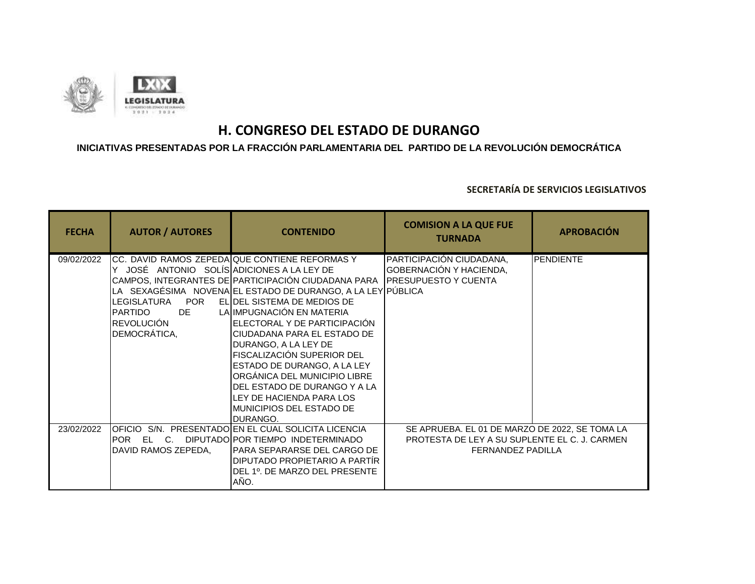# H. CONGRESO DEL ESTADO DE DURANGO

### INICIATIVAS PRESENTADAS POR LA FRACCIÓN PARLAMENTARIA DEL PARTIDO DE LA REVOLUCIÓN DEMOCRÁTICA

**SECRETARÍA DE SERVICIOS LEGISLATIVOS**

| FECHA | AUTOR / AUTORES | CONTENIDO | COMISION A LA QUE FUE TURNADA | APROBACIÓN |
|---|---|---|---|---|
| 09/02/2022 | CC. DAVID RAMOS ZEPEDA Y JOSÉ ANTONIO SOLÍS CAMPOS, INTEGRANTES DE LA SEXAGÉSIMA NOVENA LEGISLATURA POR EL PARTIDO DE LA REVOLUCIÓN DEMOCRÁTICA, | QUE CONTIENE REFORMAS Y ADICIONES A LA LEY DE PARTICIPACIÓN CIUDADANA PARA EL ESTADO DE DURANGO, A LA LEY DEL SISTEMA DE MEDIOS DE IMPUGNACIÓN EN MATERIA ELECTORAL Y DE PARTICIPACIÓN CIUDADANA PARA EL ESTADO DE DURANGO, A LA LEY DE FISCALIZACIÓN SUPERIOR DEL ESTADO DE DURANGO, A LA LEY ORGÁNICA DEL MUNICIPIO LIBRE DEL ESTADO DE DURANGO Y A LA LEY DE HACIENDA PARA LOS MUNICIPIOS DEL ESTADO DE DURANGO. | PARTICIPACIÓN CIUDADANA, GOBERNACIÓN Y HACIENDA, PRESUPUESTO Y CUENTA PÚBLICA | PENDIENTE |
| 23/02/2022 | OFICIO S/N. PRESENTADO POR EL C. DIPUTADO DAVID RAMOS ZEPEDA, | EN EL CUAL SOLICITA LICENCIA POR TIEMPO INDETERMINADO PARA SEPARARSE DEL CARGO DE DIPUTADO PROPIETARIO A PARTÍR DEL 1º. DE MARZO DEL PRESENTE AÑO. | SE APRUEBA. EL 01 DE MARZO DE 2022, SE TOMA LA PROTESTA DE LEY A SU SUPLENTE EL C. J. CARMEN FERNANDEZ PADILLA | |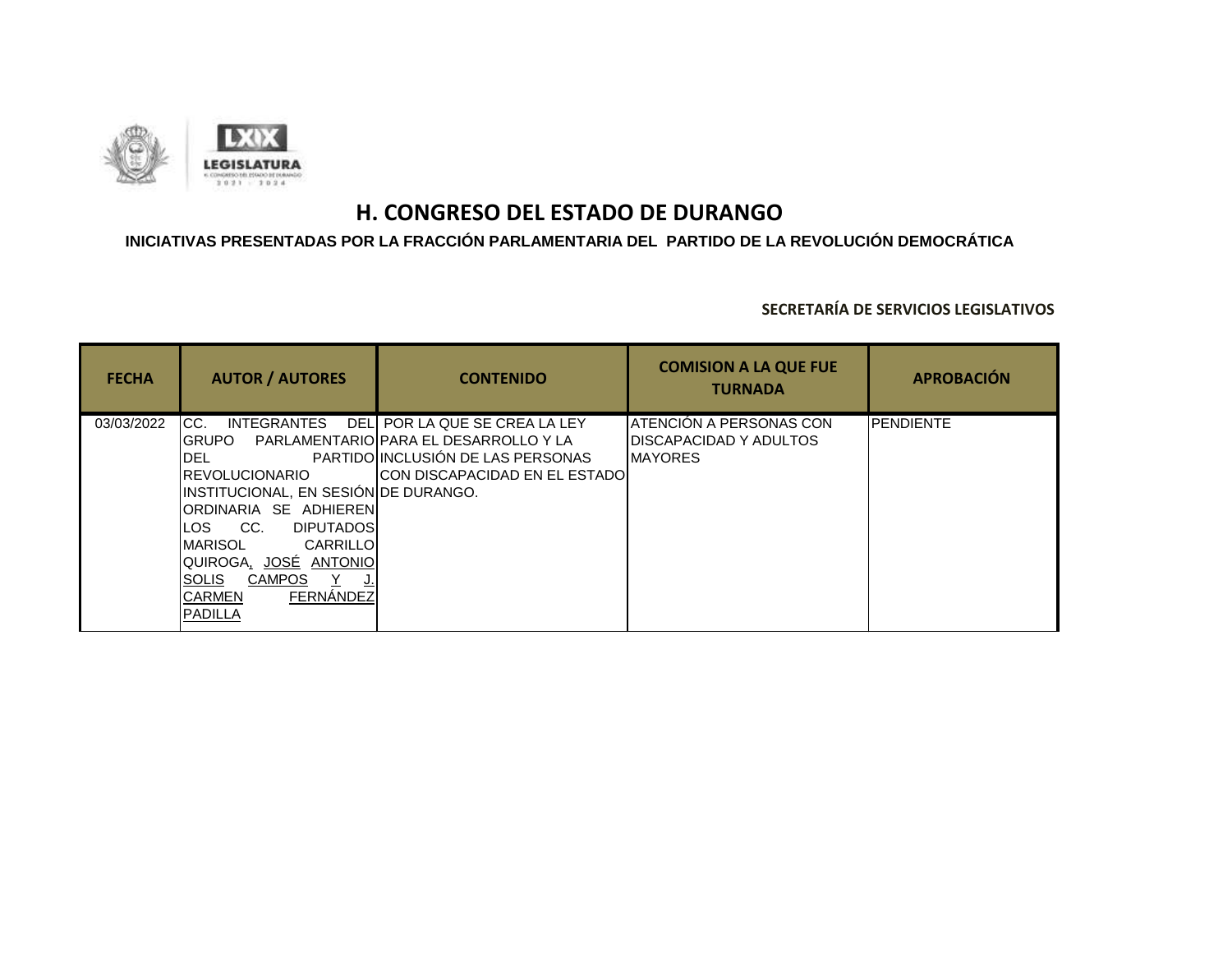# H. CONGRESO DEL ESTADO DE DURANGO

## INICIATIVAS PRESENTADAS POR LA FRACCIÓN PARLAMENTARIA DEL PARTIDO DE LA REVOLUCIÓN DEMOCRÁTICA

### SECRETARÍA DE SERVICIOS LEGISLATIVOS

| FECHA | AUTOR / AUTORES | CONTENIDO | COMISION A LA QUE FUE TURNADA | APROBACIÓN |
|---|---|---|---|---|
| 03/03/2022 | CC. INTEGRANTES DEL GRUPO PARLAMENTARIO DEL PARTIDO REVOLUCIONARIO INSTITUCIONAL, EN SESIÓN ORDINARIA SE ADHIEREN LOS CC. DIPUTADOS MARISOL CARRILLO QUIROGA, JOSÉ ANTONIO SOLIS CAMPOS Y J. CARMEN FERNÁNDEZ PADILLA | POR LA QUE SE CREA LA LEY PARA EL DESARROLLO Y LA INCLUSIÓN DE LAS PERSONAS CON DISCAPACIDAD EN EL ESTADO DE DURANGO. | ATENCIÓN A PERSONAS CON DISCAPACIDAD Y ADULTOS MAYORES | PENDIENTE |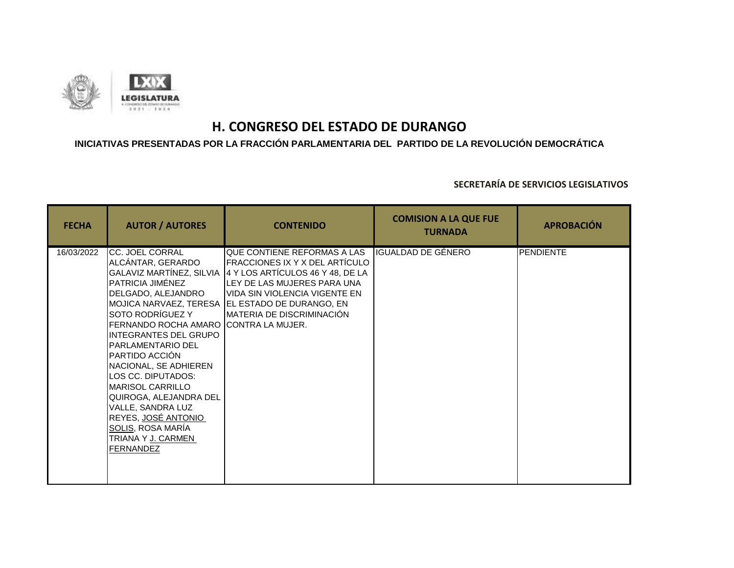# H. CONGRESO DEL ESTADO DE DURANGO

**INICIATIVAS PRESENTADAS POR LA FRACCIÓN PARLAMENTARIA DEL PARTIDO DE LA REVOLUCIÓN DEMOCRÁTICA**

**SECRETARÍA DE SERVICIOS LEGISLATIVOS**

| FECHA | AUTOR / AUTORES | CONTENIDO | COMISION A LA QUE FUE TURNADA | APROBACIÓN |
|---|---|---|---|---|
| 16/03/2022 | CC. JOEL CORRAL ALCÁNTAR, GERARDO GALAVIZ MARTÍNEZ, SILVIA PATRICIA JIMÉNEZ DELGADO, ALEJANDRO MOJICA NARVAEZ, TERESA SOTO RODRÍGUEZ Y FERNANDO ROCHA AMARO INTEGRANTES DEL GRUPO PARLAMENTARIO DEL PARTIDO ACCIÓN NACIONAL, SE ADHIEREN LOS CC. DIPUTADOS: MARISOL CARRILLO QUIROGA, ALEJANDRA DEL VALLE, SANDRA LUZ REYES, JOSÉ ANTONIO SOLIS, ROSA MARÍA TRIANA Y J. CARMEN FERNANDEZ | QUE CONTIENE REFORMAS A LAS FRACCIONES IX Y X DEL ARTÍCULO 4 Y LOS ARTÍCULOS 46 Y 48, DE LA LEY DE LAS MUJERES PARA UNA VIDA SIN VIOLENCIA VIGENTE EN EL ESTADO DE DURANGO, EN MATERIA DE DISCRIMINACIÓN CONTRA LA MUJER. | IGUALDAD DE GÉNERO | PENDIENTE |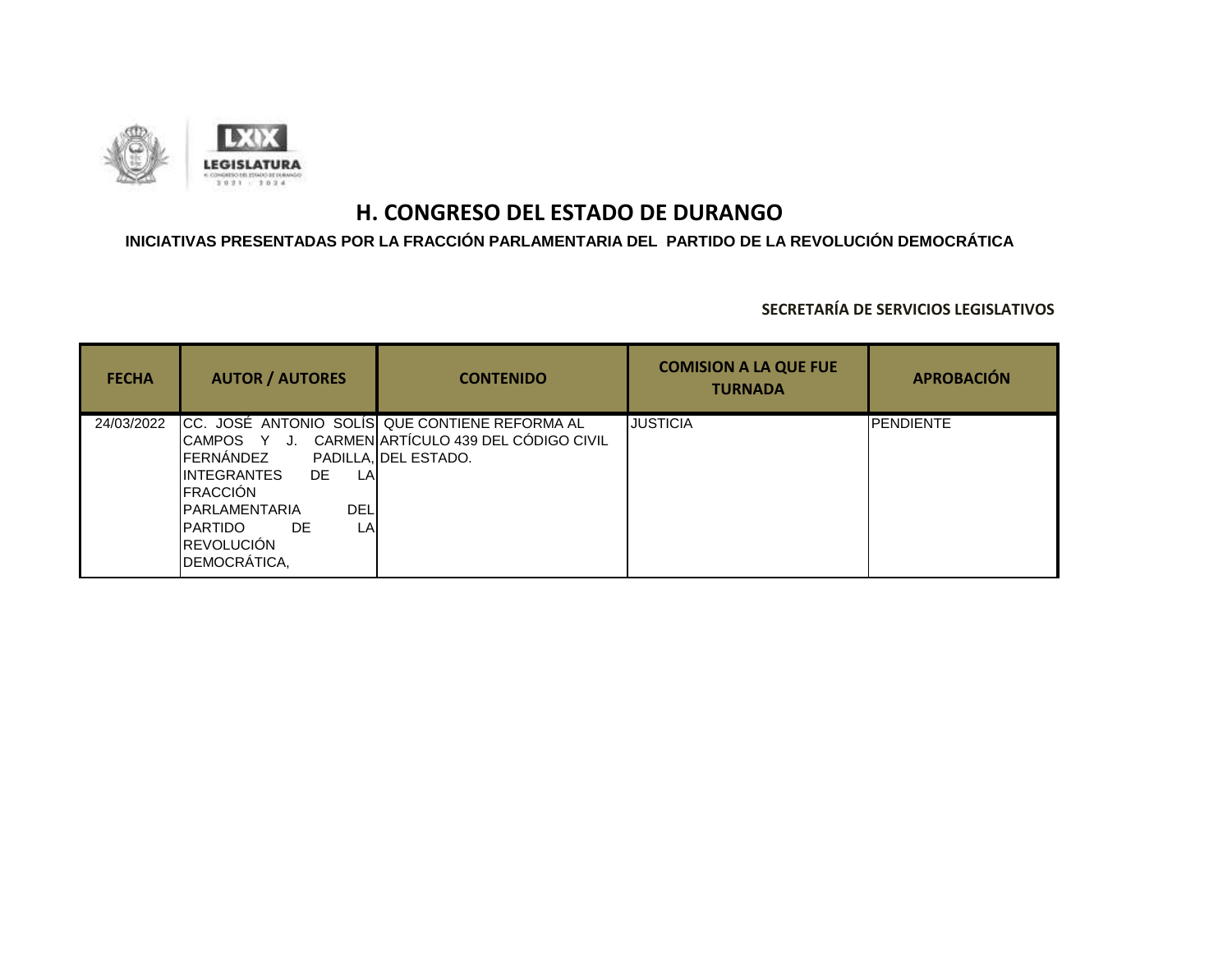# H. CONGRESO DEL ESTADO DE DURANGO

## INICIATIVAS PRESENTADAS POR LA FRACCIÓN PARLAMENTARIA DEL PARTIDO DE LA REVOLUCIÓN DEMOCRÁTICA

**SECRETARÍA DE SERVICIOS LEGISLATIVOS**

| FECHA | AUTOR / AUTORES | CONTENIDO | COMISION A LA QUE FUE TURNADA | APROBACIÓN |
|---|---|---|---|---|
| 24/03/2022 | CC. JOSÉ ANTONIO SOLÍS CAMPOS Y J. CARMEN FERNÁNDEZ PADILLA, INTEGRANTES DE LA FRACCIÓN PARLAMENTARIA DEL PARTIDO DE LA REVOLUCIÓN DEMOCRÁTICA, | QUE CONTIENE REFORMA AL ARTÍCULO 439 DEL CÓDIGO CIVIL DEL ESTADO. | JUSTICIA | PENDIENTE |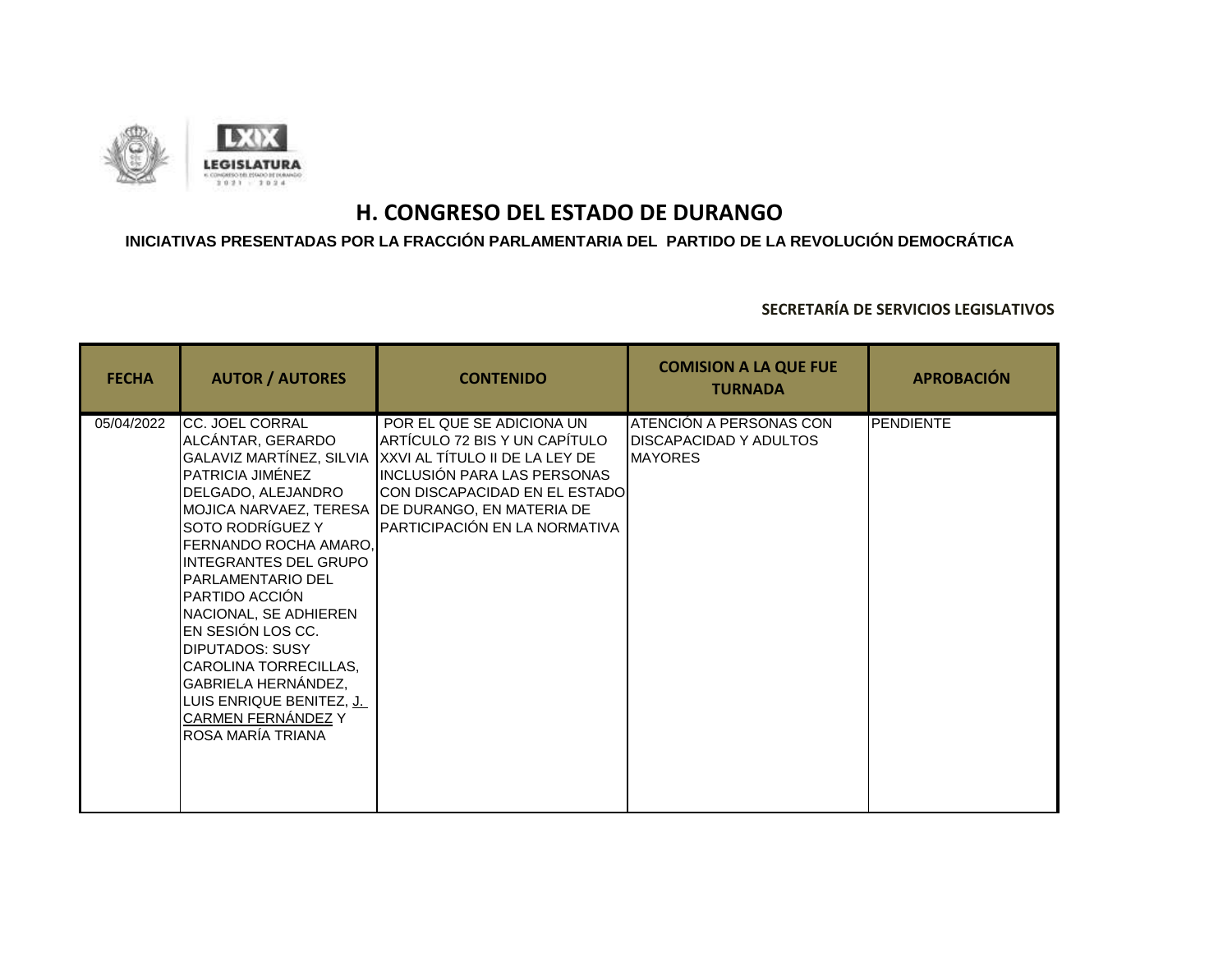# H. CONGRESO DEL ESTADO DE DURANGO

## INICIATIVAS PRESENTADAS POR LA FRACCIÓN PARLAMENTARIA DEL PARTIDO DE LA REVOLUCIÓN DEMOCRÁTICA

**SECRETARÍA DE SERVICIOS LEGISLATIVOS**

| FECHA | AUTOR / AUTORES | CONTENIDO | COMISION A LA QUE FUE TURNADA | APROBACIÓN |
|---|---|---|---|---|
| 05/04/2022 | CC. JOEL CORRAL ALCÁNTAR, GERARDO GALAVIZ MARTÍNEZ, SILVIA PATRICIA JIMÉNEZ DELGADO, ALEJANDRO MOJICA NARVAEZ, TERESA SOTO RODRÍGUEZ Y FERNANDO ROCHA AMARO, INTEGRANTES DEL GRUPO PARLAMENTARIO DEL PARTIDO ACCIÓN NACIONAL, SE ADHIEREN EN SESIÓN LOS CC. DIPUTADOS: SUSY CAROLINA TORRECILLAS, GABRIELA HERNÁNDEZ, LUIS ENRIQUE BENITEZ, J. CARMEN FERNÁNDEZ Y ROSA MARÍA TRIANA | POR EL QUE SE ADICIONA UN ARTÍCULO 72 BIS Y UN CAPÍTULO XXVI AL TÍTULO II DE LA LEY DE INCLUSIÓN PARA LAS PERSONAS CON DISCAPACIDAD EN EL ESTADO DE DURANGO, EN MATERIA DE PARTICIPACIÓN EN LA NORMATIVA | ATENCIÓN A PERSONAS CON DISCAPACIDAD Y ADULTOS MAYORES | PENDIENTE |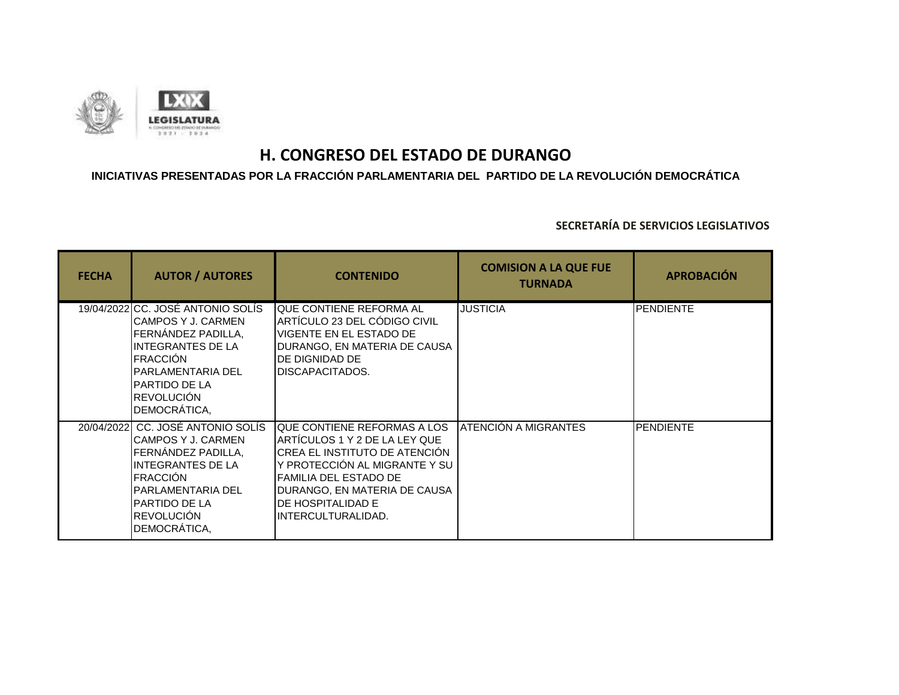LXIX LEGISLATURA

H. CONGRESO DEL ESTADO DE DURANGO 2021 - 2024

# H. CONGRESO DEL ESTADO DE DURANGO

## INICIATIVAS PRESENTADAS POR LA FRACCIÓN PARLAMENTARIA DEL PARTIDO DE LA REVOLUCIÓN DEMOCRÁTICA

### SECRETARÍA DE SERVICIOS LEGISLATIVOS

| FECHA | AUTOR / AUTORES | CONTENIDO | COMISION A LA QUE FUE TURNADA | APROBACIÓN |
|---|---|---|---|---|
| 19/04/2022 | CC. JOSÉ ANTONIO SOLÍS CAMPOS Y J. CARMEN FERNÁNDEZ PADILLA, INTEGRANTES DE LA FRACCIÓN PARLAMENTARIA DEL PARTIDO DE LA REVOLUCIÓN DEMOCRÁTICA, | QUE CONTIENE REFORMA AL ARTÍCULO 23 DEL CÓDIGO CIVIL VIGENTE EN EL ESTADO DE DURANGO, EN MATERIA DE CAUSA DE DIGNIDAD DE DISCAPACITADOS. | JUSTICIA | PENDIENTE |
| 20/04/2022 | CC. JOSÉ ANTONIO SOLÍS CAMPOS Y J. CARMEN FERNÁNDEZ PADILLA, INTEGRANTES DE LA FRACCIÓN PARLAMENTARIA DEL PARTIDO DE LA REVOLUCIÓN DEMOCRÁTICA, | QUE CONTIENE REFORMAS A LOS ARTÍCULOS 1 Y 2 DE LA LEY QUE CREA EL INSTITUTO DE ATENCIÓN Y PROTECCIÓN AL MIGRANTE Y SU FAMILIA DEL ESTADO DE DURANGO, EN MATERIA DE CAUSA DE HOSPITALIDAD E INTERCULTURALIDAD. | ATENCIÓN A MIGRANTES | PENDIENTE |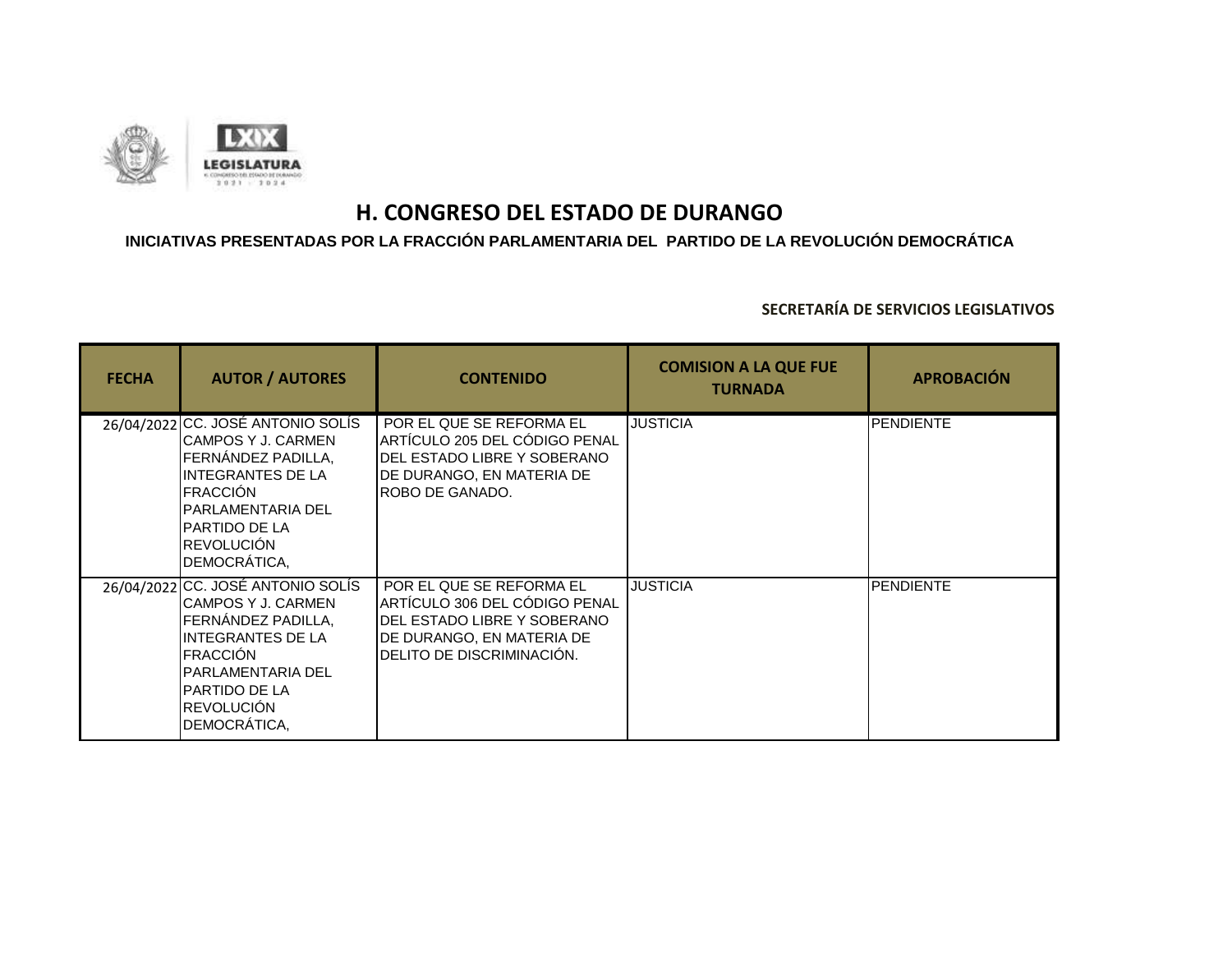# H. CONGRESO DEL ESTADO DE DURANGO

**INICIATIVAS PRESENTADAS POR LA FRACCIÓN PARLAMENTARIA DEL PARTIDO DE LA REVOLUCIÓN DEMOCRÁTICA**

**SECRETARÍA DE SERVICIOS LEGISLATIVOS**

| FECHA | AUTOR / AUTORES | CONTENIDO | COMISION A LA QUE FUE TURNADA | APROBACIÓN |
|---|---|---|---|---|
| 26/04/2022 | CC. JOSÉ ANTONIO SOLÍS CAMPOS Y J. CARMEN FERNÁNDEZ PADILLA, INTEGRANTES DE LA FRACCIÓN PARLAMENTARIA DEL PARTIDO DE LA REVOLUCIÓN DEMOCRÁTICA, | POR EL QUE SE REFORMA EL ARTÍCULO 205 DEL CÓDIGO PENAL DEL ESTADO LIBRE Y SOBERANO DE DURANGO, EN MATERIA DE ROBO DE GANADO. | JUSTICIA | PENDIENTE |
| 26/04/2022 | CC. JOSÉ ANTONIO SOLÍS CAMPOS Y J. CARMEN FERNÁNDEZ PADILLA, INTEGRANTES DE LA FRACCIÓN PARLAMENTARIA DEL PARTIDO DE LA REVOLUCIÓN DEMOCRÁTICA, | POR EL QUE SE REFORMA EL ARTÍCULO 306 DEL CÓDIGO PENAL DEL ESTADO LIBRE Y SOBERANO DE DURANGO, EN MATERIA DE DELITO DE DISCRIMINACIÓN. | JUSTICIA | PENDIENTE |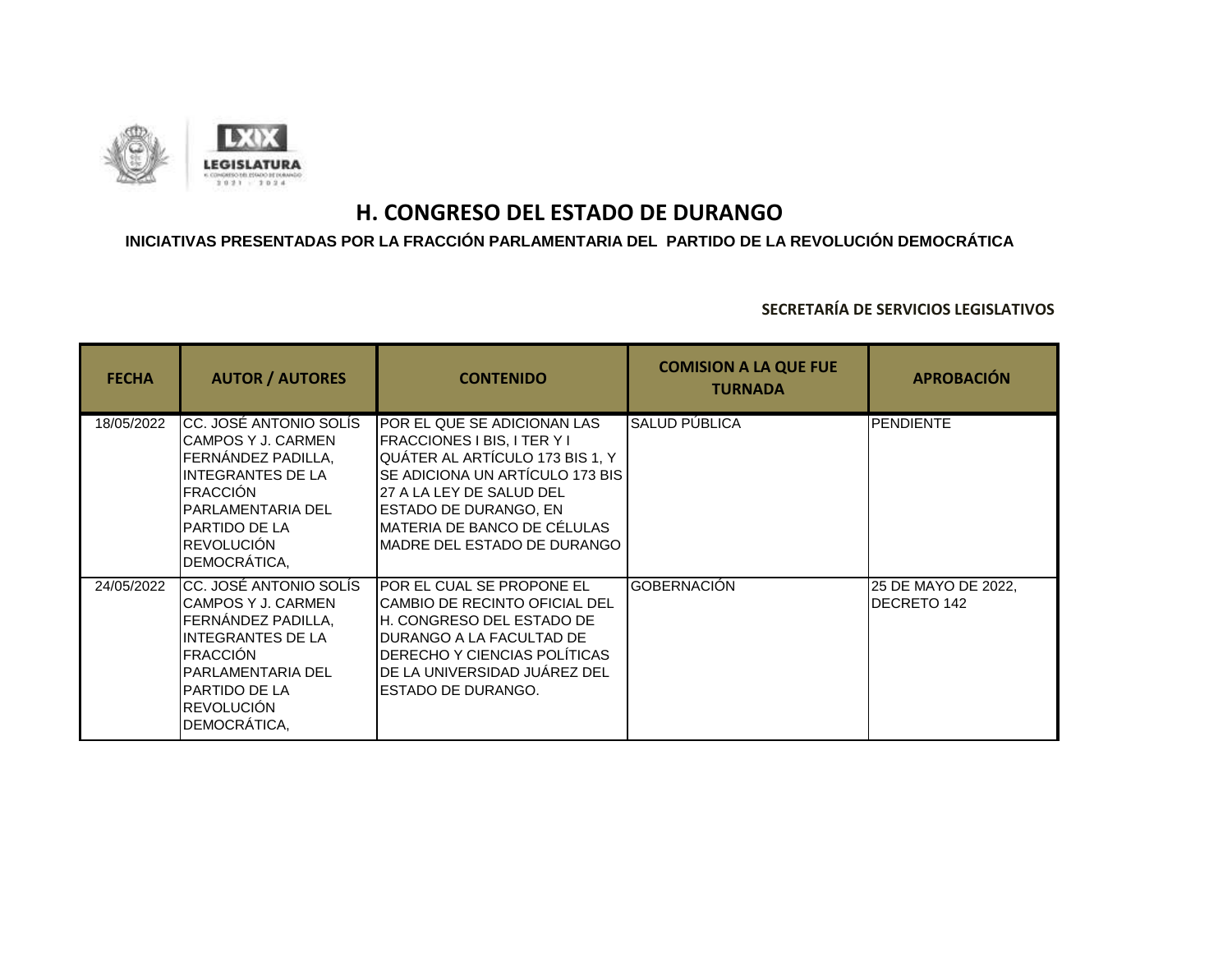# H. CONGRESO DEL ESTADO DE DURANGO

## INICIATIVAS PRESENTADAS POR LA FRACCIÓN PARLAMENTARIA DEL PARTIDO DE LA REVOLUCIÓN DEMOCRÁTICA

**SECRETARÍA DE SERVICIOS LEGISLATIVOS**

| FECHA | AUTOR / AUTORES | CONTENIDO | COMISION A LA QUE FUE TURNADA | APROBACIÓN |
|---|---|---|---|---|
| 18/05/2022 | CC. JOSÉ ANTONIO SOLÍS CAMPOS Y J. CARMEN FERNÁNDEZ PADILLA, INTEGRANTES DE LA FRACCIÓN PARLAMENTARIA DEL PARTIDO DE LA REVOLUCIÓN DEMOCRÁTICA, | POR EL QUE SE ADICIONAN LAS FRACCIONES I BIS, I TER Y I QUÁTER AL ARTÍCULO 173 BIS 1, Y SE ADICIONA UN ARTÍCULO 173 BIS 27 A LA LEY DE SALUD DEL ESTADO DE DURANGO, EN MATERIA DE BANCO DE CÉLULAS MADRE DEL ESTADO DE DURANGO | SALUD PÚBLICA | PENDIENTE |
| 24/05/2022 | CC. JOSÉ ANTONIO SOLÍS CAMPOS Y J. CARMEN FERNÁNDEZ PADILLA, INTEGRANTES DE LA FRACCIÓN PARLAMENTARIA DEL PARTIDO DE LA REVOLUCIÓN DEMOCRÁTICA, | POR EL CUAL SE PROPONE EL CAMBIO DE RECINTO OFICIAL DEL H. CONGRESO DEL ESTADO DE DURANGO A LA FACULTAD DE DERECHO Y CIENCIAS POLÍTICAS DE LA UNIVERSIDAD JUÁREZ DEL ESTADO DE DURANGO. | GOBERNACIÓN | 25 DE MAYO DE 2022, DECRETO 142 |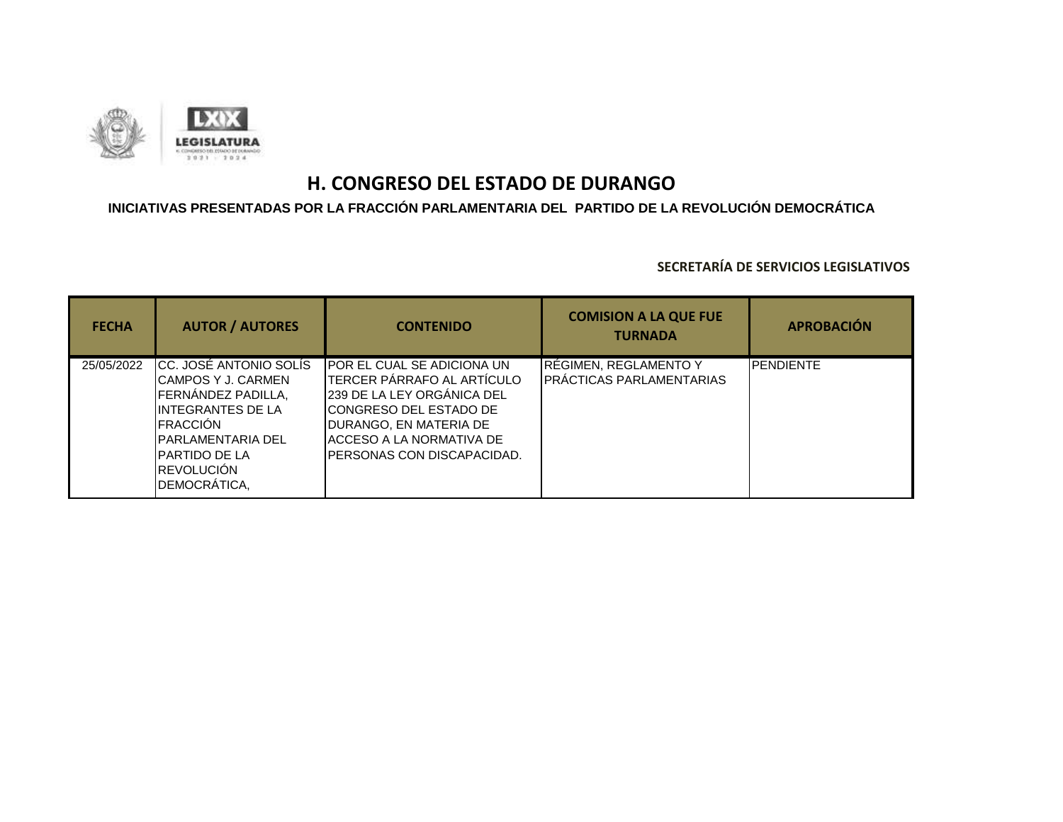# H. CONGRESO DEL ESTADO DE DURANGO

**INICIATIVAS PRESENTADAS POR LA FRACCIÓN PARLAMENTARIA DEL PARTIDO DE LA REVOLUCIÓN DEMOCRÁTICA**

**SECRETARÍA DE SERVICIOS LEGISLATIVOS**

| FECHA | AUTOR / AUTORES | CONTENIDO | COMISION A LA QUE FUE TURNADA | APROBACIÓN |
|---|---|---|---|---|
| 25/05/2022 | CC. JOSÉ ANTONIO SOLÍS CAMPOS Y J. CARMEN FERNÁNDEZ PADILLA, INTEGRANTES DE LA FRACCIÓN PARLAMENTARIA DEL PARTIDO DE LA REVOLUCIÓN DEMOCRÁTICA, | POR EL CUAL SE ADICIONA UN TERCER PÁRRAFO AL ARTÍCULO 239 DE LA LEY ORGÁNICA DEL CONGRESO DEL ESTADO DE DURANGO, EN MATERIA DE ACCESO A LA NORMATIVA DE PERSONAS CON DISCAPACIDAD. | RÉGIMEN, REGLAMENTO Y PRÁCTICAS PARLAMENTARIAS | PENDIENTE |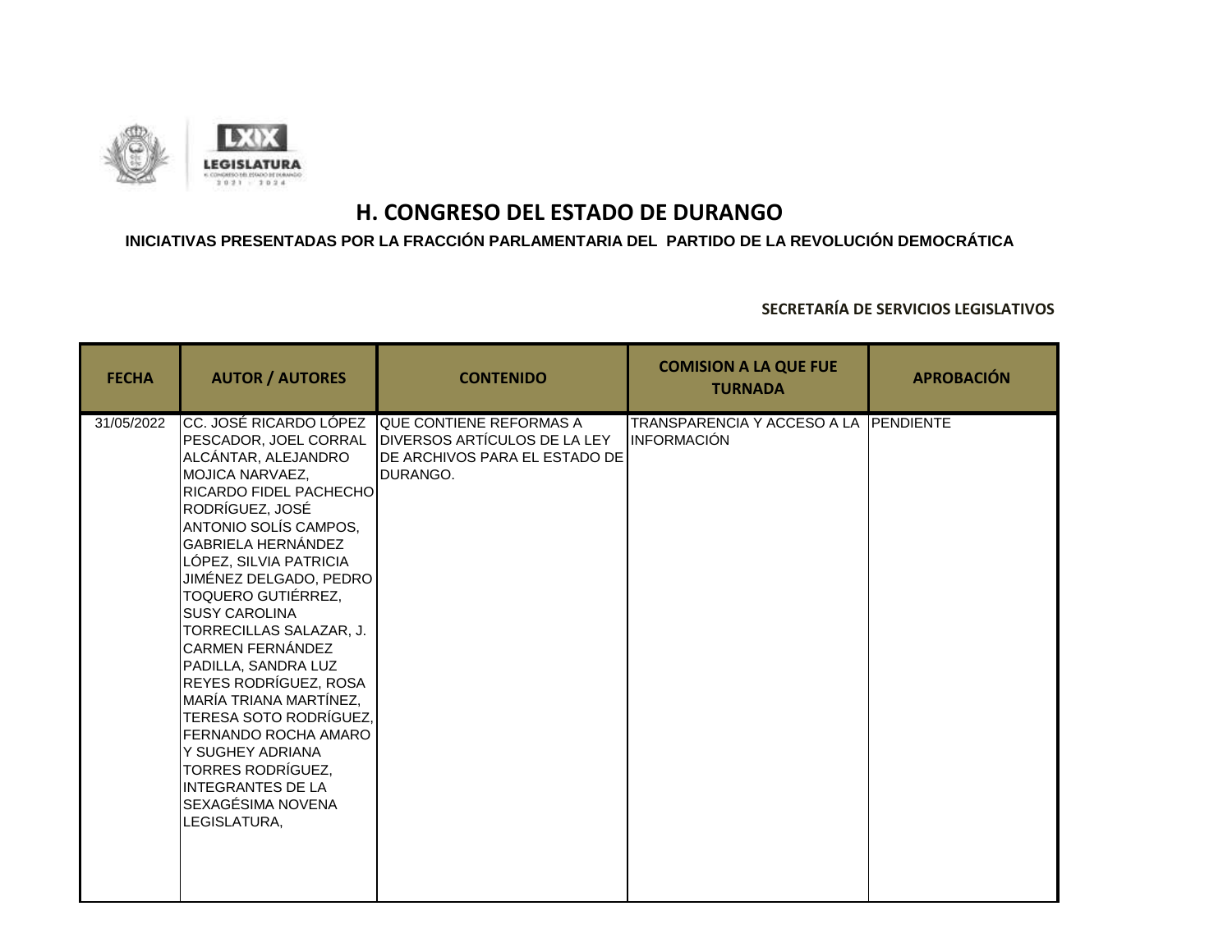LXIX LEGISLATURA

H. CONGRESO DEL ESTADO DE DURANGO 2021 - 2024

# H. CONGRESO DEL ESTADO DE DURANGO

## INICIATIVAS PRESENTADAS POR LA FRACCIÓN PARLAMENTARIA DEL PARTIDO DE LA REVOLUCIÓN DEMOCRÁTICA

**SECRETARÍA DE SERVICIOS LEGISLATIVOS**

| FECHA | AUTOR / AUTORES | CONTENIDO | COMISION A LA QUE FUE TURNADA | APROBACIÓN |
|---|---|---|---|---|
| 31/05/2022 | CC. JOSÉ RICARDO LÓPEZ PESCADOR, JOEL CORRAL ALCÁNTAR, ALEJANDRO MOJICA NARVAEZ, RICARDO FIDEL PACHECHO RODRÍGUEZ, JOSÉ ANTONIO SOLÍS CAMPOS, GABRIELA HERNÁNDEZ LÓPEZ, SILVIA PATRICIA JIMÉNEZ DELGADO, PEDRO TOQUERO GUTIÉRREZ, SUSY CAROLINA TORRECILLAS SALAZAR, J. CARMEN FERNÁNDEZ PADILLA, SANDRA LUZ REYES RODRÍGUEZ, ROSA MARÍA TRIANA MARTÍNEZ, TERESA SOTO RODRÍGUEZ, FERNANDO ROCHA AMARO Y SUGHEY ADRIANA TORRES RODRÍGUEZ, INTEGRANTES DE LA SEXAGÉSIMA NOVENA LEGISLATURA, | QUE CONTIENE REFORMAS A DIVERSOS ARTÍCULOS DE LA LEY DE ARCHIVOS PARA EL ESTADO DE DURANGO. | TRANSPARENCIA Y ACCESO A LA INFORMACIÓN | PENDIENTE |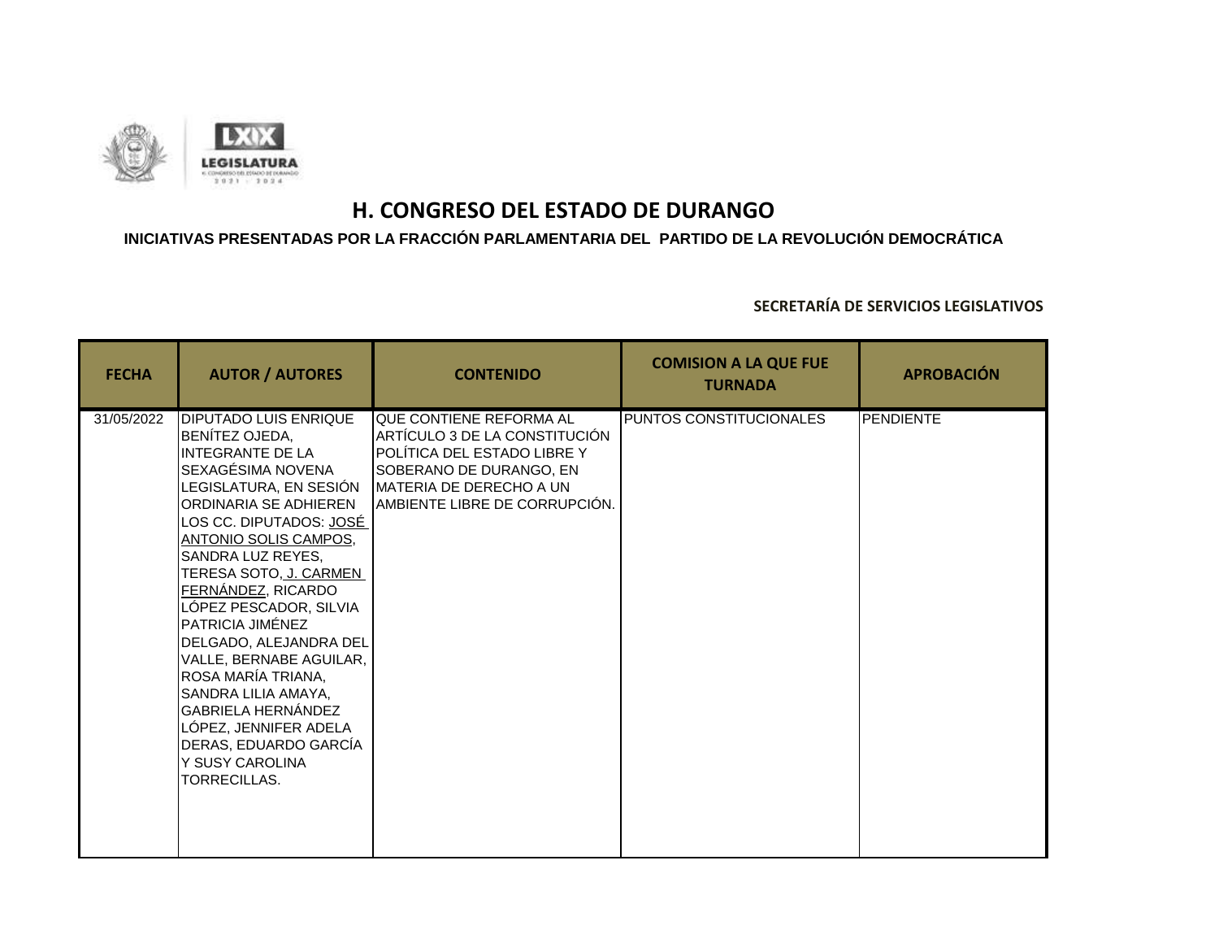# H. CONGRESO DEL ESTADO DE DURANGO

**INICIATIVAS PRESENTADAS POR LA FRACCIÓN PARLAMENTARIA DEL PARTIDO DE LA REVOLUCIÓN DEMOCRÁTICA**

**SECRETARÍA DE SERVICIOS LEGISLATIVOS**

| FECHA | AUTOR / AUTORES | CONTENIDO | COMISION A LA QUE FUE TURNADA | APROBACIÓN |
|---|---|---|---|---|
| 31/05/2022 | DIPUTADO LUIS ENRIQUE BENÍTEZ OJEDA, INTEGRANTE DE LA SEXAGÉSIMA NOVENA LEGISLATURA, EN SESIÓN ORDINARIA SE ADHIEREN LOS CC. DIPUTADOS: JOSÉ ANTONIO SOLIS CAMPOS, SANDRA LUZ REYES, TERESA SOTO, J. CARMEN FERNÁNDEZ, RICARDO LÓPEZ PESCADOR, SILVIA PATRICIA JIMÉNEZ DELGADO, ALEJANDRA DEL VALLE, BERNABE AGUILAR, ROSA MARÍA TRIANA, SANDRA LILIA AMAYA, GABRIELA HERNÁNDEZ LÓPEZ, JENNIFER ADELA DERAS, EDUARDO GARCÍA Y SUSY CAROLINA TORRECILLAS. | QUE CONTIENE REFORMA AL ARTÍCULO 3 DE LA CONSTITUCIÓN POLÍTICA DEL ESTADO LIBRE Y SOBERANO DE DURANGO, EN MATERIA DE DERECHO A UN AMBIENTE LIBRE DE CORRUPCIÓN. | PUNTOS CONSTITUCIONALES | PENDIENTE |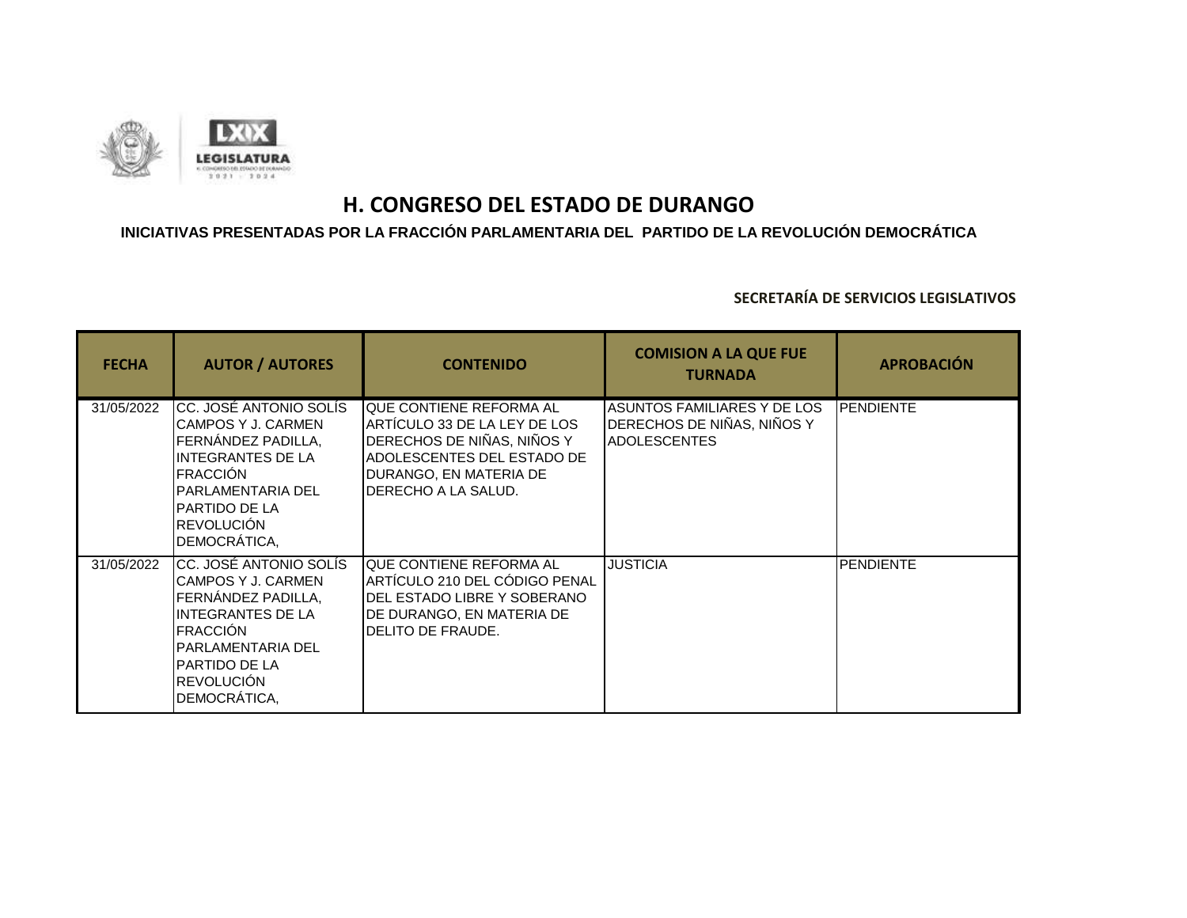# H. CONGRESO DEL ESTADO DE DURANGO

## INICIATIVAS PRESENTADAS POR LA FRACCIÓN PARLAMENTARIA DEL PARTIDO DE LA REVOLUCIÓN DEMOCRÁTICA

**SECRETARÍA DE SERVICIOS LEGISLATIVOS**

| FECHA | AUTOR / AUTORES | CONTENIDO | COMISION A LA QUE FUE TURNADA | APROBACIÓN |
|---|---|---|---|---|
| 31/05/2022 | CC. JOSÉ ANTONIO SOLÍS CAMPOS Y J. CARMEN FERNÁNDEZ PADILLA, INTEGRANTES DE LA FRACCIÓN PARLAMENTARIA DEL PARTIDO DE LA REVOLUCIÓN DEMOCRÁTICA, | QUE CONTIENE REFORMA AL ARTÍCULO 33 DE LA LEY DE LOS DERECHOS DE NIÑAS, NIÑOS Y ADOLESCENTES DEL ESTADO DE DURANGO, EN MATERIA DE DERECHO A LA SALUD. | ASUNTOS FAMILIARES Y DE LOS DERECHOS DE NIÑAS, NIÑOS Y ADOLESCENTES | PENDIENTE |
| 31/05/2022 | CC. JOSÉ ANTONIO SOLÍS CAMPOS Y J. CARMEN FERNÁNDEZ PADILLA, INTEGRANTES DE LA FRACCIÓN PARLAMENTARIA DEL PARTIDO DE LA REVOLUCIÓN DEMOCRÁTICA, | QUE CONTIENE REFORMA AL ARTÍCULO 210 DEL CÓDIGO PENAL DEL ESTADO LIBRE Y SOBERANO DE DURANGO, EN MATERIA DE DELITO DE FRAUDE. | JUSTICIA | PENDIENTE |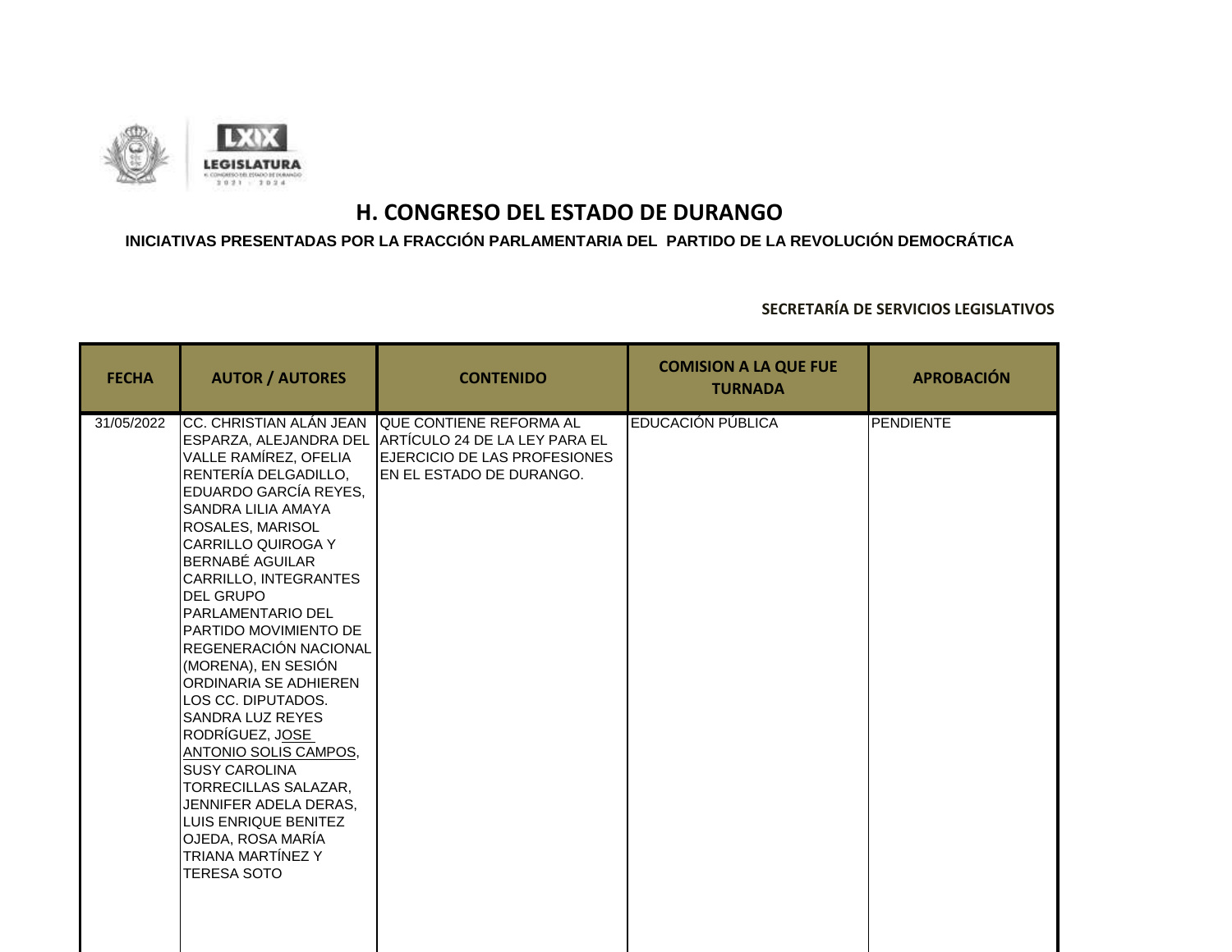# H. CONGRESO DEL ESTADO DE DURANGO

**INICIATIVAS PRESENTADAS POR LA FRACCIÓN PARLAMENTARIA DEL PARTIDO DE LA REVOLUCIÓN DEMOCRÁTICA**

**SECRETARÍA DE SERVICIOS LEGISLATIVOS**

| FECHA | AUTOR / AUTORES | CONTENIDO | COMISION A LA QUE FUE TURNADA | APROBACIÓN |
|---|---|---|---|---|
| 31/05/2022 | CC. CHRISTIAN ALÁN JEAN ESPARZA, ALEJANDRA DEL VALLE RAMÍREZ, OFELIA RENTERÍA DELGADILLO, EDUARDO GARCÍA REYES, SANDRA LILIA AMAYA ROSALES, MARISOL CARRILLO QUIROGA Y BERNABÉ AGUILAR CARRILLO, INTEGRANTES DEL GRUPO PARLAMENTARIO DEL PARTIDO MOVIMIENTO DE REGENERACIÓN NACIONAL (MORENA), EN SESIÓN ORDINARIA SE ADHIEREN LOS CC. DIPUTADOS. SANDRA LUZ REYES RODRÍGUEZ, JOSE ANTONIO SOLIS CAMPOS, SUSY CAROLINA TORRECILLAS SALAZAR, JENNIFER ADELA DERAS, LUIS ENRIQUE BENITEZ OJEDA, ROSA MARÍA TRIANA MARTÍNEZ Y TERESA SOTO | QUE CONTIENE REFORMA AL ARTÍCULO 24 DE LA LEY PARA EL EJERCICIO DE LAS PROFESIONES EN EL ESTADO DE DURANGO. | EDUCACIÓN PÚBLICA | PENDIENTE |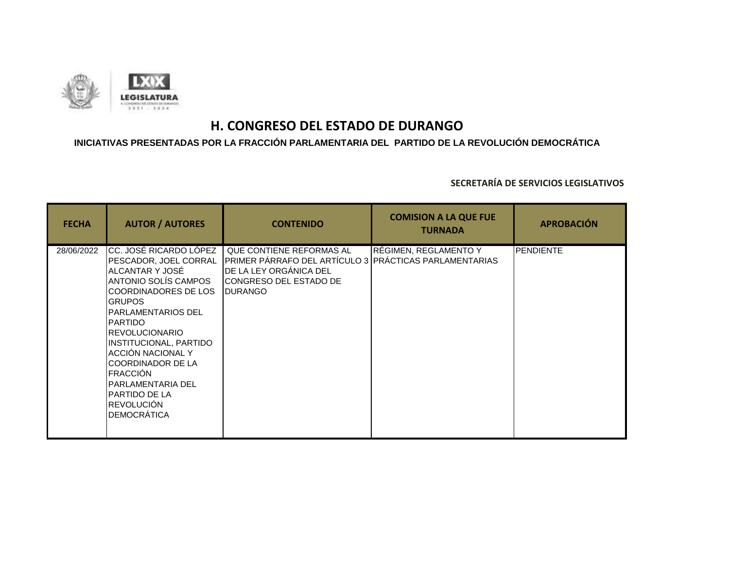# H. CONGRESO DEL ESTADO DE DURANGO

## INICIATIVAS PRESENTADAS POR LA FRACCIÓN PARLAMENTARIA DEL PARTIDO DE LA REVOLUCIÓN DEMOCRÁTICA

**SECRETARÍA DE SERVICIOS LEGISLATIVOS**

| FECHA | AUTOR / AUTORES | CONTENIDO | COMISION A LA QUE FUE TURNADA | APROBACIÓN |
|---|---|---|---|---|
| 28/06/2022 | CC. JOSÉ RICARDO LÓPEZ PESCADOR, JOEL CORRAL ALCANTAR Y JOSÉ ANTONIO SOLÍS CAMPOS COORDINADORES DE LOS GRUPOS PARLAMENTARIOS DEL PARTIDO REVOLUCIONARIO INSTITUCIONAL, PARTIDO ACCIÓN NACIONAL Y COORDINADOR DE LA FRACCIÓN PARLAMENTARIA DEL PARTIDO DE LA REVOLUCIÓN DEMOCRÁTICA | QUE CONTIENE REFORMAS AL PRIMER PÁRRAFO DEL ARTÍCULO 3 DE LA LEY ORGÁNICA DEL CONGRESO DEL ESTADO DE DURANGO | RÉGIMEN, REGLAMENTO Y PRÁCTICAS PARLAMENTARIAS | PENDIENTE |